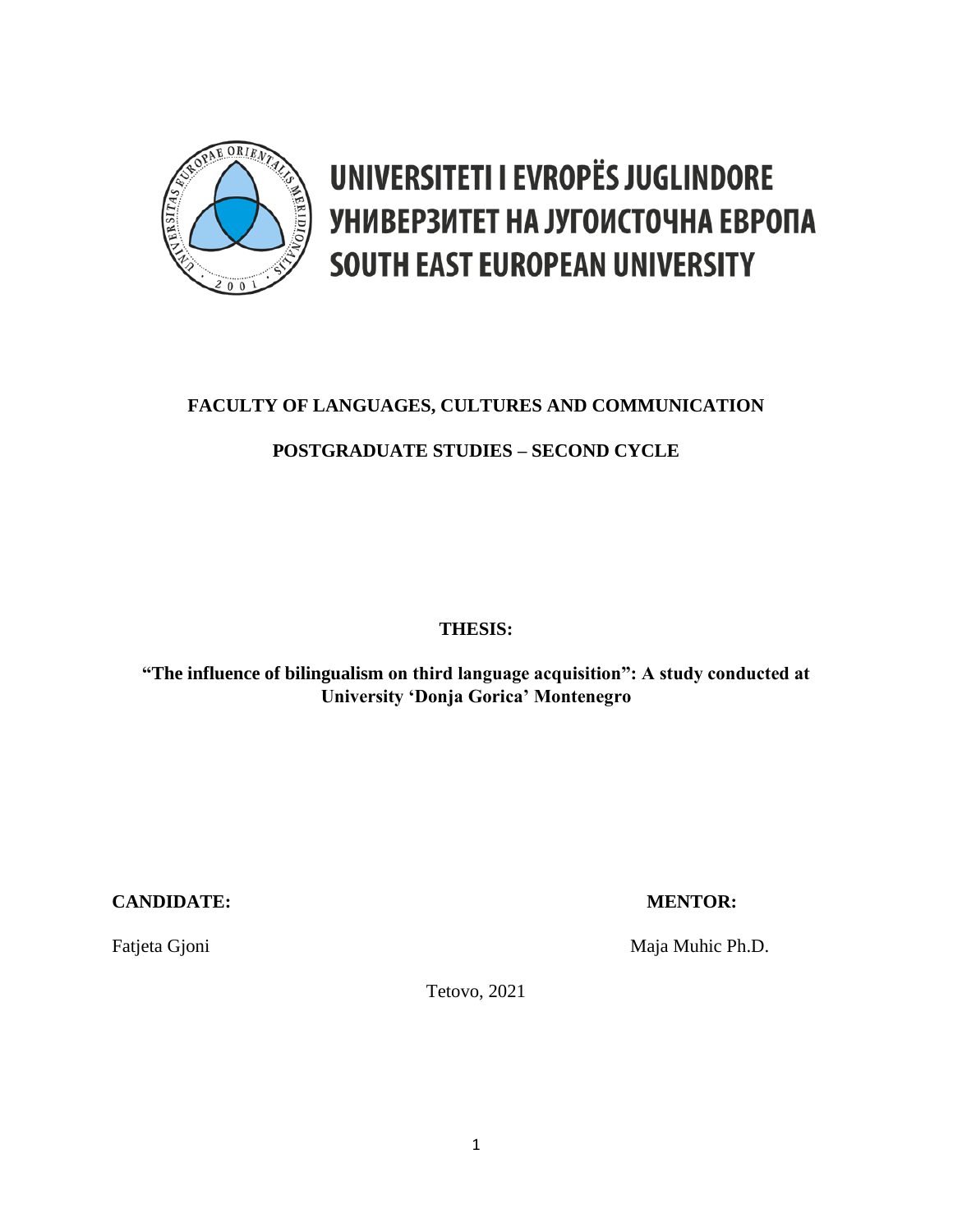UNIVERSITETI I EVROPËS JUGLINDORE
УНИВЕРЗИТЕТ НА ЈУГОИСТОЧНА ЕВРОПА
SOUTH EAST EUROPEAN UNIVERSITY

**FACULTY OF LANGUAGES, CULTURES AND COMMUNICATION**

**POSTGRADUATE STUDIES – SECOND CYCLE**

**THESIS:**

**"The influence of bilingualism on third language acquisition": A study conducted at University 'Donja Gorica' Montenegro**

**CANDIDATE:**

Fatjeta Gjoni

**MENTOR:**

Maja Muhic Ph.D.

Tetovo, 2021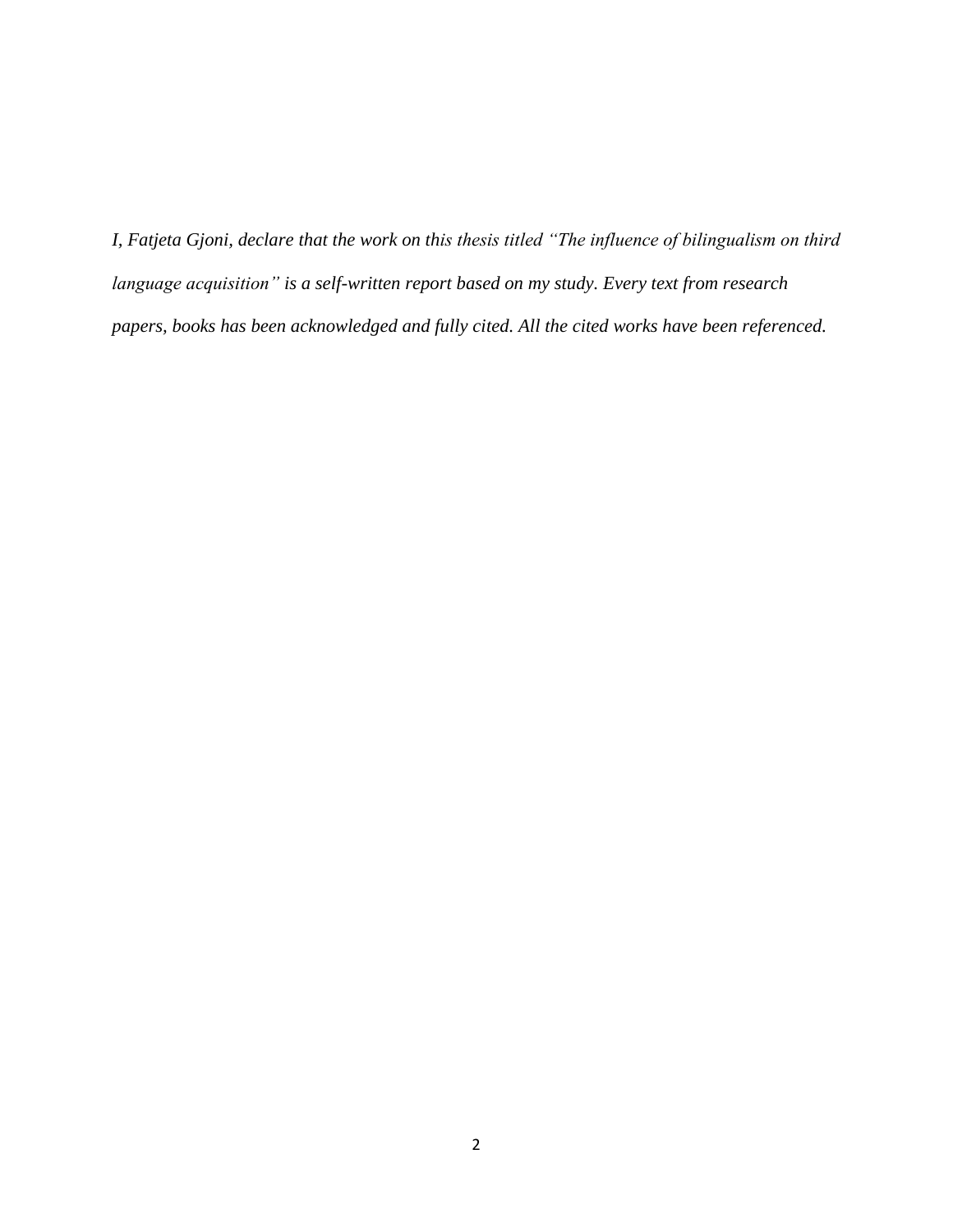*I, Fatjeta Gjoni, declare that the work on this thesis titled "The influence of bilingualism on third language acquisition" is a self-written report based on my study. Every text from research papers, books has been acknowledged and fully cited. All the cited works have been referenced.*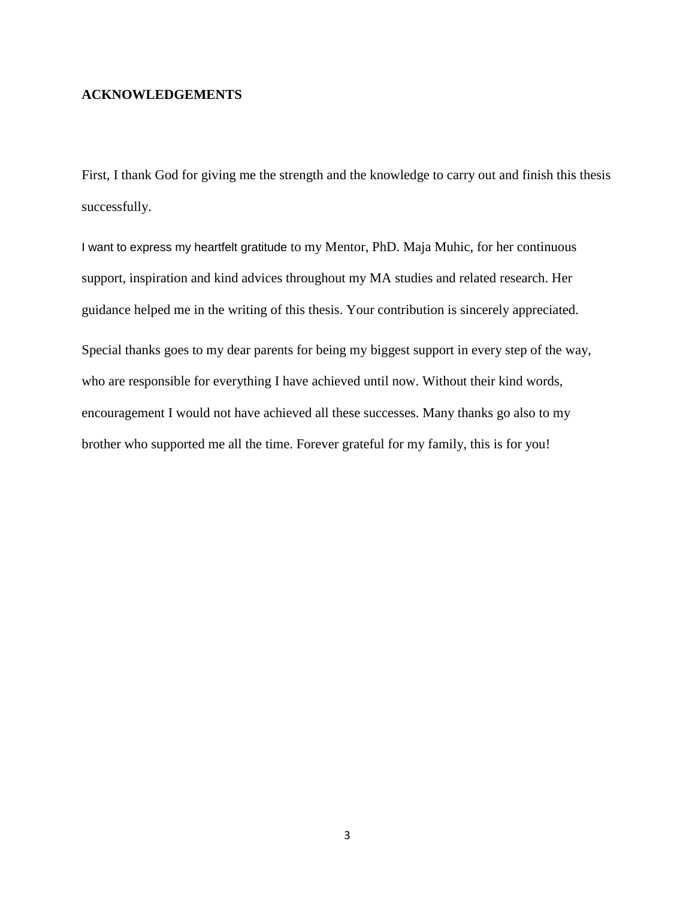## ACKNOWLEDGEMENTS

First, I thank God for giving me the strength and the knowledge to carry out and finish this thesis successfully.

I want to express my heartfelt gratitude to my Mentor, PhD. Maja Muhic, for her continuous support, inspiration and kind advices throughout my MA studies and related research. Her guidance helped me in the writing of this thesis. Your contribution is sincerely appreciated.

Special thanks goes to my dear parents for being my biggest support in every step of the way, who are responsible for everything I have achieved until now. Without their kind words, encouragement I would not have achieved all these successes. Many thanks go also to my brother who supported me all the time. Forever grateful for my family, this is for you!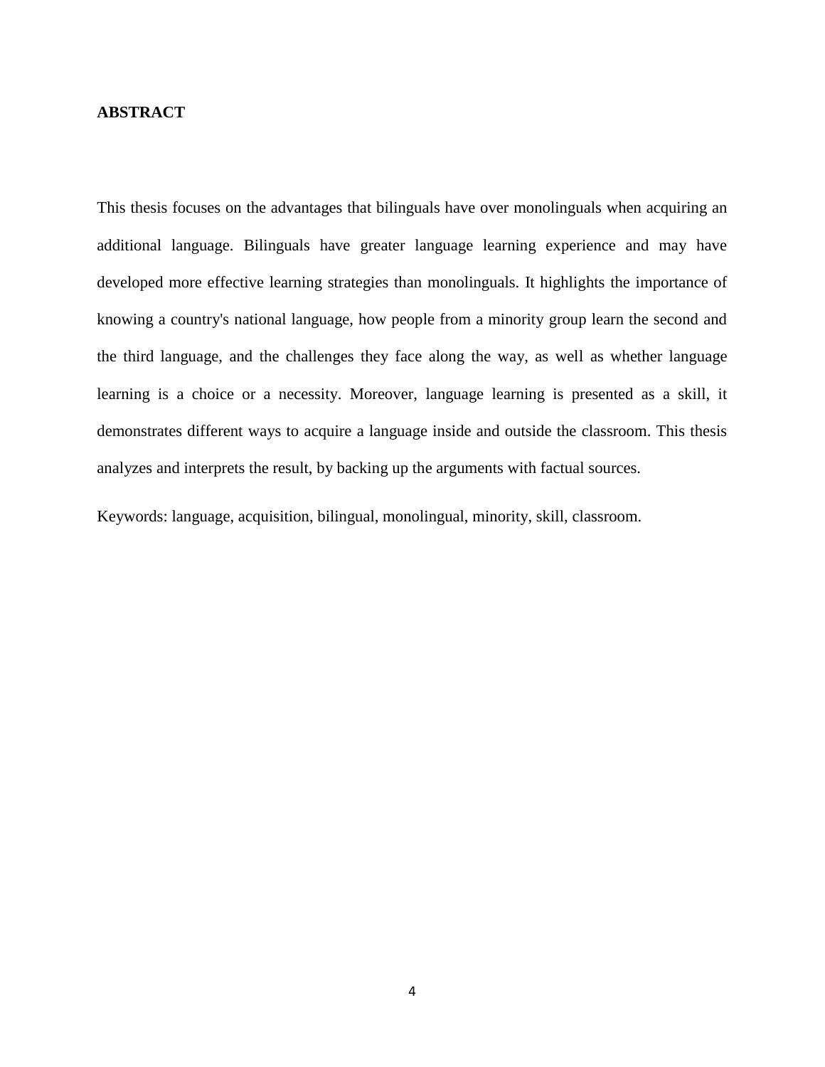## ABSTRACT

This thesis focuses on the advantages that bilinguals have over monolinguals when acquiring an additional language. Bilinguals have greater language learning experience and may have developed more effective learning strategies than monolinguals. It highlights the importance of knowing a country's national language, how people from a minority group learn the second and the third language, and the challenges they face along the way, as well as whether language learning is a choice or a necessity. Moreover, language learning is presented as a skill, it demonstrates different ways to acquire a language inside and outside the classroom. This thesis analyzes and interprets the result, by backing up the arguments with factual sources.

Keywords: language, acquisition, bilingual, monolingual, minority, skill, classroom.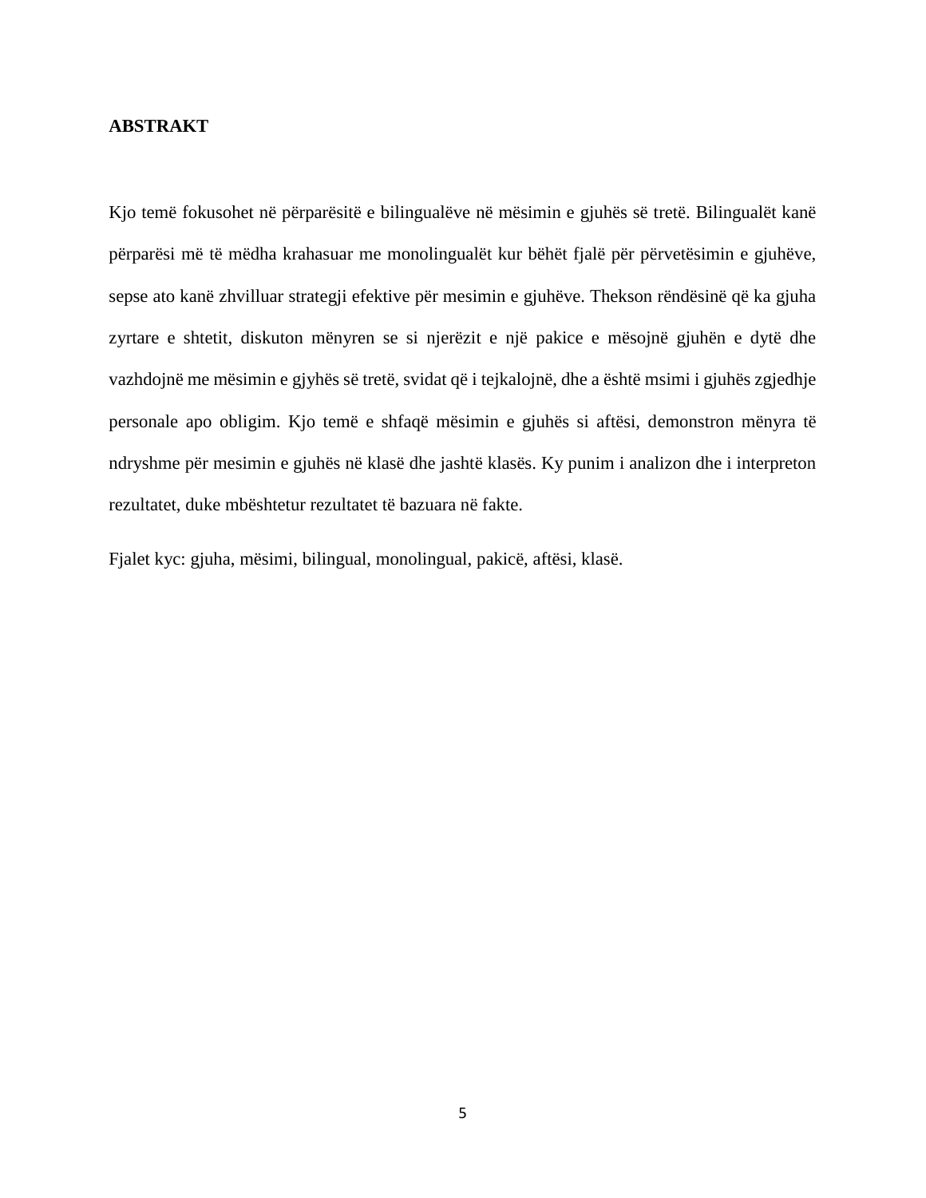**ABSTRAKT**

Kjo temë fokusohet në përparësitë e bilingualëve në mësimin e gjuhës së tretë. Bilingualët kanë përparësi më të mëdha krahasuar me monolingualët kur bëhët fjalë për përvetësimin e gjuhëve, sepse ato kanë zhvilluar strategji efektive për mesimin e gjuhëve. Thekson rëndësinë që ka gjuha zyrtare e shtetit, diskuton mënyren se si njerëzit e një pakice e mësojnë gjuhën e dytë dhe vazhdojnë me mësimin e gjyhës së tretë, svidat që i tejkalojnë, dhe a është msimi i gjuhës zgjedhje personale apo obligim. Kjo temë e shfaqë mësimin e gjuhës si aftësi, demonstron mënyra të ndryshme për mesimin e gjuhës në klasë dhe jashtë klasës. Ky punim i analizon dhe i interpreton rezultatet, duke mbështetur rezultatet të bazuara në fakte.

Fjalet kyc: gjuha, mësimi, bilingual, monolingual, pakicë, aftësi, klasë.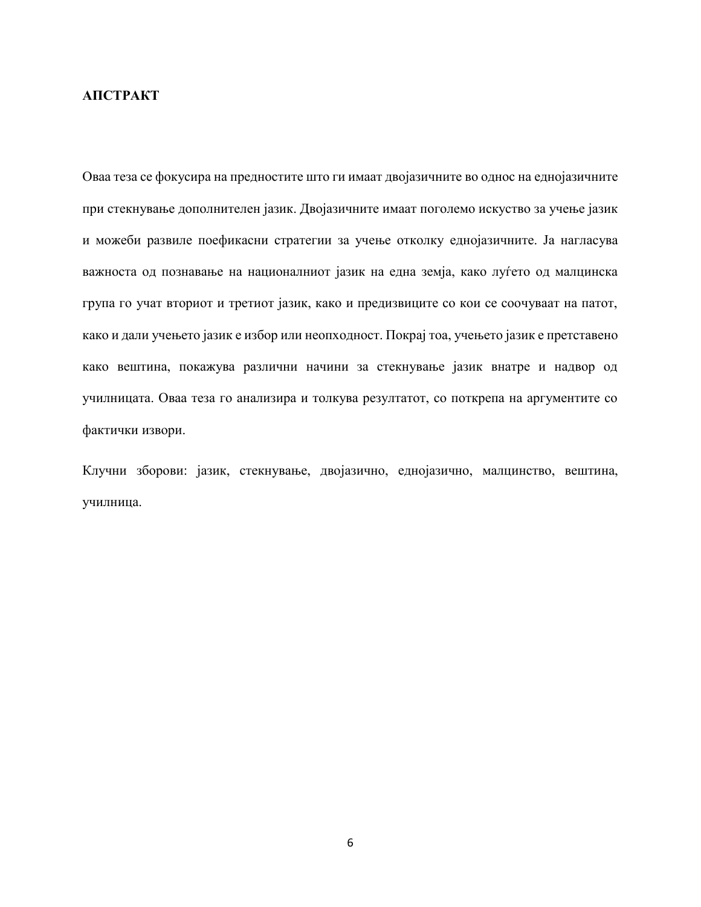## АПСТРАКТ

Оваа теза се фокусира на предностите што ги имаат двојазичните во однос на еднојазичните при стекнување дополнителен јазик. Двојазичните имаат поголемо искуство за учење јазик и можеби развиле поефикасни стратегии за учење отколку еднојазичните. Ја нагласува важноста од познавање на националниот јазик на една земја, како луѓето од малцинска група го учат вториот и третиот јазик, како и предизвиците со кои се соочуваат на патот, како и дали учењето јазик е избор или неопходност. Покрај тоа, учењето јазик е претставено како вештина, покажува различни начини за стекнување јазик внатре и надвор од училницата. Оваа теза го анализира и толкува резултатот, со поткрепа на аргументите со фактички извори.

Клучни зборови: јазик, стекнување, двојазично, еднојазично, малцинство, вештина, училница.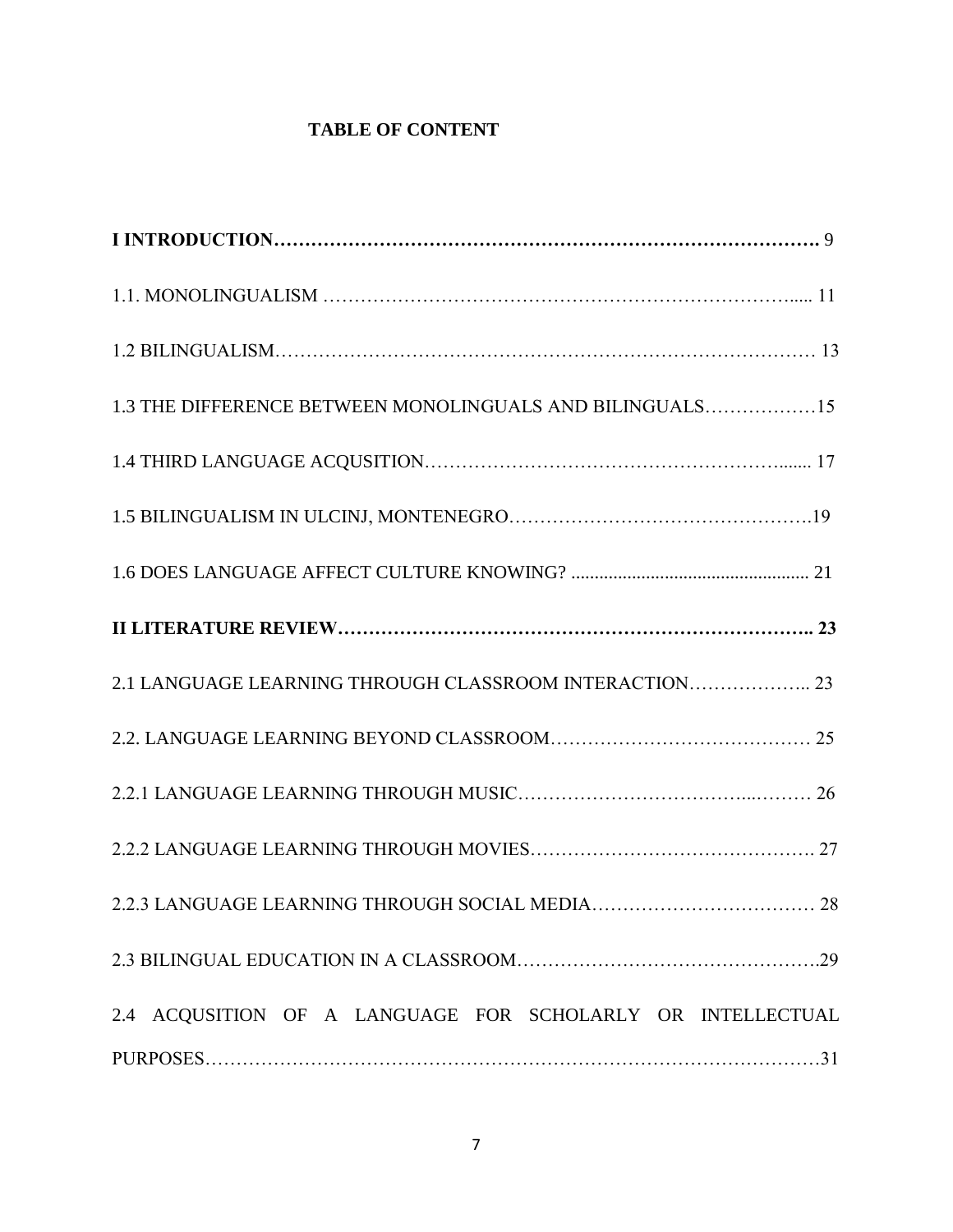**TABLE OF CONTENT**

**I INTRODUCTION………………………………………………………………………………. 9**

1.1. MONOLINGUALISM ……………………………………………………………………..... 11

1.2 BILINGUALISM…………………………………………………………………………… 13

1.3 THE DIFFERENCE BETWEEN MONOLINGUALS AND BILINGUALS………………15

1.4 THIRD LANGUAGE ACQUSITION…………………………………………………....... 17

1.5 BILINGUALISM IN ULCINJ, MONTENEGRO……………………………………….19

1.6 DOES LANGUAGE AFFECT CULTURE KNOWING? .................................................. 21

**II LITERATURE REVIEW………………………………………………………………….. 23**

2.1 LANGUAGE LEARNING THROUGH CLASSROOM INTERACTION……………….. 23

2.2. LANGUAGE LEARNING BEYOND CLASSROOM…………………………………… 25

2.2.1 LANGUAGE LEARNING THROUGH MUSIC……………………………...……… 26

2.2.2 LANGUAGE LEARNING THROUGH MOVIES………………………………………. 27

2.2.3 LANGUAGE LEARNING THROUGH SOCIAL MEDIA……………………………… 28

2.3 BILINGUAL EDUCATION IN A CLASSROOM………………………………………….29

2.4 ACQUSITION OF A LANGUAGE FOR SCHOLARLY OR INTELLECTUAL PURPOSES……………………………………………………………………………………31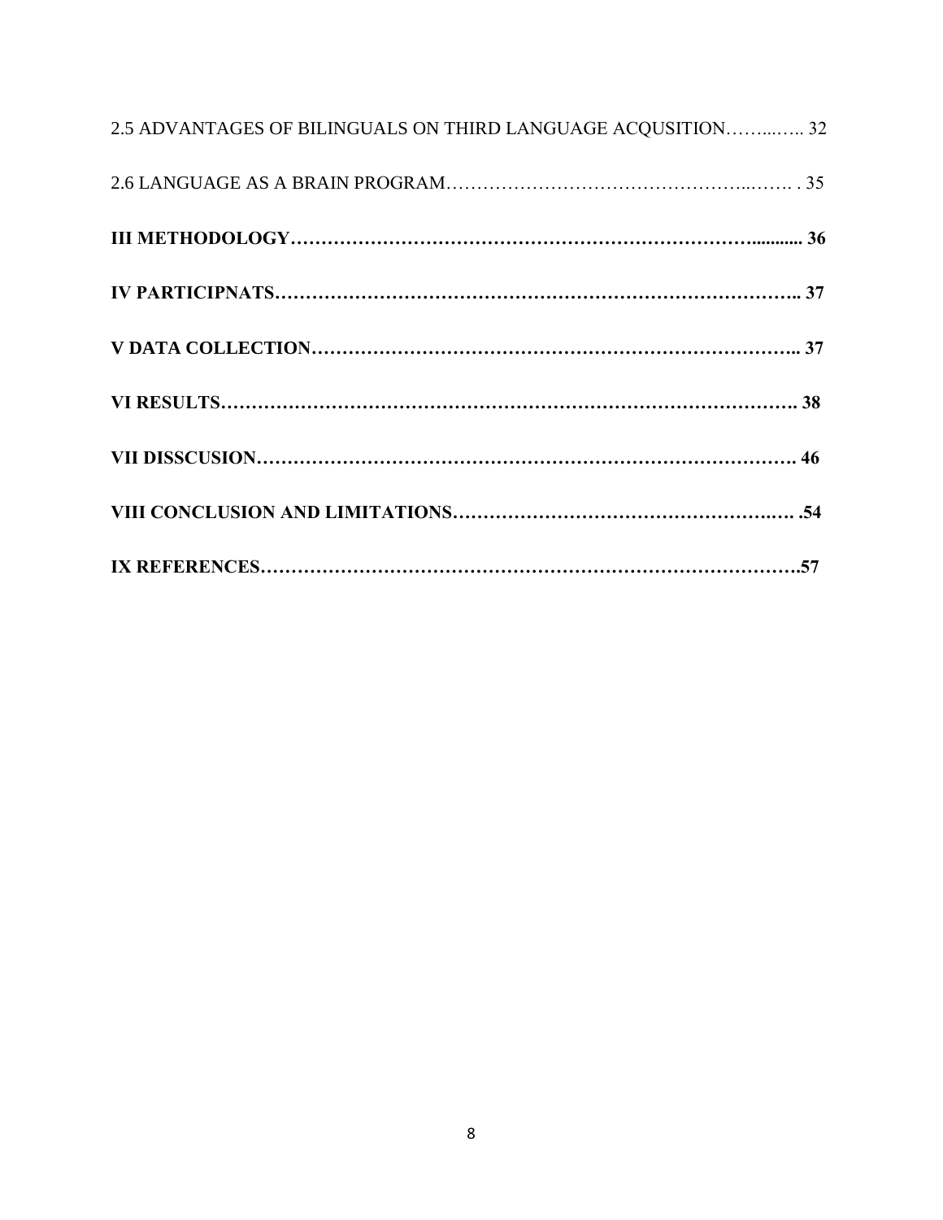2.5 ADVANTAGES OF BILINGUALS ON THIRD LANGUAGE ACQUSITION……...….. 32

2.6 LANGUAGE AS A BRAIN PROGRAM…………………………………………..……. . 35

**III METHODOLOGY…………………………………………………………………........... 36**

**IV PARTICIPNATS………………………………………………………………………….. 37**

**V DATA COLLECTION…………………………………………………………………….. 37**

**VI RESULTS………………………………………………………………………………. 38**

**VII DISSCUSION…………………………………………………………………………. 46**

**VIII CONCLUSION AND LIMITATIONS…………………………………………….…. .54**

**IX REFERENCES………………………………………………………………………….57**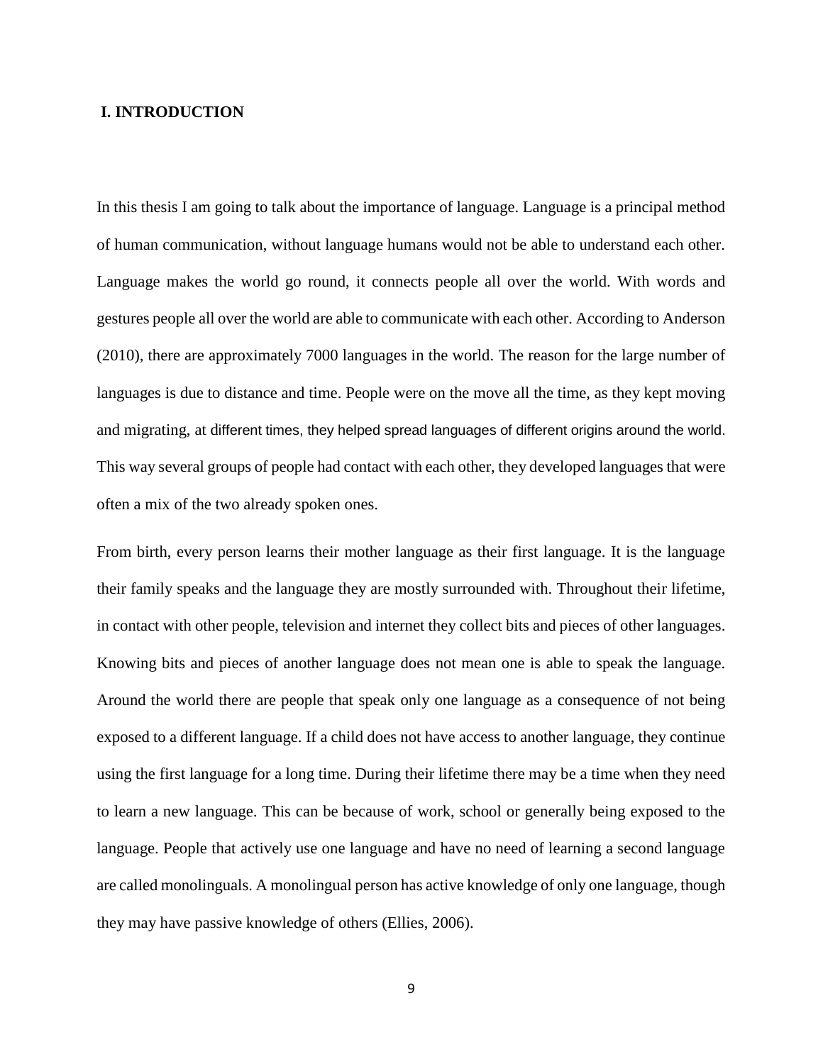# I. INTRODUCTION

In this thesis I am going to talk about the importance of language. Language is a principal method of human communication, without language humans would not be able to understand each other. Language makes the world go round, it connects people all over the world. With words and gestures people all over the world are able to communicate with each other. According to Anderson (2010), there are approximately 7000 languages in the world. The reason for the large number of languages is due to distance and time. People were on the move all the time, as they kept moving and migrating, at different times, they helped spread languages of different origins around the world. This way several groups of people had contact with each other, they developed languages that were often a mix of the two already spoken ones.

From birth, every person learns their mother language as their first language. It is the language their family speaks and the language they are mostly surrounded with. Throughout their lifetime, in contact with other people, television and internet they collect bits and pieces of other languages. Knowing bits and pieces of another language does not mean one is able to speak the language. Around the world there are people that speak only one language as a consequence of not being exposed to a different language. If a child does not have access to another language, they continue using the first language for a long time. During their lifetime there may be a time when they need to learn a new language. This can be because of work, school or generally being exposed to the language. People that actively use one language and have no need of learning a second language are called monolinguals. A monolingual person has active knowledge of only one language, though they may have passive knowledge of others (Ellies, 2006).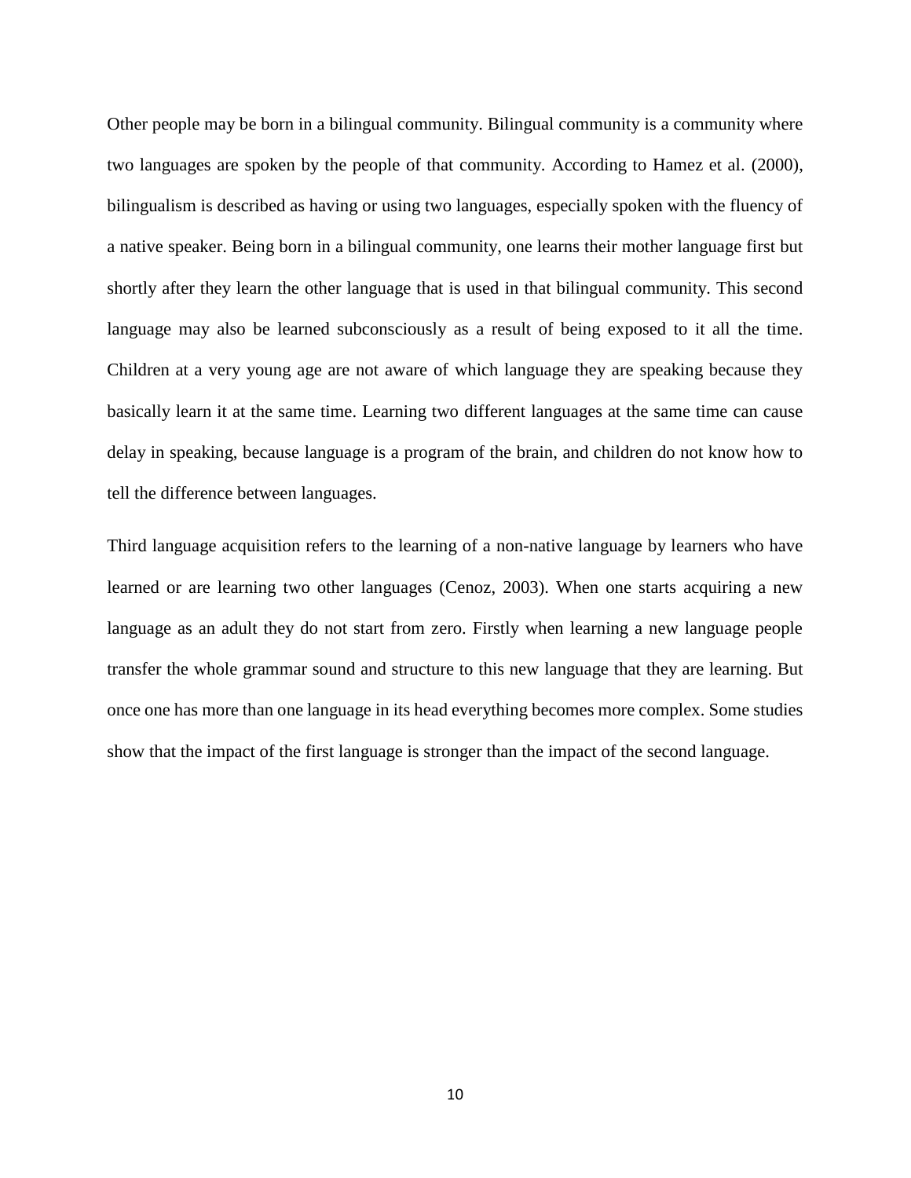Other people may be born in a bilingual community. Bilingual community is a community where two languages are spoken by the people of that community. According to Hamez et al. (2000), bilingualism is described as having or using two languages, especially spoken with the fluency of a native speaker. Being born in a bilingual community, one learns their mother language first but shortly after they learn the other language that is used in that bilingual community. This second language may also be learned subconsciously as a result of being exposed to it all the time. Children at a very young age are not aware of which language they are speaking because they basically learn it at the same time. Learning two different languages at the same time can cause delay in speaking, because language is a program of the brain, and children do not know how to tell the difference between languages.

Third language acquisition refers to the learning of a non-native language by learners who have learned or are learning two other languages (Cenoz, 2003). When one starts acquiring a new language as an adult they do not start from zero. Firstly when learning a new language people transfer the whole grammar sound and structure to this new language that they are learning. But once one has more than one language in its head everything becomes more complex. Some studies show that the impact of the first language is stronger than the impact of the second language.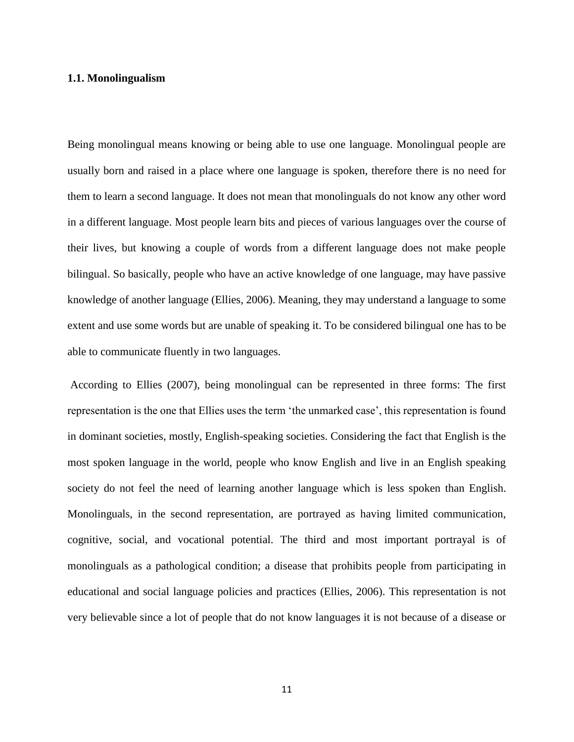### 1.1. Monolingualism

Being monolingual means knowing or being able to use one language. Monolingual people are usually born and raised in a place where one language is spoken, therefore there is no need for them to learn a second language. It does not mean that monolinguals do not know any other word in a different language. Most people learn bits and pieces of various languages over the course of their lives, but knowing a couple of words from a different language does not make people bilingual. So basically, people who have an active knowledge of one language, may have passive knowledge of another language (Ellies, 2006). Meaning, they may understand a language to some extent and use some words but are unable of speaking it. To be considered bilingual one has to be able to communicate fluently in two languages.

According to Ellies (2007), being monolingual can be represented in three forms: The first representation is the one that Ellies uses the term 'the unmarked case', this representation is found in dominant societies, mostly, English-speaking societies. Considering the fact that English is the most spoken language in the world, people who know English and live in an English speaking society do not feel the need of learning another language which is less spoken than English. Monolinguals, in the second representation, are portrayed as having limited communication, cognitive, social, and vocational potential. The third and most important portrayal is of monolinguals as a pathological condition; a disease that prohibits people from participating in educational and social language policies and practices (Ellies, 2006). This representation is not very believable since a lot of people that do not know languages it is not because of a disease or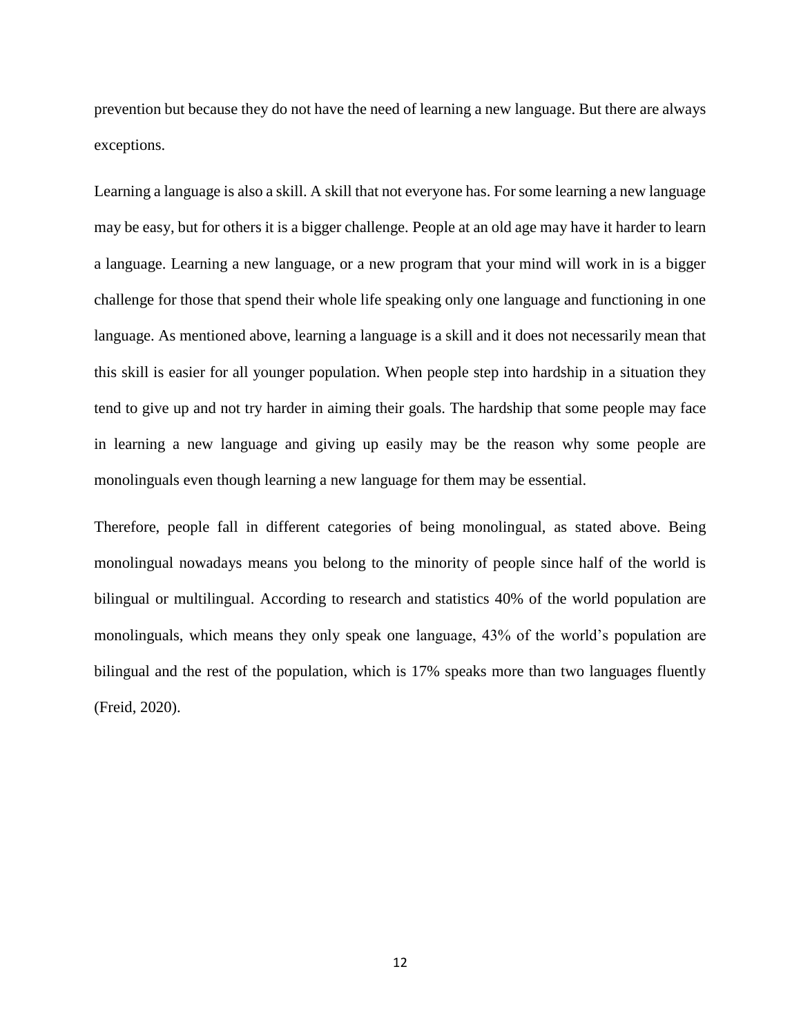prevention but because they do not have the need of learning a new language. But there are always exceptions.

Learning a language is also a skill. A skill that not everyone has. For some learning a new language may be easy, but for others it is a bigger challenge. People at an old age may have it harder to learn a language. Learning a new language, or a new program that your mind will work in is a bigger challenge for those that spend their whole life speaking only one language and functioning in one language. As mentioned above, learning a language is a skill and it does not necessarily mean that this skill is easier for all younger population. When people step into hardship in a situation they tend to give up and not try harder in aiming their goals. The hardship that some people may face in learning a new language and giving up easily may be the reason why some people are monolinguals even though learning a new language for them may be essential.

Therefore, people fall in different categories of being monolingual, as stated above. Being monolingual nowadays means you belong to the minority of people since half of the world is bilingual or multilingual. According to research and statistics 40% of the world population are monolinguals, which means they only speak one language, 43% of the world's population are bilingual and the rest of the population, which is 17% speaks more than two languages fluently (Freid, 2020).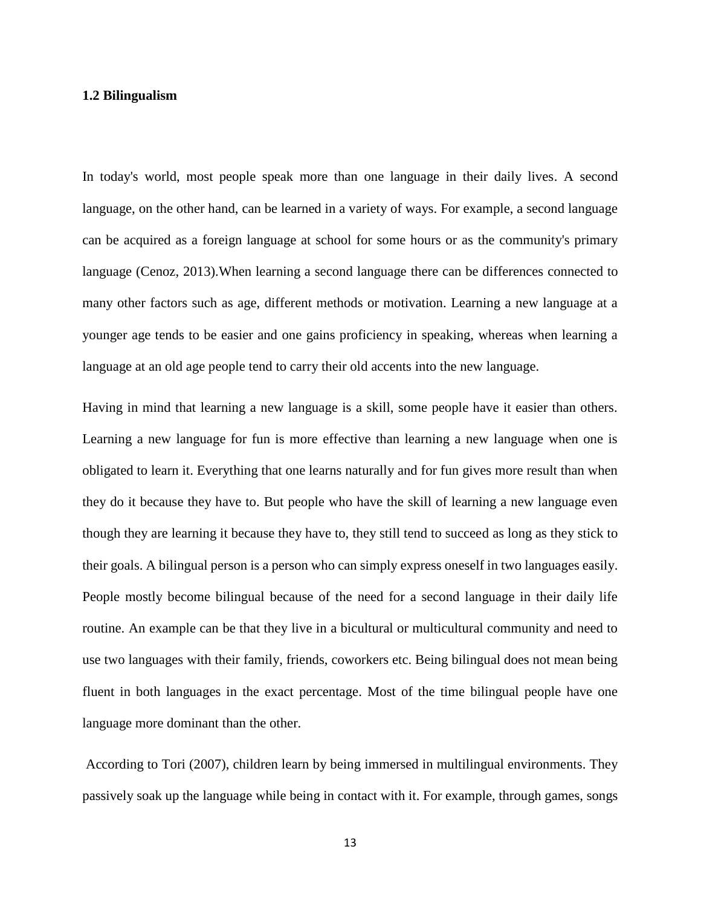## 1.2 Bilingualism

In today's world, most people speak more than one language in their daily lives. A second language, on the other hand, can be learned in a variety of ways. For example, a second language can be acquired as a foreign language at school for some hours or as the community's primary language (Cenoz, 2013).When learning a second language there can be differences connected to many other factors such as age, different methods or motivation. Learning a new language at a younger age tends to be easier and one gains proficiency in speaking, whereas when learning a language at an old age people tend to carry their old accents into the new language.

Having in mind that learning a new language is a skill, some people have it easier than others. Learning a new language for fun is more effective than learning a new language when one is obligated to learn it. Everything that one learns naturally and for fun gives more result than when they do it because they have to. But people who have the skill of learning a new language even though they are learning it because they have to, they still tend to succeed as long as they stick to their goals. A bilingual person is a person who can simply express oneself in two languages easily. People mostly become bilingual because of the need for a second language in their daily life routine. An example can be that they live in a bicultural or multicultural community and need to use two languages with their family, friends, coworkers etc. Being bilingual does not mean being fluent in both languages in the exact percentage. Most of the time bilingual people have one language more dominant than the other.

According to Tori (2007), children learn by being immersed in multilingual environments. They passively soak up the language while being in contact with it. For example, through games, songs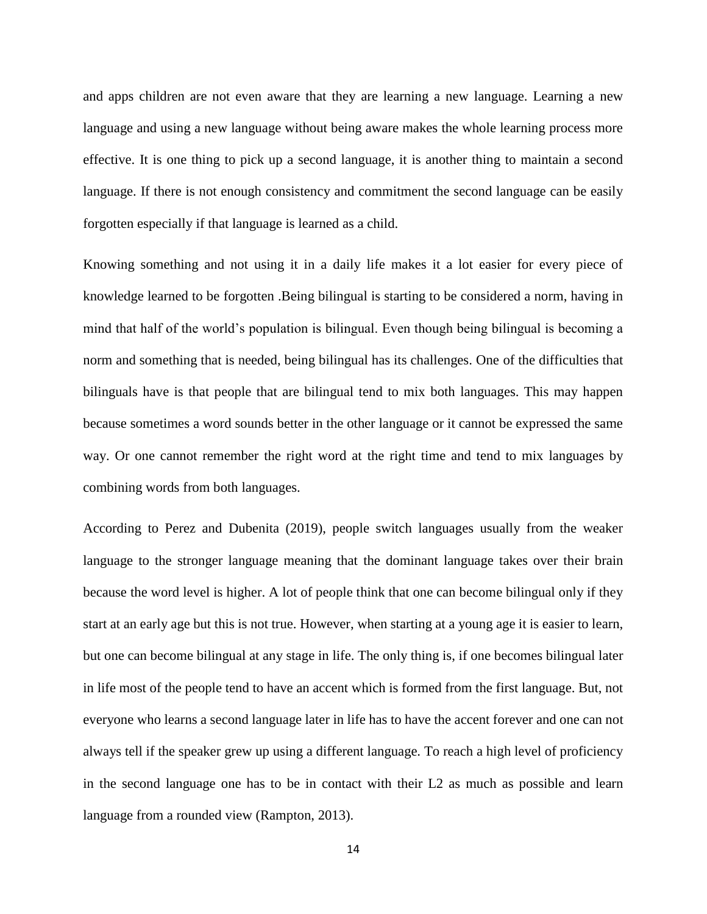and apps children are not even aware that they are learning a new language. Learning a new language and using a new language without being aware makes the whole learning process more effective. It is one thing to pick up a second language, it is another thing to maintain a second language. If there is not enough consistency and commitment the second language can be easily forgotten especially if that language is learned as a child.

Knowing something and not using it in a daily life makes it a lot easier for every piece of knowledge learned to be forgotten .Being bilingual is starting to be considered a norm, having in mind that half of the world's population is bilingual. Even though being bilingual is becoming a norm and something that is needed, being bilingual has its challenges. One of the difficulties that bilinguals have is that people that are bilingual tend to mix both languages. This may happen because sometimes a word sounds better in the other language or it cannot be expressed the same way. Or one cannot remember the right word at the right time and tend to mix languages by combining words from both languages.

According to Perez and Dubenita (2019), people switch languages usually from the weaker language to the stronger language meaning that the dominant language takes over their brain because the word level is higher. A lot of people think that one can become bilingual only if they start at an early age but this is not true. However, when starting at a young age it is easier to learn, but one can become bilingual at any stage in life. The only thing is, if one becomes bilingual later in life most of the people tend to have an accent which is formed from the first language. But, not everyone who learns a second language later in life has to have the accent forever and one can not always tell if the speaker grew up using a different language. To reach a high level of proficiency in the second language one has to be in contact with their L2 as much as possible and learn language from a rounded view (Rampton, 2013).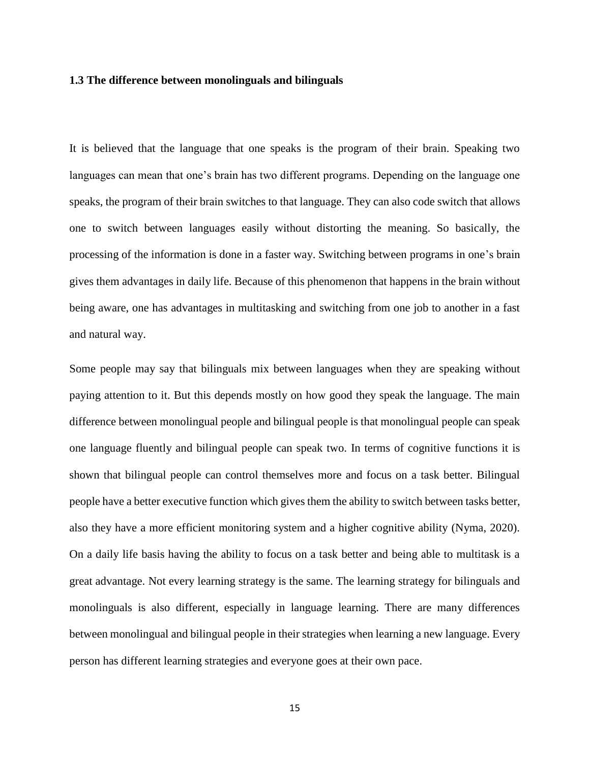### 1.3 The difference between monolinguals and bilinguals

It is believed that the language that one speaks is the program of their brain. Speaking two languages can mean that one's brain has two different programs. Depending on the language one speaks, the program of their brain switches to that language. They can also code switch that allows one to switch between languages easily without distorting the meaning. So basically, the processing of the information is done in a faster way. Switching between programs in one's brain gives them advantages in daily life. Because of this phenomenon that happens in the brain without being aware, one has advantages in multitasking and switching from one job to another in a fast and natural way.

Some people may say that bilinguals mix between languages when they are speaking without paying attention to it. But this depends mostly on how good they speak the language. The main difference between monolingual people and bilingual people is that monolingual people can speak one language fluently and bilingual people can speak two. In terms of cognitive functions it is shown that bilingual people can control themselves more and focus on a task better. Bilingual people have a better executive function which gives them the ability to switch between tasks better, also they have a more efficient monitoring system and a higher cognitive ability (Nyma, 2020). On a daily life basis having the ability to focus on a task better and being able to multitask is a great advantage. Not every learning strategy is the same. The learning strategy for bilinguals and monolinguals is also different, especially in language learning. There are many differences between monolingual and bilingual people in their strategies when learning a new language. Every person has different learning strategies and everyone goes at their own pace.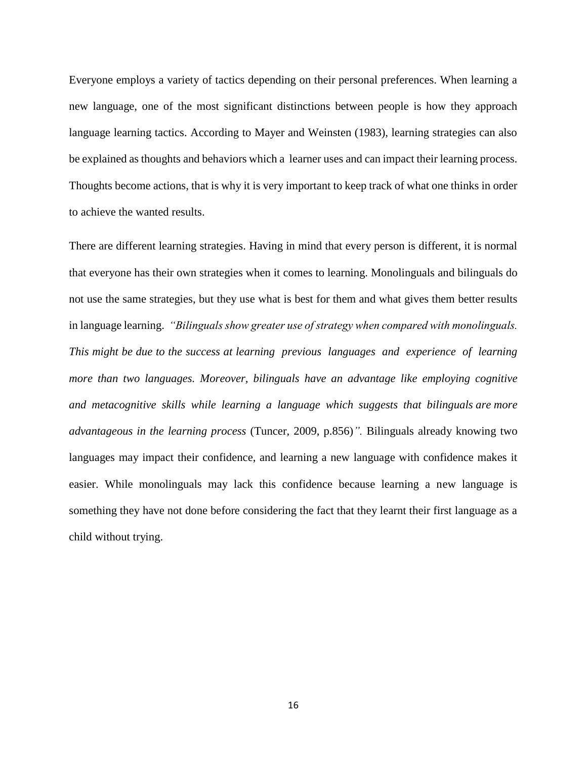Everyone employs a variety of tactics depending on their personal preferences. When learning a new language, one of the most significant distinctions between people is how they approach language learning tactics. According to Mayer and Weinsten (1983), learning strategies can also be explained as thoughts and behaviors which a learner uses and can impact their learning process. Thoughts become actions, that is why it is very important to keep track of what one thinks in order to achieve the wanted results.

There are different learning strategies. Having in mind that every person is different, it is normal that everyone has their own strategies when it comes to learning. Monolinguals and bilinguals do not use the same strategies, but they use what is best for them and what gives them better results in language learning. *"Bilinguals show greater use of strategy when compared with monolinguals. This might be due to the success at learning previous languages and experience of learning more than two languages. Moreover, bilinguals have an advantage like employing cognitive and metacognitive skills while learning a language which suggests that bilinguals are more advantageous in the learning process* (Tuncer, 2009, p.856)*".* Bilinguals already knowing two languages may impact their confidence, and learning a new language with confidence makes it easier. While monolinguals may lack this confidence because learning a new language is something they have not done before considering the fact that they learnt their first language as a child without trying.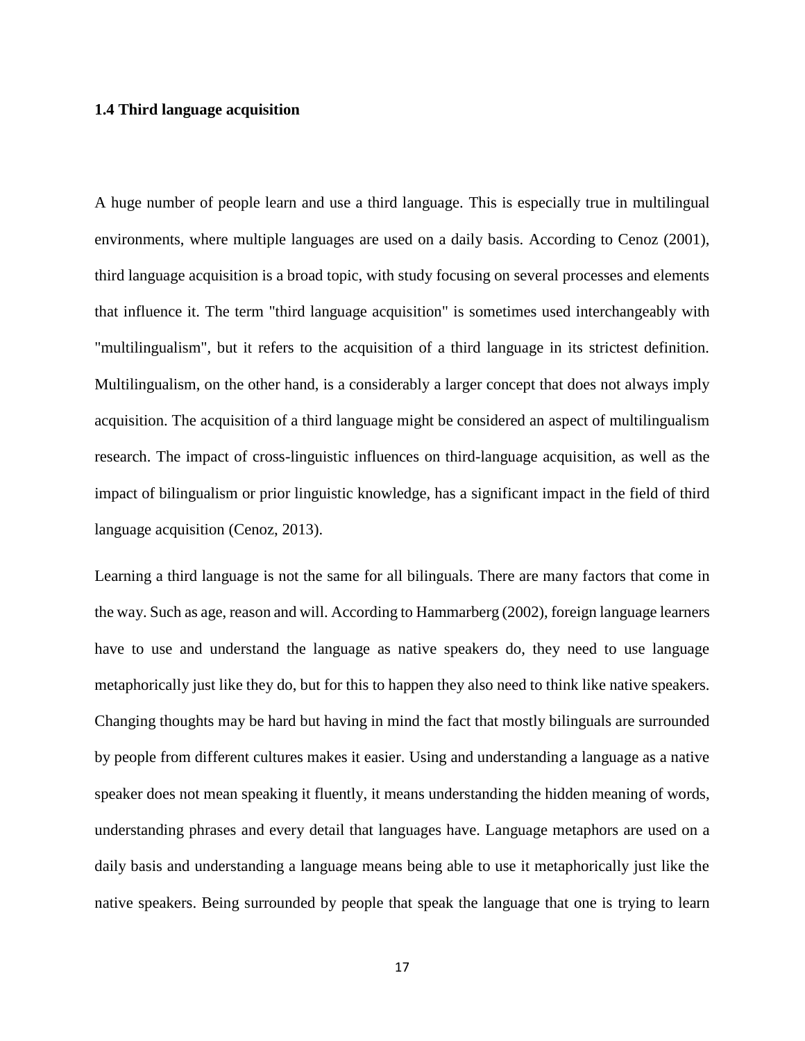### 1.4 Third language acquisition

A huge number of people learn and use a third language. This is especially true in multilingual environments, where multiple languages are used on a daily basis. According to Cenoz (2001), third language acquisition is a broad topic, with study focusing on several processes and elements that influence it. The term "third language acquisition" is sometimes used interchangeably with "multilingualism", but it refers to the acquisition of a third language in its strictest definition. Multilingualism, on the other hand, is a considerably a larger concept that does not always imply acquisition. The acquisition of a third language might be considered an aspect of multilingualism research. The impact of cross-linguistic influences on third-language acquisition, as well as the impact of bilingualism or prior linguistic knowledge, has a significant impact in the field of third language acquisition (Cenoz, 2013).

Learning a third language is not the same for all bilinguals. There are many factors that come in the way. Such as age, reason and will. According to Hammarberg (2002), foreign language learners have to use and understand the language as native speakers do, they need to use language metaphorically just like they do, but for this to happen they also need to think like native speakers. Changing thoughts may be hard but having in mind the fact that mostly bilinguals are surrounded by people from different cultures makes it easier. Using and understanding a language as a native speaker does not mean speaking it fluently, it means understanding the hidden meaning of words, understanding phrases and every detail that languages have. Language metaphors are used on a daily basis and understanding a language means being able to use it metaphorically just like the native speakers. Being surrounded by people that speak the language that one is trying to learn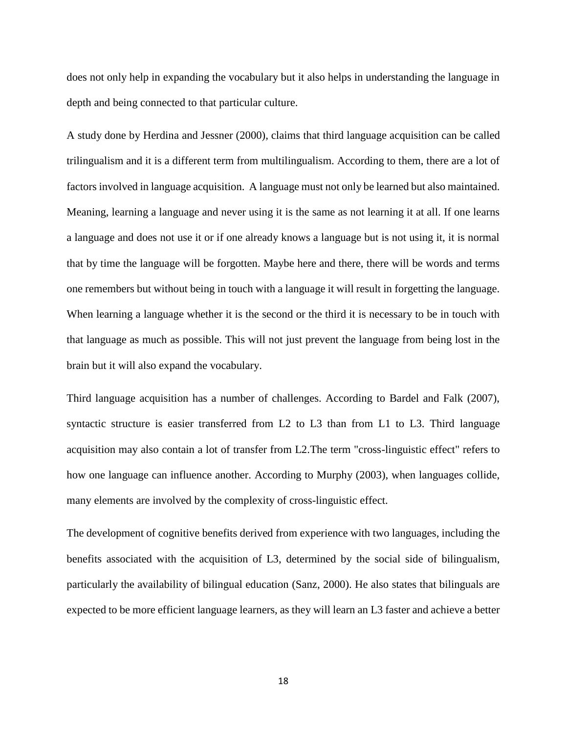does not only help in expanding the vocabulary but it also helps in understanding the language in depth and being connected to that particular culture.

A study done by Herdina and Jessner (2000), claims that third language acquisition can be called trilingualism and it is a different term from multilingualism. According to them, there are a lot of factors involved in language acquisition. A language must not only be learned but also maintained. Meaning, learning a language and never using it is the same as not learning it at all. If one learns a language and does not use it or if one already knows a language but is not using it, it is normal that by time the language will be forgotten. Maybe here and there, there will be words and terms one remembers but without being in touch with a language it will result in forgetting the language. When learning a language whether it is the second or the third it is necessary to be in touch with that language as much as possible. This will not just prevent the language from being lost in the brain but it will also expand the vocabulary.

Third language acquisition has a number of challenges. According to Bardel and Falk (2007), syntactic structure is easier transferred from L2 to L3 than from L1 to L3. Third language acquisition may also contain a lot of transfer from L2.The term "cross-linguistic effect" refers to how one language can influence another. According to Murphy (2003), when languages collide, many elements are involved by the complexity of cross-linguistic effect.

The development of cognitive benefits derived from experience with two languages, including the benefits associated with the acquisition of L3, determined by the social side of bilingualism, particularly the availability of bilingual education (Sanz, 2000). He also states that bilinguals are expected to be more efficient language learners, as they will learn an L3 faster and achieve a better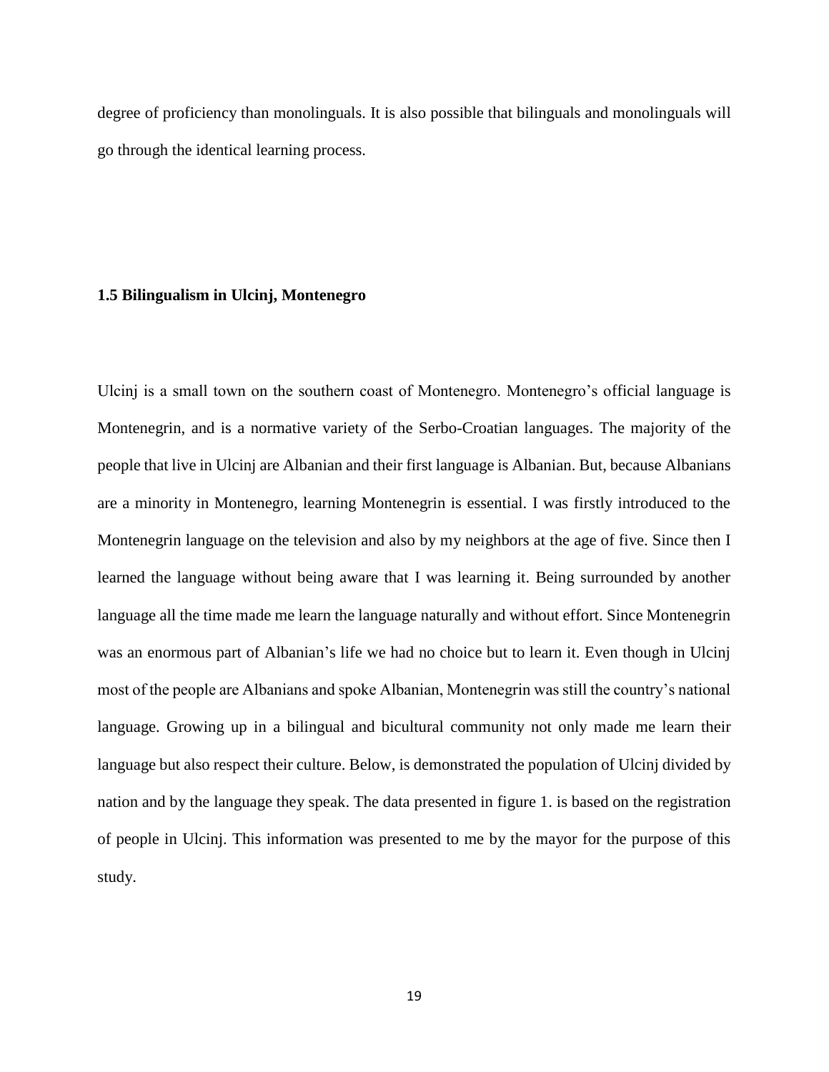degree of proficiency than monolinguals. It is also possible that bilinguals and monolinguals will go through the identical learning process.

### 1.5 Bilingualism in Ulcinj, Montenegro

Ulcinj is a small town on the southern coast of Montenegro. Montenegro's official language is Montenegrin, and is a normative variety of the Serbo-Croatian languages. The majority of the people that live in Ulcinj are Albanian and their first language is Albanian. But, because Albanians are a minority in Montenegro, learning Montenegrin is essential. I was firstly introduced to the Montenegrin language on the television and also by my neighbors at the age of five. Since then I learned the language without being aware that I was learning it. Being surrounded by another language all the time made me learn the language naturally and without effort. Since Montenegrin was an enormous part of Albanian's life we had no choice but to learn it. Even though in Ulcinj most of the people are Albanians and spoke Albanian, Montenegrin was still the country's national language. Growing up in a bilingual and bicultural community not only made me learn their language but also respect their culture. Below, is demonstrated the population of Ulcinj divided by nation and by the language they speak. The data presented in figure 1. is based on the registration of people in Ulcinj. This information was presented to me by the mayor for the purpose of this study.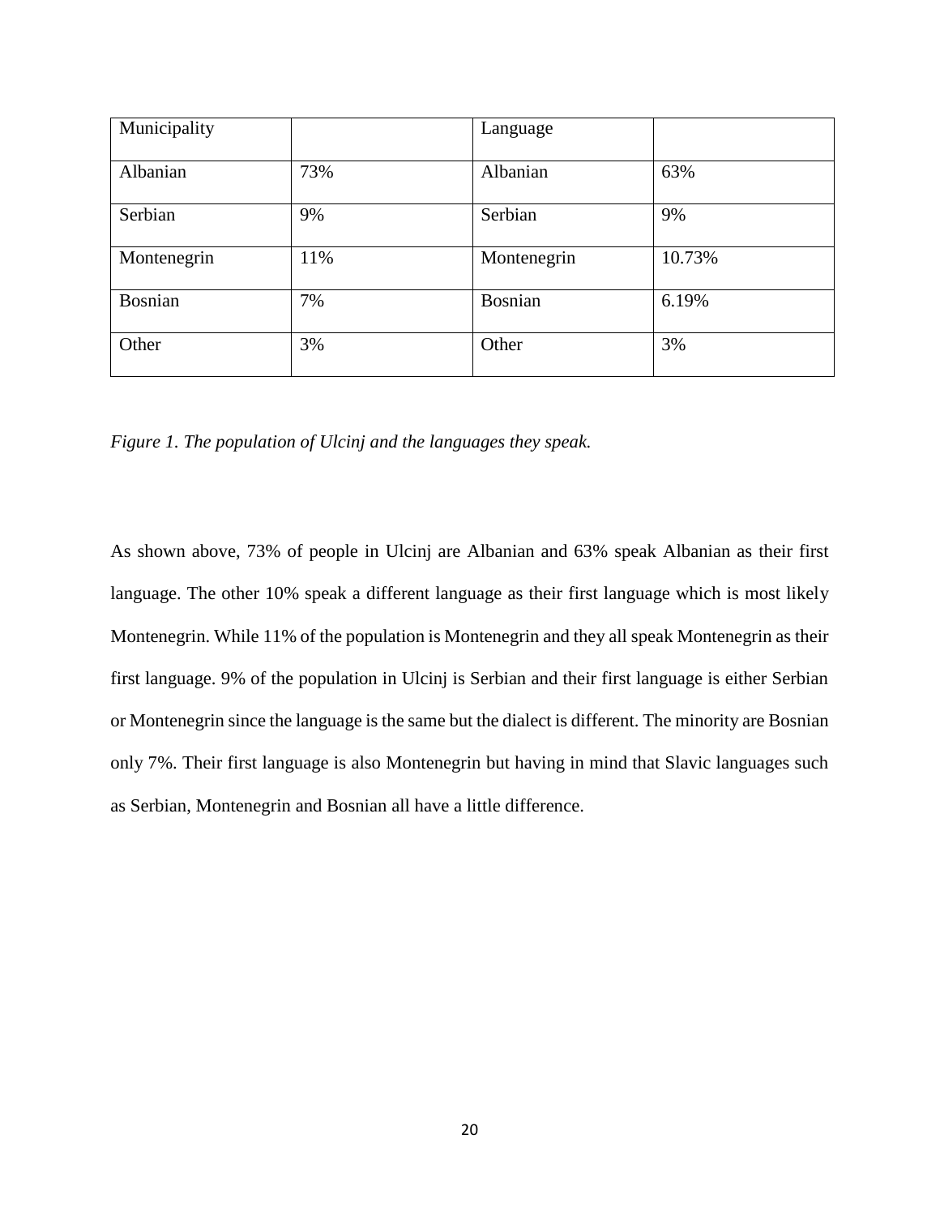| Municipality | | Language | |
|---|---|---|---|
| Albanian | 73% | Albanian | 63% |
| Serbian | 9% | Serbian | 9% |
| Montenegrin | 11% | Montenegrin | 10.73% |
| Bosnian | 7% | Bosnian | 6.19% |
| Other | 3% | Other | 3% |

*Figure 1. The population of Ulcinj and the languages they speak.*

As shown above, 73% of people in Ulcinj are Albanian and 63% speak Albanian as their first language. The other 10% speak a different language as their first language which is most likely Montenegrin. While 11% of the population is Montenegrin and they all speak Montenegrin as their first language. 9% of the population in Ulcinj is Serbian and their first language is either Serbian or Montenegrin since the language is the same but the dialect is different. The minority are Bosnian only 7%. Their first language is also Montenegrin but having in mind that Slavic languages such as Serbian, Montenegrin and Bosnian all have a little difference.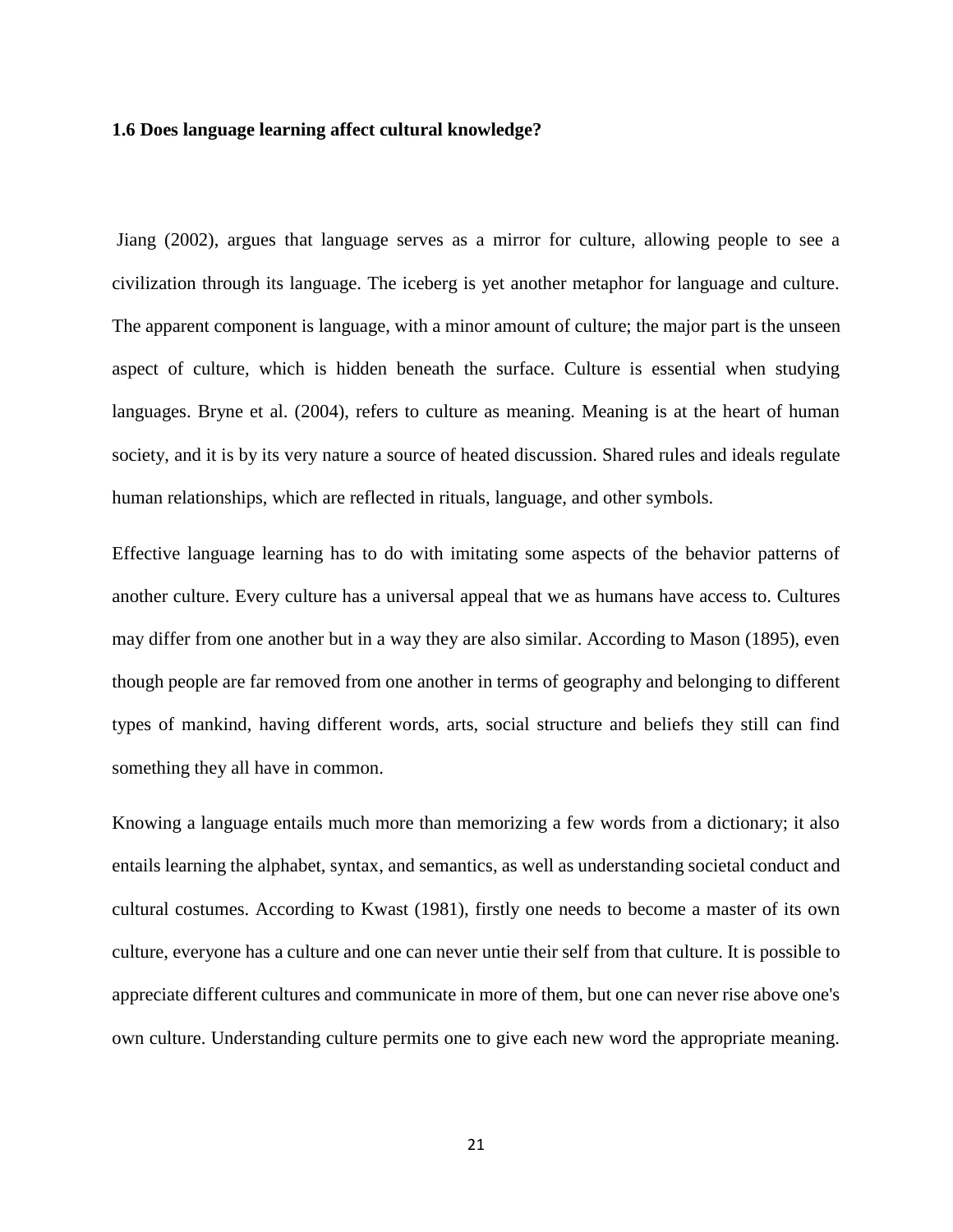### 1.6 Does language learning affect cultural knowledge?

Jiang (2002), argues that language serves as a mirror for culture, allowing people to see a civilization through its language. The iceberg is yet another metaphor for language and culture. The apparent component is language, with a minor amount of culture; the major part is the unseen aspect of culture, which is hidden beneath the surface. Culture is essential when studying languages. Bryne et al. (2004), refers to culture as meaning. Meaning is at the heart of human society, and it is by its very nature a source of heated discussion. Shared rules and ideals regulate human relationships, which are reflected in rituals, language, and other symbols.

Effective language learning has to do with imitating some aspects of the behavior patterns of another culture. Every culture has a universal appeal that we as humans have access to. Cultures may differ from one another but in a way they are also similar. According to Mason (1895), even though people are far removed from one another in terms of geography and belonging to different types of mankind, having different words, arts, social structure and beliefs they still can find something they all have in common.

Knowing a language entails much more than memorizing a few words from a dictionary; it also entails learning the alphabet, syntax, and semantics, as well as understanding societal conduct and cultural costumes. According to Kwast (1981), firstly one needs to become a master of its own culture, everyone has a culture and one can never untie their self from that culture. It is possible to appreciate different cultures and communicate in more of them, but one can never rise above one's own culture. Understanding culture permits one to give each new word the appropriate meaning.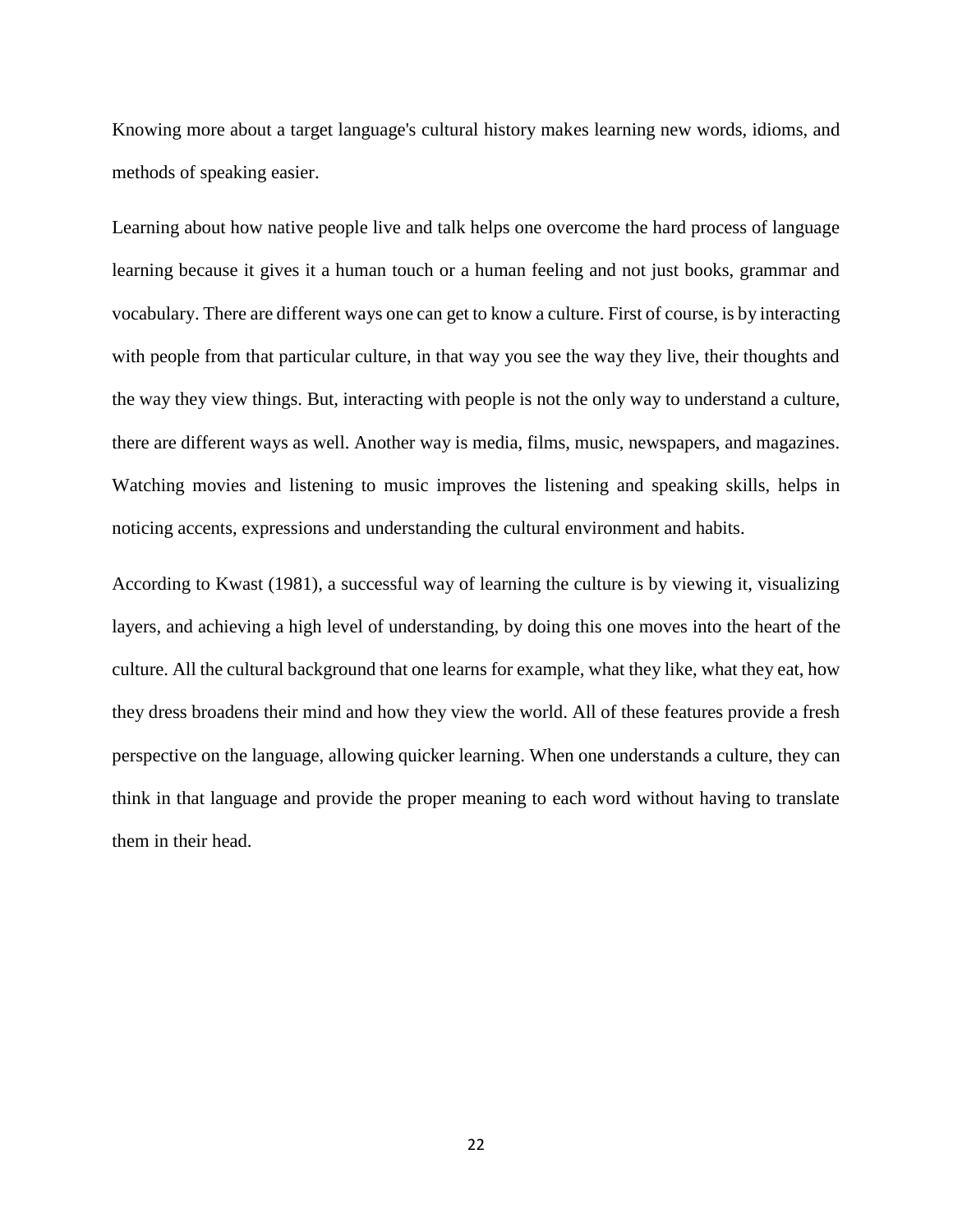Knowing more about a target language's cultural history makes learning new words, idioms, and methods of speaking easier.

Learning about how native people live and talk helps one overcome the hard process of language learning because it gives it a human touch or a human feeling and not just books, grammar and vocabulary. There are different ways one can get to know a culture. First of course, is by interacting with people from that particular culture, in that way you see the way they live, their thoughts and the way they view things. But, interacting with people is not the only way to understand a culture, there are different ways as well. Another way is media, films, music, newspapers, and magazines. Watching movies and listening to music improves the listening and speaking skills, helps in noticing accents, expressions and understanding the cultural environment and habits.

According to Kwast (1981), a successful way of learning the culture is by viewing it, visualizing layers, and achieving a high level of understanding, by doing this one moves into the heart of the culture. All the cultural background that one learns for example, what they like, what they eat, how they dress broadens their mind and how they view the world. All of these features provide a fresh perspective on the language, allowing quicker learning. When one understands a culture, they can think in that language and provide the proper meaning to each word without having to translate them in their head.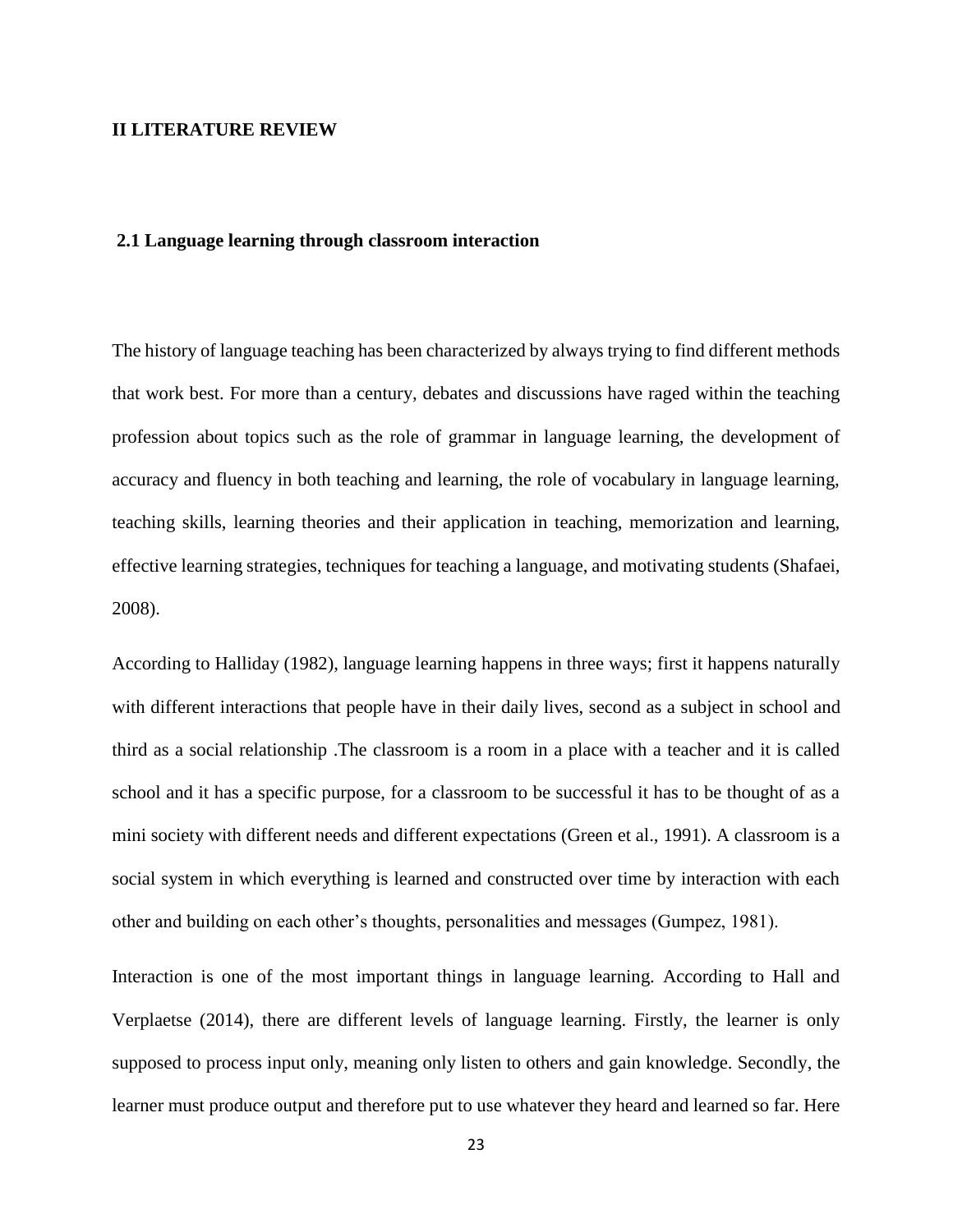## II LITERATURE REVIEW

### 2.1 Language learning through classroom interaction

The history of language teaching has been characterized by always trying to find different methods that work best. For more than a century, debates and discussions have raged within the teaching profession about topics such as the role of grammar in language learning, the development of accuracy and fluency in both teaching and learning, the role of vocabulary in language learning, teaching skills, learning theories and their application in teaching, memorization and learning, effective learning strategies, techniques for teaching a language, and motivating students (Shafaei, 2008).

According to Halliday (1982), language learning happens in three ways; first it happens naturally with different interactions that people have in their daily lives, second as a subject in school and third as a social relationship .The classroom is a room in a place with a teacher and it is called school and it has a specific purpose, for a classroom to be successful it has to be thought of as a mini society with different needs and different expectations (Green et al., 1991). A classroom is a social system in which everything is learned and constructed over time by interaction with each other and building on each other's thoughts, personalities and messages (Gumpez, 1981).

Interaction is one of the most important things in language learning. According to Hall and Verplaetse (2014), there are different levels of language learning. Firstly, the learner is only supposed to process input only, meaning only listen to others and gain knowledge. Secondly, the learner must produce output and therefore put to use whatever they heard and learned so far. Here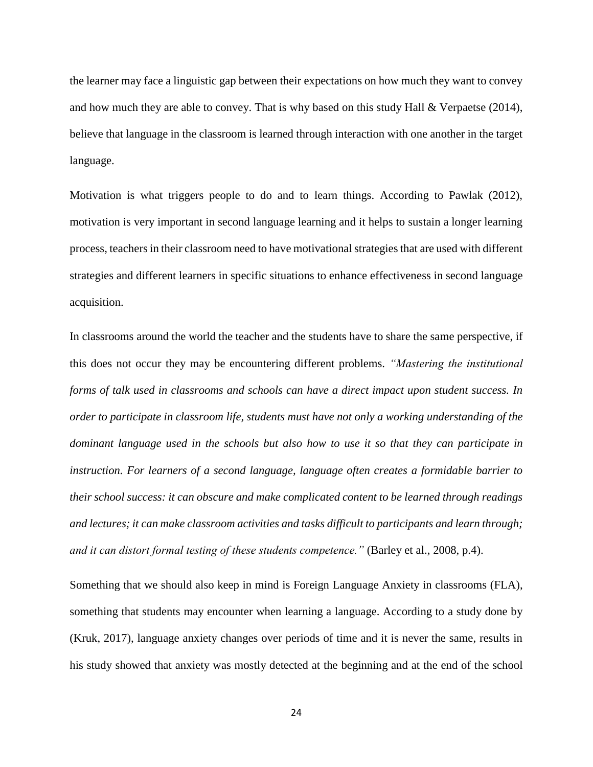the learner may face a linguistic gap between their expectations on how much they want to convey and how much they are able to convey. That is why based on this study Hall & Verpaetse (2014), believe that language in the classroom is learned through interaction with one another in the target language.

Motivation is what triggers people to do and to learn things. According to Pawlak (2012), motivation is very important in second language learning and it helps to sustain a longer learning process, teachers in their classroom need to have motivational strategies that are used with different strategies and different learners in specific situations to enhance effectiveness in second language acquisition.

In classrooms around the world the teacher and the students have to share the same perspective, if this does not occur they may be encountering different problems. *"Mastering the institutional forms of talk used in classrooms and schools can have a direct impact upon student success. In order to participate in classroom life, students must have not only a working understanding of the dominant language used in the schools but also how to use it so that they can participate in instruction. For learners of a second language, language often creates a formidable barrier to their school success: it can obscure and make complicated content to be learned through readings and lectures; it can make classroom activities and tasks difficult to participants and learn through; and it can distort formal testing of these students competence."* (Barley et al., 2008, p.4).

Something that we should also keep in mind is Foreign Language Anxiety in classrooms (FLA), something that students may encounter when learning a language. According to a study done by (Kruk, 2017), language anxiety changes over periods of time and it is never the same, results in his study showed that anxiety was mostly detected at the beginning and at the end of the school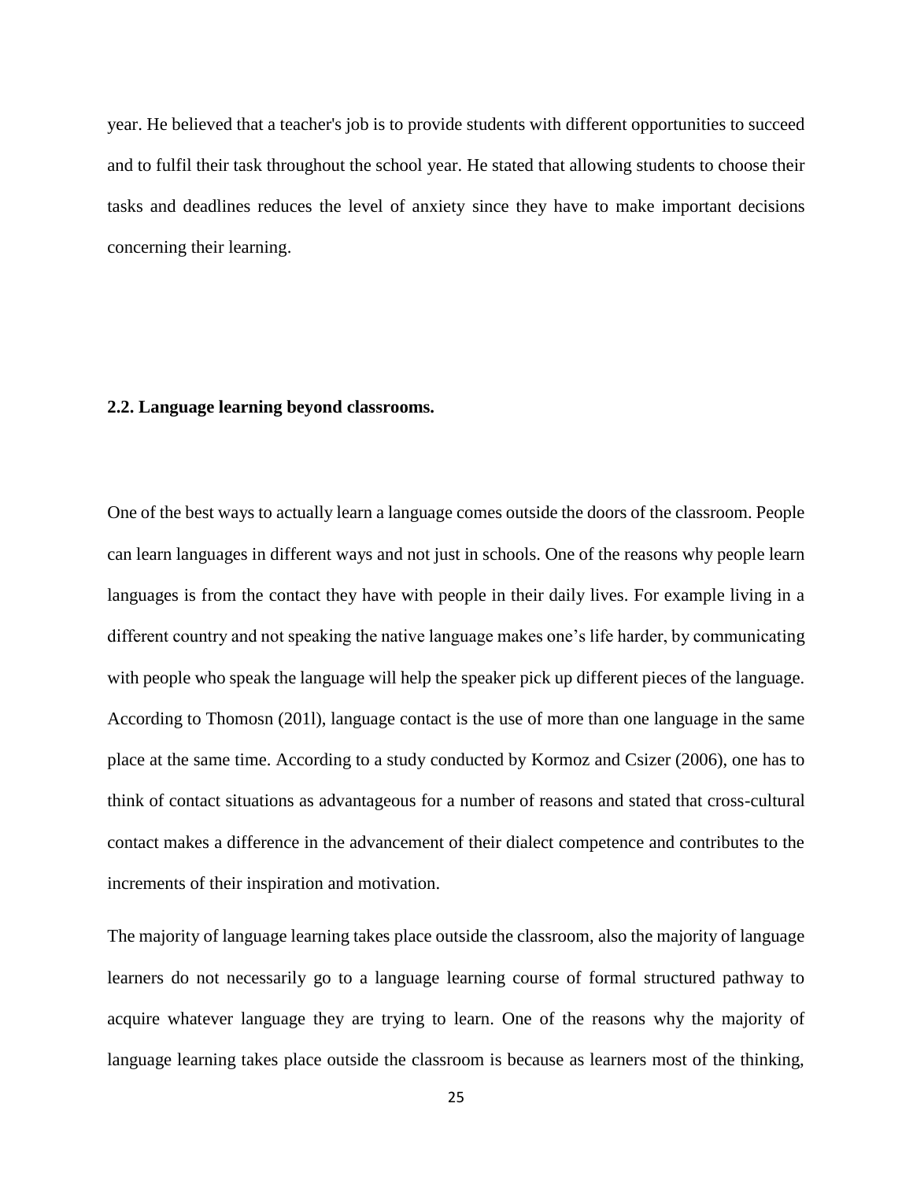year. He believed that a teacher's job is to provide students with different opportunities to succeed and to fulfil their task throughout the school year. He stated that allowing students to choose their tasks and deadlines reduces the level of anxiety since they have to make important decisions concerning their learning.

## 2.2. Language learning beyond classrooms.

One of the best ways to actually learn a language comes outside the doors of the classroom. People can learn languages in different ways and not just in schools. One of the reasons why people learn languages is from the contact they have with people in their daily lives. For example living in a different country and not speaking the native language makes one's life harder, by communicating with people who speak the language will help the speaker pick up different pieces of the language. According to Thomosn (201l), language contact is the use of more than one language in the same place at the same time. According to a study conducted by Kormoz and Csizer (2006), one has to think of contact situations as advantageous for a number of reasons and stated that cross-cultural contact makes a difference in the advancement of their dialect competence and contributes to the increments of their inspiration and motivation.

The majority of language learning takes place outside the classroom, also the majority of language learners do not necessarily go to a language learning course of formal structured pathway to acquire whatever language they are trying to learn. One of the reasons why the majority of language learning takes place outside the classroom is because as learners most of the thinking,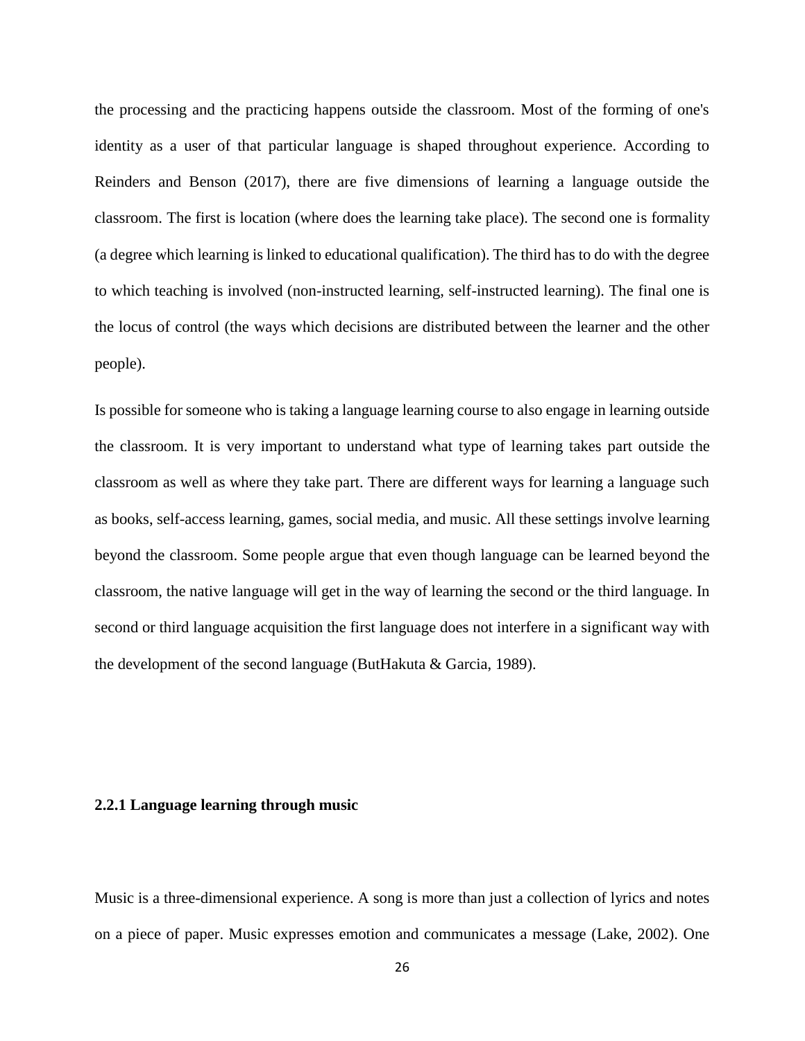the processing and the practicing happens outside the classroom. Most of the forming of one's identity as a user of that particular language is shaped throughout experience. According to Reinders and Benson (2017), there are five dimensions of learning a language outside the classroom. The first is location (where does the learning take place). The second one is formality (a degree which learning is linked to educational qualification). The third has to do with the degree to which teaching is involved (non-instructed learning, self-instructed learning). The final one is the locus of control (the ways which decisions are distributed between the learner and the other people).

Is possible for someone who is taking a language learning course to also engage in learning outside the classroom. It is very important to understand what type of learning takes part outside the classroom as well as where they take part. There are different ways for learning a language such as books, self-access learning, games, social media, and music. All these settings involve learning beyond the classroom. Some people argue that even though language can be learned beyond the classroom, the native language will get in the way of learning the second or the third language. In second or third language acquisition the first language does not interfere in a significant way with the development of the second language (ButHakuta & Garcia, 1989).

### 2.2.1 Language learning through music

Music is a three-dimensional experience. A song is more than just a collection of lyrics and notes on a piece of paper. Music expresses emotion and communicates a message (Lake, 2002). One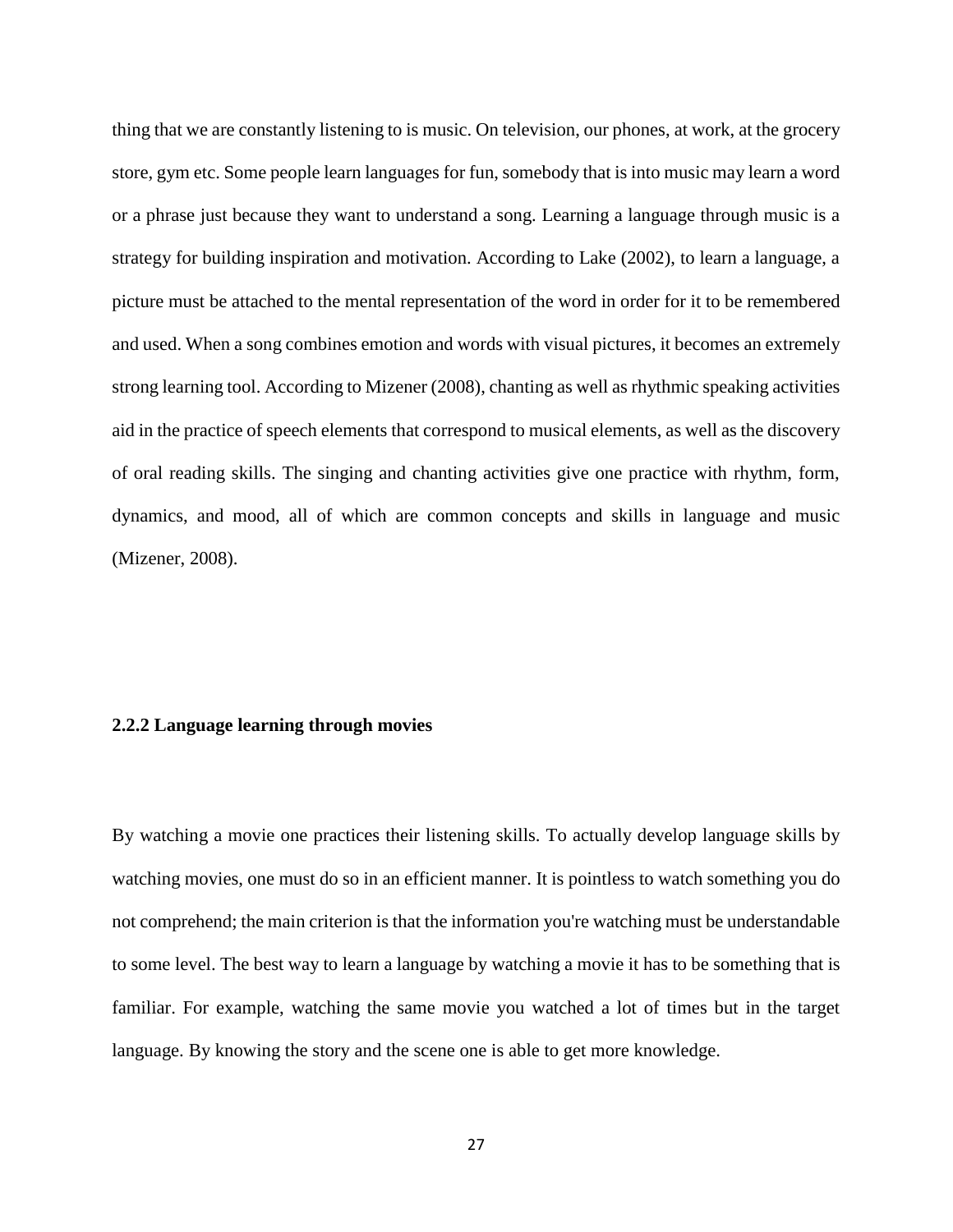thing that we are constantly listening to is music. On television, our phones, at work, at the grocery store, gym etc. Some people learn languages for fun, somebody that is into music may learn a word or a phrase just because they want to understand a song. Learning a language through music is a strategy for building inspiration and motivation. According to Lake (2002), to learn a language, a picture must be attached to the mental representation of the word in order for it to be remembered and used. When a song combines emotion and words with visual pictures, it becomes an extremely strong learning tool. According to Mizener (2008), chanting as well as rhythmic speaking activities aid in the practice of speech elements that correspond to musical elements, as well as the discovery of oral reading skills. The singing and chanting activities give one practice with rhythm, form, dynamics, and mood, all of which are common concepts and skills in language and music (Mizener, 2008).

### 2.2.2 Language learning through movies

By watching a movie one practices their listening skills. To actually develop language skills by watching movies, one must do so in an efficient manner. It is pointless to watch something you do not comprehend; the main criterion is that the information you're watching must be understandable to some level. The best way to learn a language by watching a movie it has to be something that is familiar. For example, watching the same movie you watched a lot of times but in the target language. By knowing the story and the scene one is able to get more knowledge.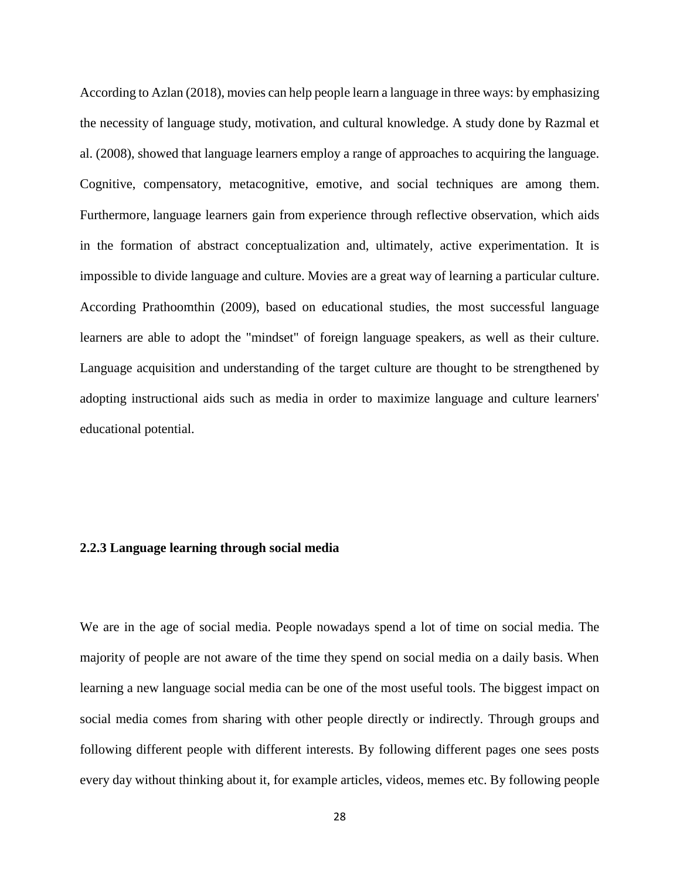According to Azlan (2018), movies can help people learn a language in three ways: by emphasizing the necessity of language study, motivation, and cultural knowledge. A study done by Razmal et al. (2008), showed that language learners employ a range of approaches to acquiring the language. Cognitive, compensatory, metacognitive, emotive, and social techniques are among them. Furthermore, language learners gain from experience through reflective observation, which aids in the formation of abstract conceptualization and, ultimately, active experimentation. It is impossible to divide language and culture. Movies are a great way of learning a particular culture. According Prathoomthin (2009), based on educational studies, the most successful language learners are able to adopt the "mindset" of foreign language speakers, as well as their culture. Language acquisition and understanding of the target culture are thought to be strengthened by adopting instructional aids such as media in order to maximize language and culture learners' educational potential.

### 2.2.3 Language learning through social media

We are in the age of social media. People nowadays spend a lot of time on social media. The majority of people are not aware of the time they spend on social media on a daily basis. When learning a new language social media can be one of the most useful tools. The biggest impact on social media comes from sharing with other people directly or indirectly. Through groups and following different people with different interests. By following different pages one sees posts every day without thinking about it, for example articles, videos, memes etc. By following people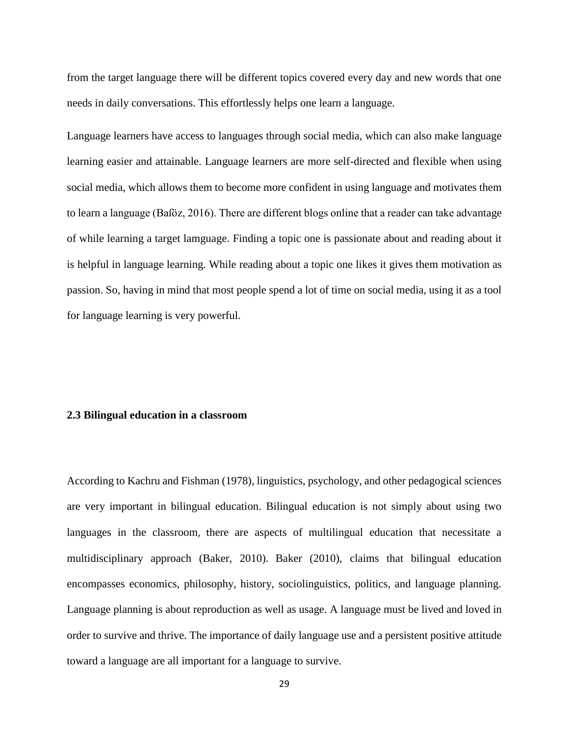from the target language there will be different topics covered every day and new words that one needs in daily conversations. This effortlessly helps one learn a language.

Language learners have access to languages through social media, which can also make language learning easier and attainable. Language learners are more self-directed and flexible when using social media, which allows them to become more confident in using language and motivates them to learn a language (Baſöz, 2016). There are different blogs online that a reader can take advantage of while learning a target lamguage. Finding a topic one is passionate about and reading about it is helpful in language learning. While reading about a topic one likes it gives them motivation as passion. So, having in mind that most people spend a lot of time on social media, using it as a tool for language learning is very powerful.

### 2.3 Bilingual education in a classroom

According to Kachru and Fishman (1978), linguistics, psychology, and other pedagogical sciences are very important in bilingual education. Bilingual education is not simply about using two languages in the classroom, there are aspects of multilingual education that necessitate a multidisciplinary approach (Baker, 2010). Baker (2010), claims that bilingual education encompasses economics, philosophy, history, sociolinguistics, politics, and language planning. Language planning is about reproduction as well as usage. A language must be lived and loved in order to survive and thrive. The importance of daily language use and a persistent positive attitude toward a language are all important for a language to survive.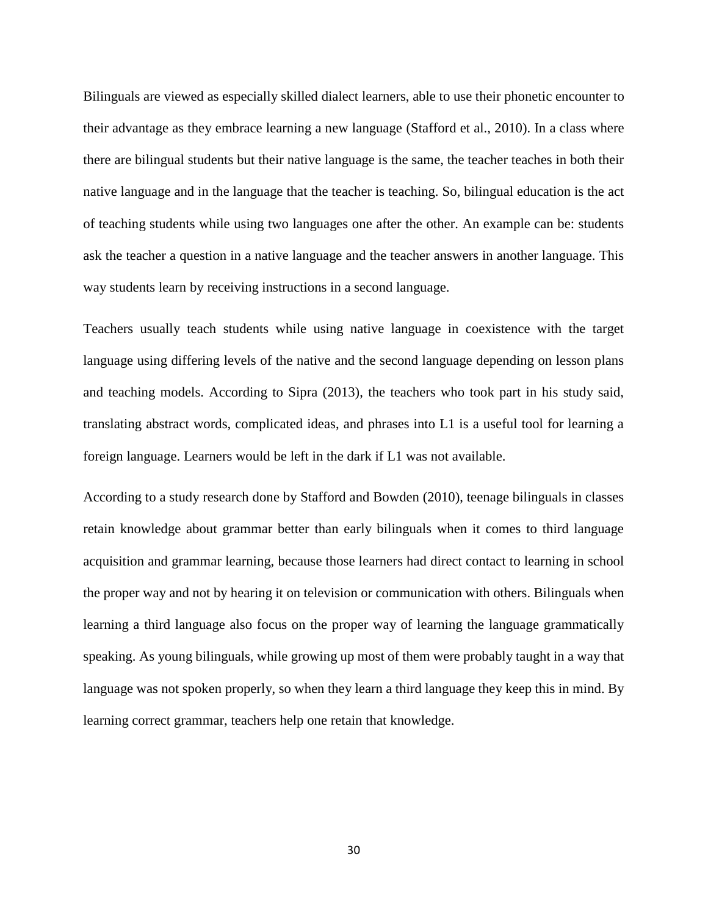Bilinguals are viewed as especially skilled dialect learners, able to use their phonetic encounter to their advantage as they embrace learning a new language (Stafford et al., 2010). In a class where there are bilingual students but their native language is the same, the teacher teaches in both their native language and in the language that the teacher is teaching. So, bilingual education is the act of teaching students while using two languages one after the other. An example can be: students ask the teacher a question in a native language and the teacher answers in another language. This way students learn by receiving instructions in a second language.

Teachers usually teach students while using native language in coexistence with the target language using differing levels of the native and the second language depending on lesson plans and teaching models. According to Sipra (2013), the teachers who took part in his study said, translating abstract words, complicated ideas, and phrases into L1 is a useful tool for learning a foreign language. Learners would be left in the dark if L1 was not available.

According to a study research done by Stafford and Bowden (2010), teenage bilinguals in classes retain knowledge about grammar better than early bilinguals when it comes to third language acquisition and grammar learning, because those learners had direct contact to learning in school the proper way and not by hearing it on television or communication with others. Bilinguals when learning a third language also focus on the proper way of learning the language grammatically speaking. As young bilinguals, while growing up most of them were probably taught in a way that language was not spoken properly, so when they learn a third language they keep this in mind. By learning correct grammar, teachers help one retain that knowledge.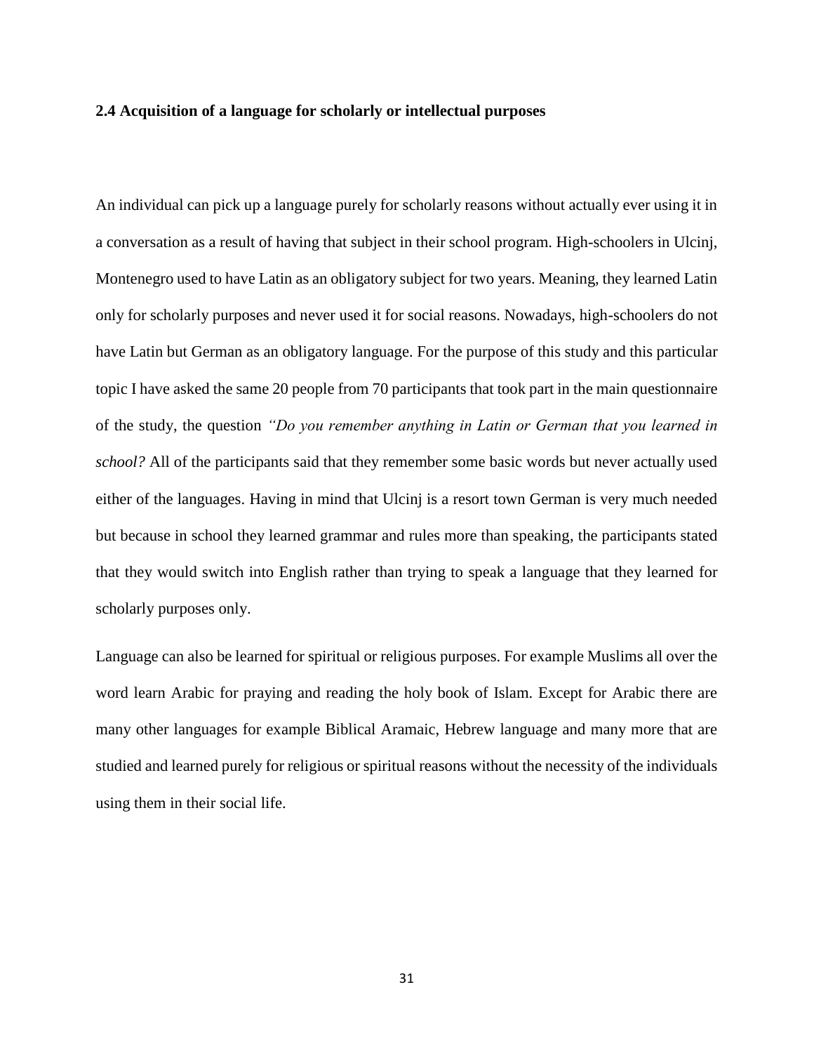### 2.4 Acquisition of a language for scholarly or intellectual purposes

An individual can pick up a language purely for scholarly reasons without actually ever using it in a conversation as a result of having that subject in their school program. High-schoolers in Ulcinj, Montenegro used to have Latin as an obligatory subject for two years. Meaning, they learned Latin only for scholarly purposes and never used it for social reasons. Nowadays, high-schoolers do not have Latin but German as an obligatory language. For the purpose of this study and this particular topic I have asked the same 20 people from 70 participants that took part in the main questionnaire of the study, the question *"Do you remember anything in Latin or German that you learned in school?* All of the participants said that they remember some basic words but never actually used either of the languages. Having in mind that Ulcinj is a resort town German is very much needed but because in school they learned grammar and rules more than speaking, the participants stated that they would switch into English rather than trying to speak a language that they learned for scholarly purposes only.

Language can also be learned for spiritual or religious purposes. For example Muslims all over the word learn Arabic for praying and reading the holy book of Islam. Except for Arabic there are many other languages for example Biblical Aramaic, Hebrew language and many more that are studied and learned purely for religious or spiritual reasons without the necessity of the individuals using them in their social life.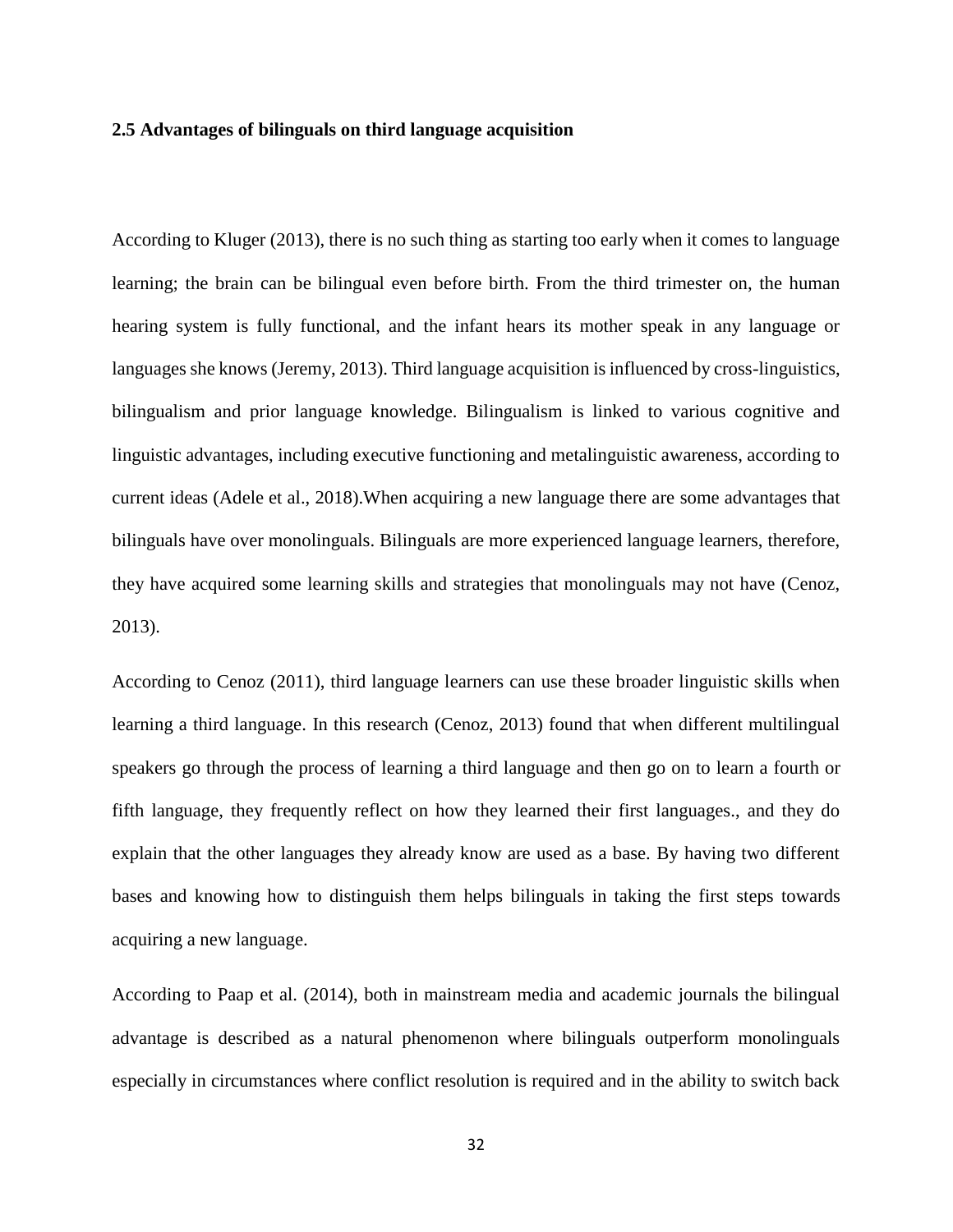## 2.5 Advantages of bilinguals on third language acquisition

According to Kluger (2013), there is no such thing as starting too early when it comes to language learning; the brain can be bilingual even before birth. From the third trimester on, the human hearing system is fully functional, and the infant hears its mother speak in any language or languages she knows (Jeremy, 2013). Third language acquisition is influenced by cross-linguistics, bilingualism and prior language knowledge. Bilingualism is linked to various cognitive and linguistic advantages, including executive functioning and metalinguistic awareness, according to current ideas (Adele et al., 2018).When acquiring a new language there are some advantages that bilinguals have over monolinguals. Bilinguals are more experienced language learners, therefore, they have acquired some learning skills and strategies that monolinguals may not have (Cenoz, 2013).

According to Cenoz (2011), third language learners can use these broader linguistic skills when learning a third language. In this research (Cenoz, 2013) found that when different multilingual speakers go through the process of learning a third language and then go on to learn a fourth or fifth language, they frequently reflect on how they learned their first languages., and they do explain that the other languages they already know are used as a base. By having two different bases and knowing how to distinguish them helps bilinguals in taking the first steps towards acquiring a new language.

According to Paap et al. (2014), both in mainstream media and academic journals the bilingual advantage is described as a natural phenomenon where bilinguals outperform monolinguals especially in circumstances where conflict resolution is required and in the ability to switch back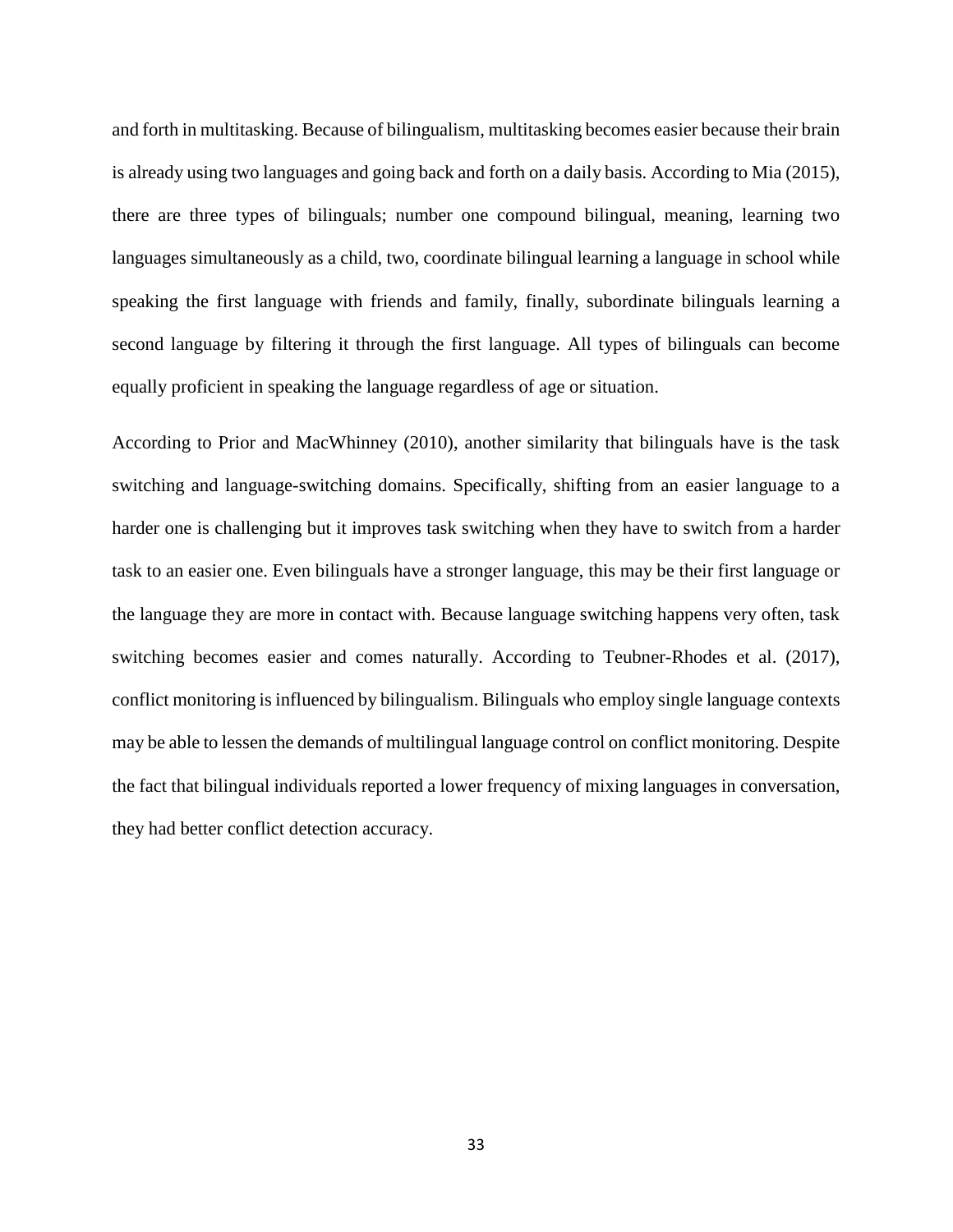and forth in multitasking. Because of bilingualism, multitasking becomes easier because their brain is already using two languages and going back and forth on a daily basis. According to Mia (2015), there are three types of bilinguals; number one compound bilingual, meaning, learning two languages simultaneously as a child, two, coordinate bilingual learning a language in school while speaking the first language with friends and family, finally, subordinate bilinguals learning a second language by filtering it through the first language. All types of bilinguals can become equally proficient in speaking the language regardless of age or situation.

According to Prior and MacWhinney (2010), another similarity that bilinguals have is the task switching and language-switching domains. Specifically, shifting from an easier language to a harder one is challenging but it improves task switching when they have to switch from a harder task to an easier one. Even bilinguals have a stronger language, this may be their first language or the language they are more in contact with. Because language switching happens very often, task switching becomes easier and comes naturally. According to Teubner-Rhodes et al. (2017), conflict monitoring is influenced by bilingualism. Bilinguals who employ single language contexts may be able to lessen the demands of multilingual language control on conflict monitoring. Despite the fact that bilingual individuals reported a lower frequency of mixing languages in conversation, they had better conflict detection accuracy.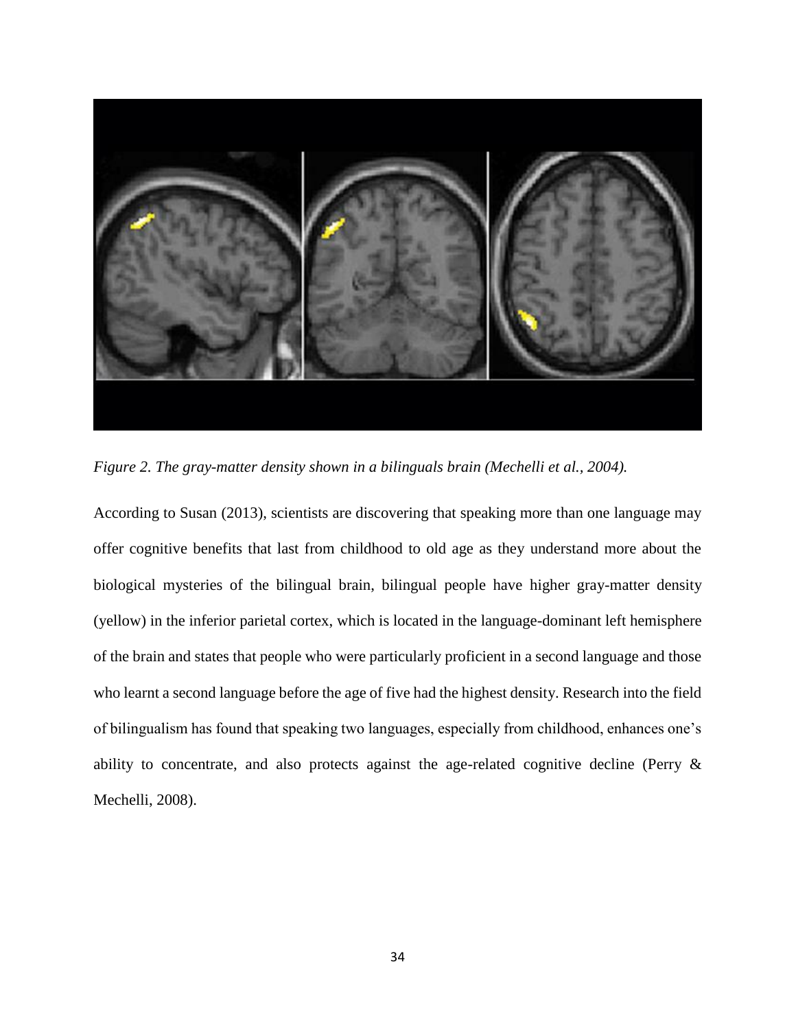*Figure 2. The gray-matter density shown in a bilinguals brain (Mechelli et al., 2004).*

According to Susan (2013), scientists are discovering that speaking more than one language may offer cognitive benefits that last from childhood to old age as they understand more about the biological mysteries of the bilingual brain, bilingual people have higher gray-matter density (yellow) in the inferior parietal cortex, which is located in the language-dominant left hemisphere of the brain and states that people who were particularly proficient in a second language and those who learnt a second language before the age of five had the highest density. Research into the field of bilingualism has found that speaking two languages, especially from childhood, enhances one's ability to concentrate, and also protects against the age-related cognitive decline (Perry & Mechelli, 2008).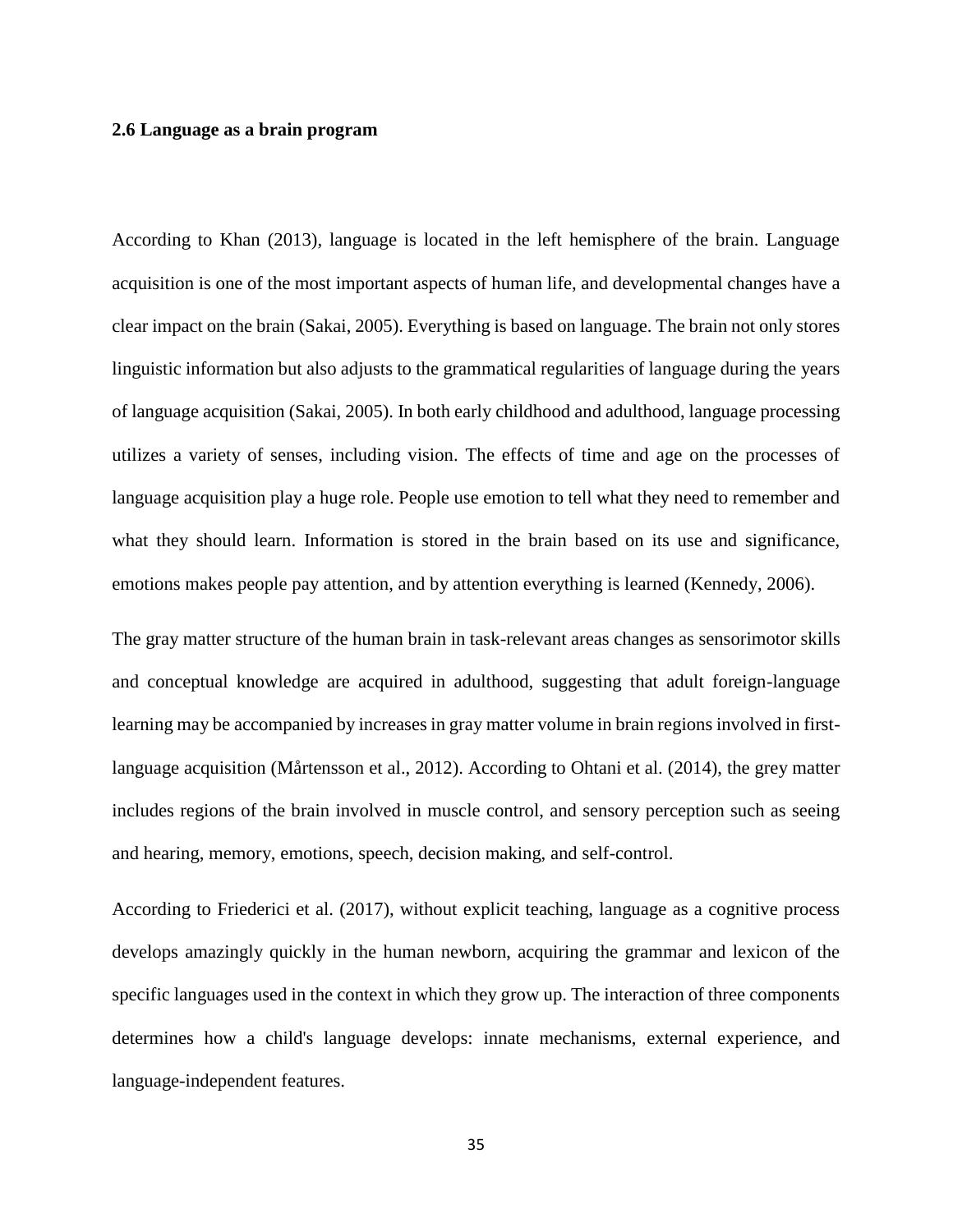### 2.6 Language as a brain program

According to Khan (2013), language is located in the left hemisphere of the brain. Language acquisition is one of the most important aspects of human life, and developmental changes have a clear impact on the brain (Sakai, 2005). Everything is based on language. The brain not only stores linguistic information but also adjusts to the grammatical regularities of language during the years of language acquisition (Sakai, 2005). In both early childhood and adulthood, language processing utilizes a variety of senses, including vision. The effects of time and age on the processes of language acquisition play a huge role. People use emotion to tell what they need to remember and what they should learn. Information is stored in the brain based on its use and significance, emotions makes people pay attention, and by attention everything is learned (Kennedy, 2006).

The gray matter structure of the human brain in task-relevant areas changes as sensorimotor skills and conceptual knowledge are acquired in adulthood, suggesting that adult foreign-language learning may be accompanied by increases in gray matter volume in brain regions involved in first-language acquisition (Mårtensson et al., 2012). According to Ohtani et al. (2014), the grey matter includes regions of the brain involved in muscle control, and sensory perception such as seeing and hearing, memory, emotions, speech, decision making, and self-control.

According to Friederici et al. (2017), without explicit teaching, language as a cognitive process develops amazingly quickly in the human newborn, acquiring the grammar and lexicon of the specific languages used in the context in which they grow up. The interaction of three components determines how a child's language develops: innate mechanisms, external experience, and language-independent features.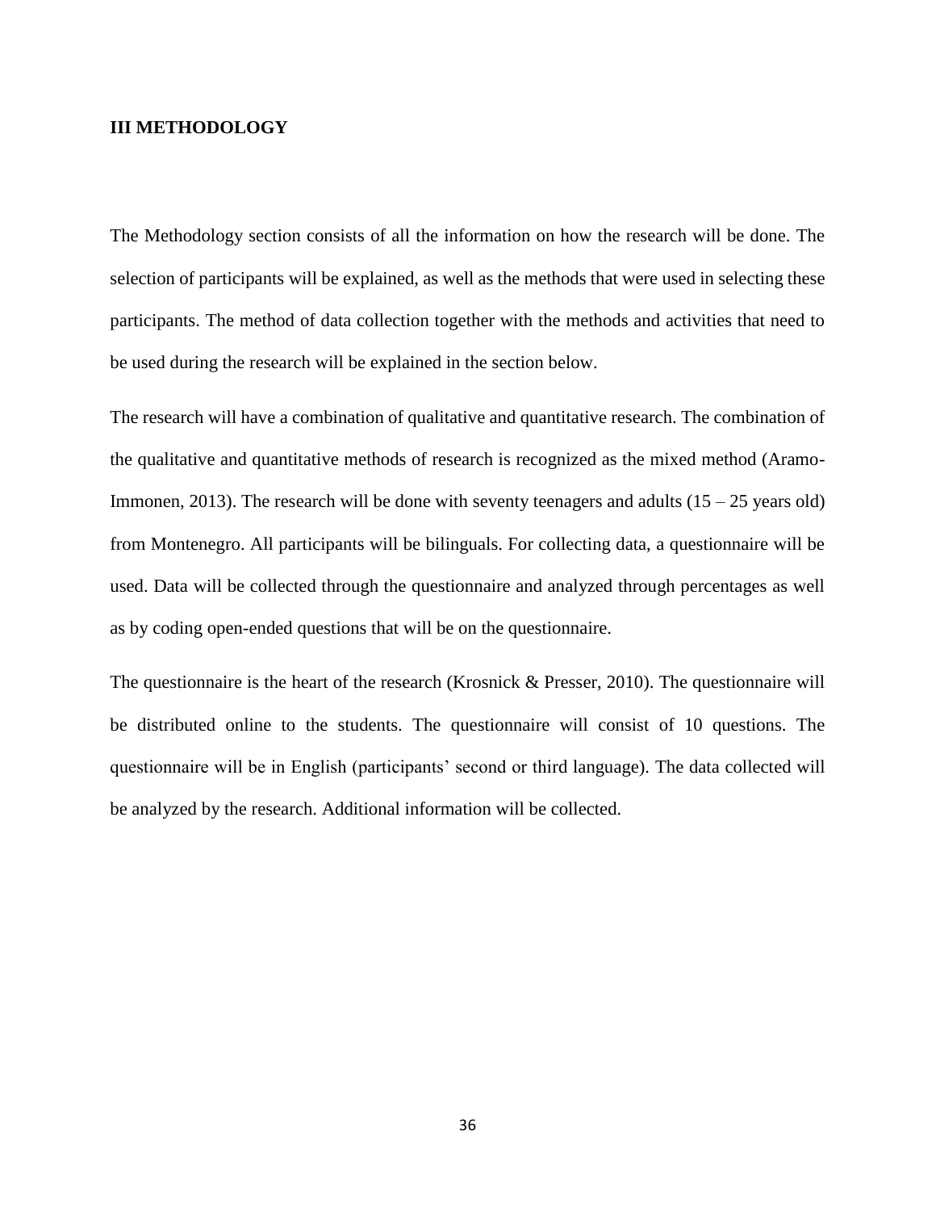## III METHODOLOGY

The Methodology section consists of all the information on how the research will be done. The selection of participants will be explained, as well as the methods that were used in selecting these participants. The method of data collection together with the methods and activities that need to be used during the research will be explained in the section below.

The research will have a combination of qualitative and quantitative research. The combination of the qualitative and quantitative methods of research is recognized as the mixed method (Aramo-Immonen, 2013). The research will be done with seventy teenagers and adults (15 – 25 years old) from Montenegro. All participants will be bilinguals. For collecting data, a questionnaire will be used. Data will be collected through the questionnaire and analyzed through percentages as well as by coding open-ended questions that will be on the questionnaire.

The questionnaire is the heart of the research (Krosnick & Presser, 2010). The questionnaire will be distributed online to the students. The questionnaire will consist of 10 questions. The questionnaire will be in English (participants' second or third language). The data collected will be analyzed by the research. Additional information will be collected.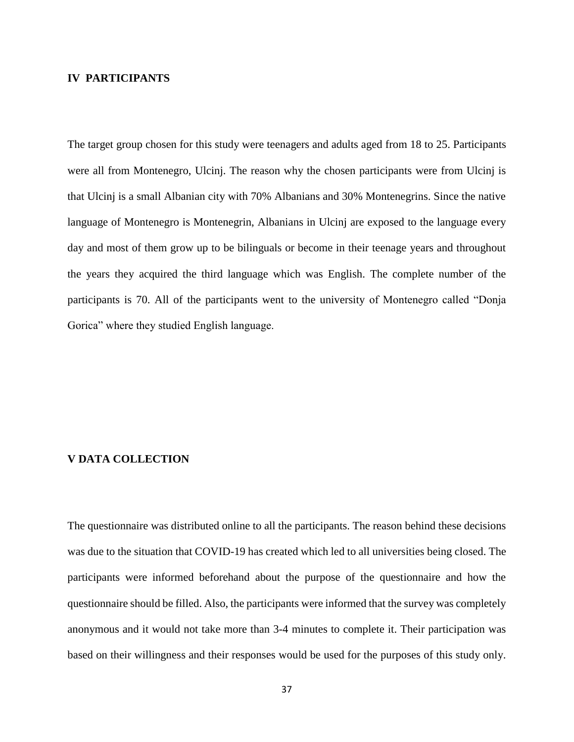## IV PARTICIPANTS

The target group chosen for this study were teenagers and adults aged from 18 to 25. Participants were all from Montenegro, Ulcinj. The reason why the chosen participants were from Ulcinj is that Ulcinj is a small Albanian city with 70% Albanians and 30% Montenegrins. Since the native language of Montenegro is Montenegrin, Albanians in Ulcinj are exposed to the language every day and most of them grow up to be bilinguals or become in their teenage years and throughout the years they acquired the third language which was English. The complete number of the participants is 70. All of the participants went to the university of Montenegro called "Donja Gorica" where they studied English language.

## V DATA COLLECTION

The questionnaire was distributed online to all the participants. The reason behind these decisions was due to the situation that COVID-19 has created which led to all universities being closed. The participants were informed beforehand about the purpose of the questionnaire and how the questionnaire should be filled. Also, the participants were informed that the survey was completely anonymous and it would not take more than 3-4 minutes to complete it. Their participation was based on their willingness and their responses would be used for the purposes of this study only.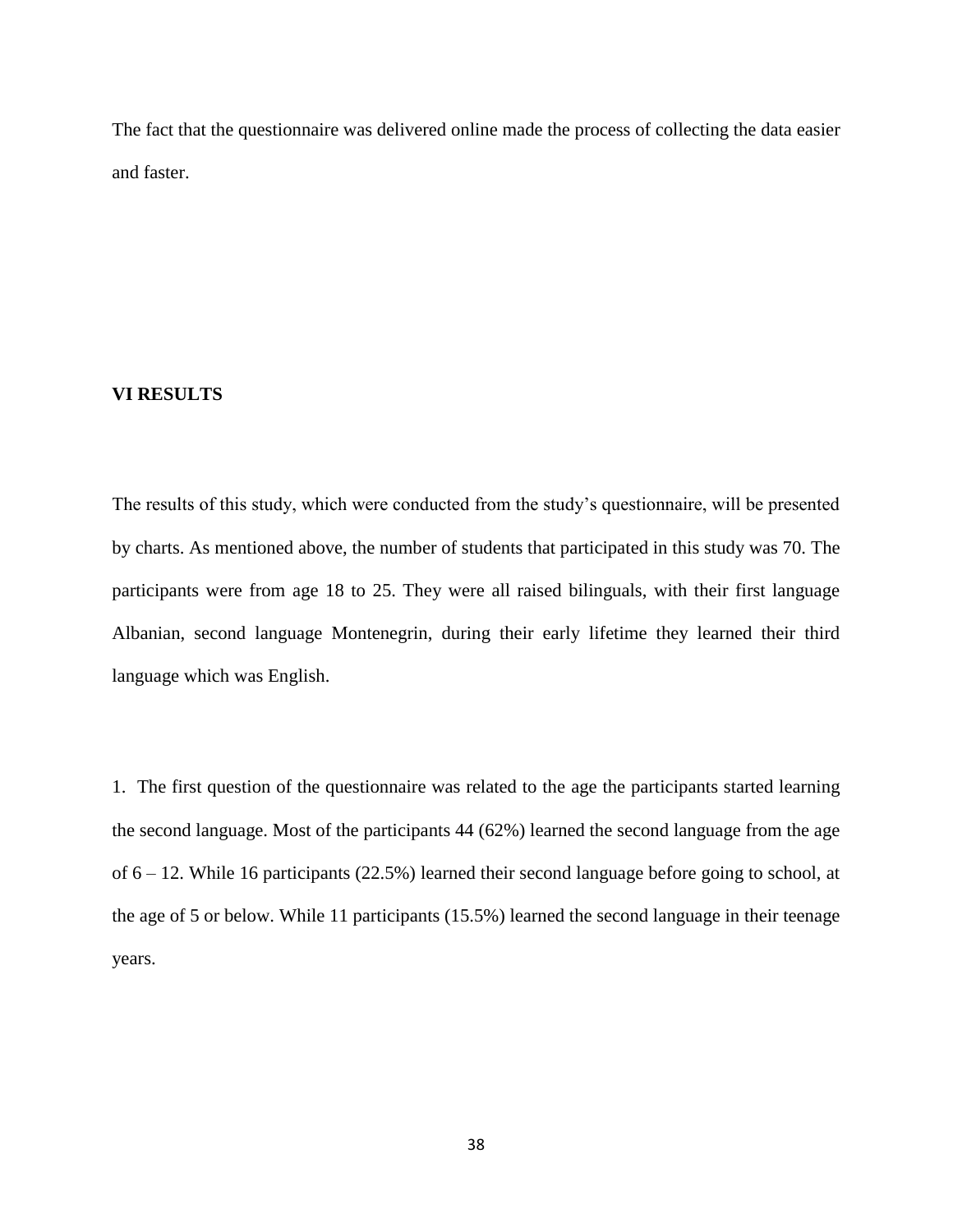The fact that the questionnaire was delivered online made the process of collecting the data easier and faster.

# VI RESULTS

The results of this study, which were conducted from the study's questionnaire, will be presented by charts. As mentioned above, the number of students that participated in this study was 70. The participants were from age 18 to 25. They were all raised bilinguals, with their first language Albanian, second language Montenegrin, during their early lifetime they learned their third language which was English.

1. The first question of the questionnaire was related to the age the participants started learning the second language. Most of the participants 44 (62%) learned the second language from the age of 6 – 12. While 16 participants (22.5%) learned their second language before going to school, at the age of 5 or below. While 11 participants (15.5%) learned the second language in their teenage years.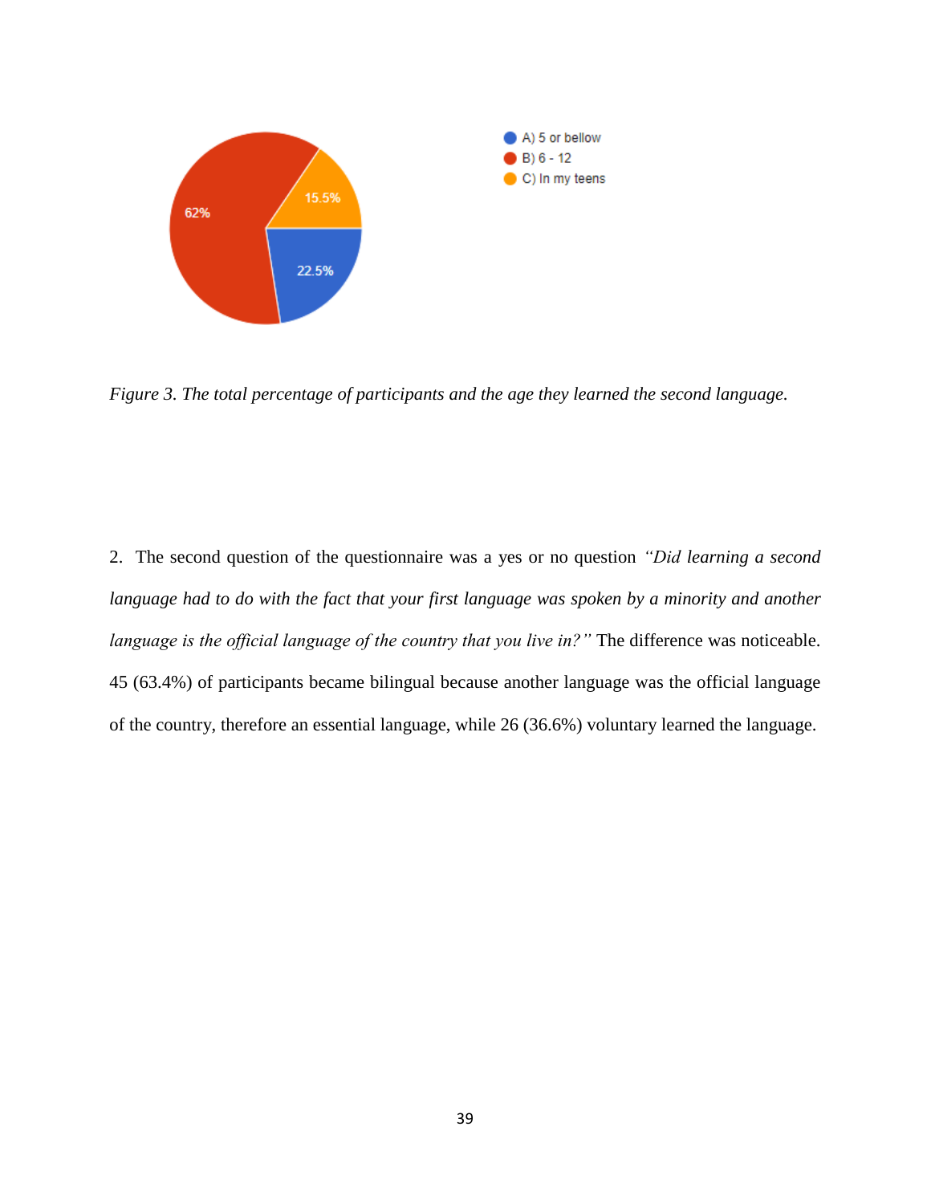A) 5 or bellow

B) 6 - 12

C) In my teens

62%

15.5%

22.5%

*Figure 3. The total percentage of participants and the age they learned the second language.*

2. The second question of the questionnaire was a yes or no question *"Did learning a second language had to do with the fact that your first language was spoken by a minority and another language is the official language of the country that you live in?"* The difference was noticeable. 45 (63.4%) of participants became bilingual because another language was the official language of the country, therefore an essential language, while 26 (36.6%) voluntary learned the language.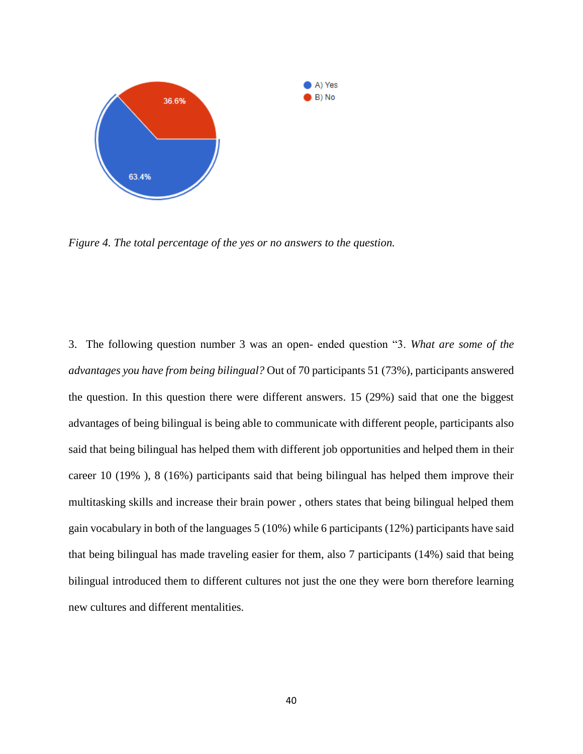A) Yes
B) No

36.6%

63.4%

*Figure 4. The total percentage of the yes or no answers to the question.*

3. The following question number 3 was an open- ended question "3. *What are some of the advantages you have from being bilingual?* Out of 70 participants 51 (73%), participants answered the question. In this question there were different answers. 15 (29%) said that one the biggest advantages of being bilingual is being able to communicate with different people, participants also said that being bilingual has helped them with different job opportunities and helped them in their career 10 (19% ), 8 (16%) participants said that being bilingual has helped them improve their multitasking skills and increase their brain power , others states that being bilingual helped them gain vocabulary in both of the languages 5 (10%) while 6 participants (12%) participants have said that being bilingual has made traveling easier for them, also 7 participants (14%) said that being bilingual introduced them to different cultures not just the one they were born therefore learning new cultures and different mentalities.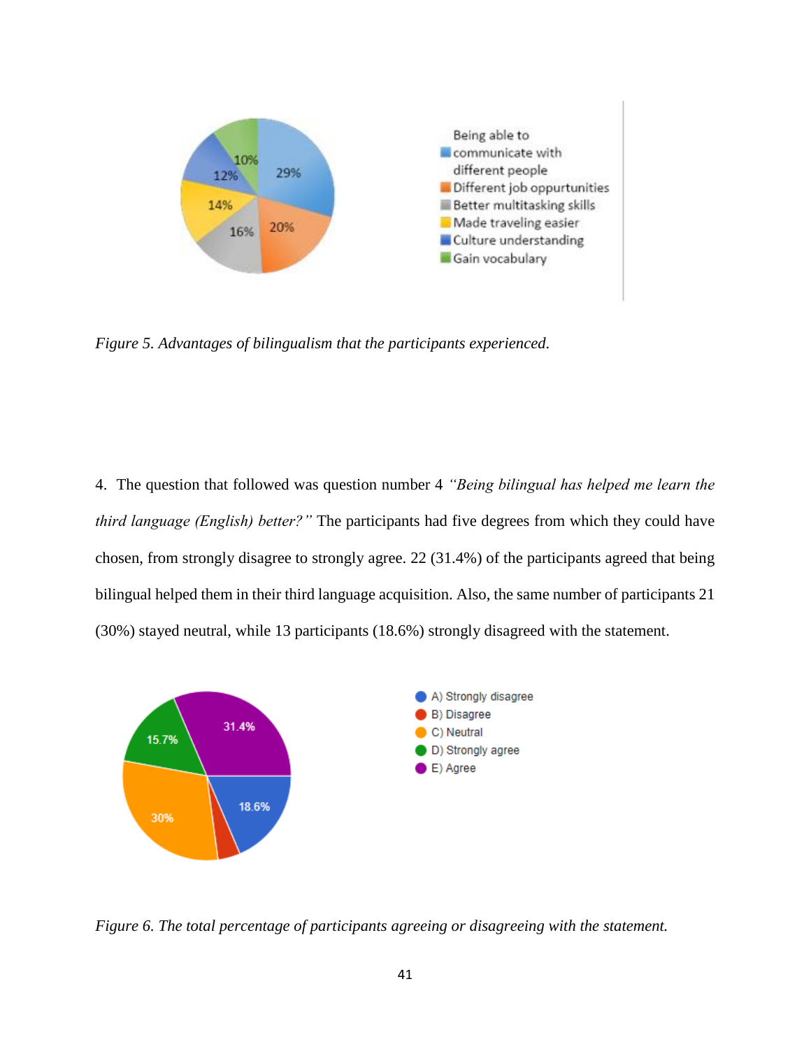*Figure 5. Advantages of bilingualism that the participants experienced.*

4. The question that followed was question number 4 *"Being bilingual has helped me learn the third language (English) better?"* The participants had five degrees from which they could have chosen, from strongly disagree to strongly agree. 22 (31.4%) of the participants agreed that being bilingual helped them in their third language acquisition. Also, the same number of participants 21 (30%) stayed neutral, while 13 participants (18.6%) strongly disagreed with the statement.

*Figure 6. The total percentage of participants agreeing or disagreeing with the statement.*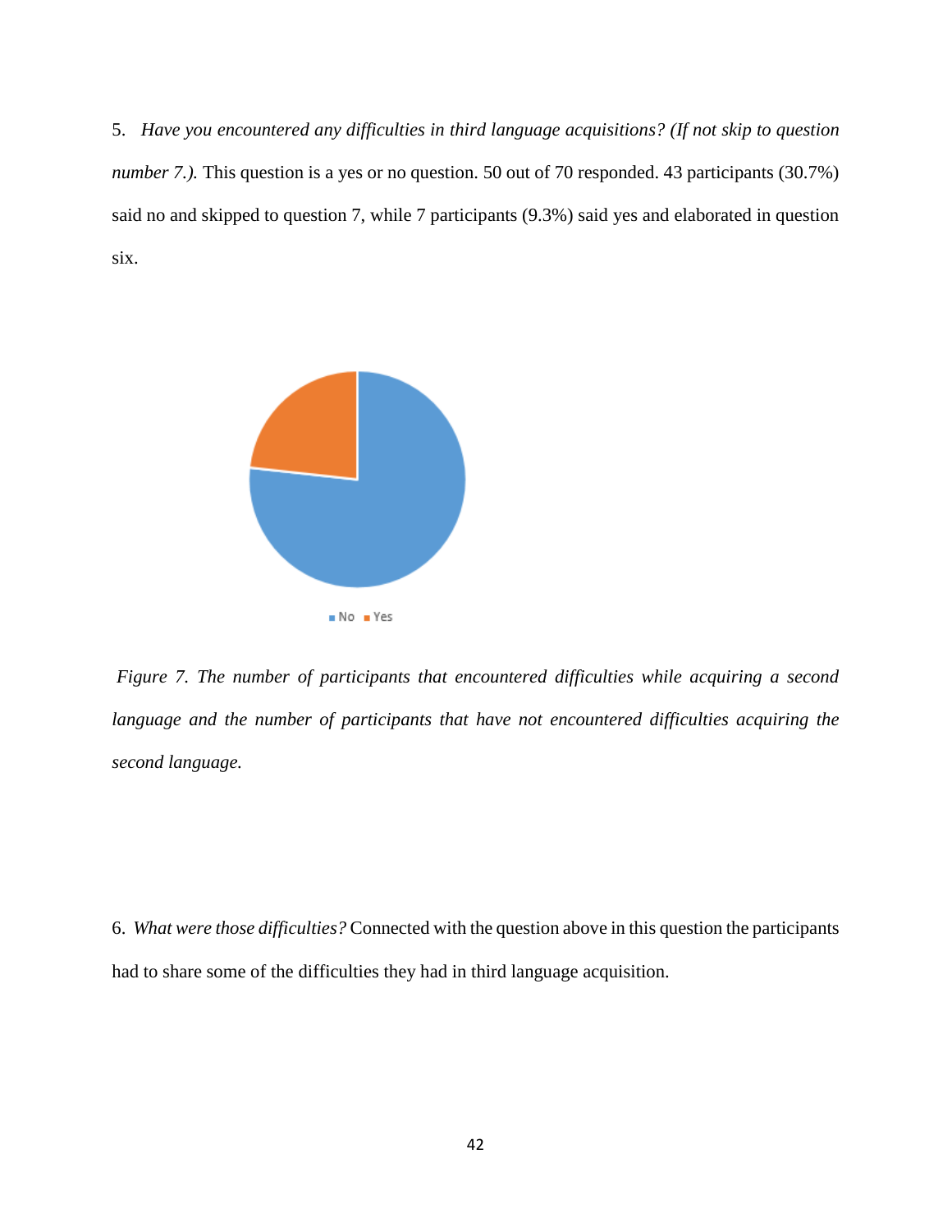5. *Have you encountered any difficulties in third language acquisitions? (If not skip to question number 7.).* This question is a yes or no question. 50 out of 70 responded. 43 participants (30.7%) said no and skipped to question 7, while 7 participants (9.3%) said yes and elaborated in question six.

*Figure 7. The number of participants that encountered difficulties while acquiring a second language and the number of participants that have not encountered difficulties acquiring the second language.*

6. *What were those difficulties?* Connected with the question above in this question the participants had to share some of the difficulties they had in third language acquisition.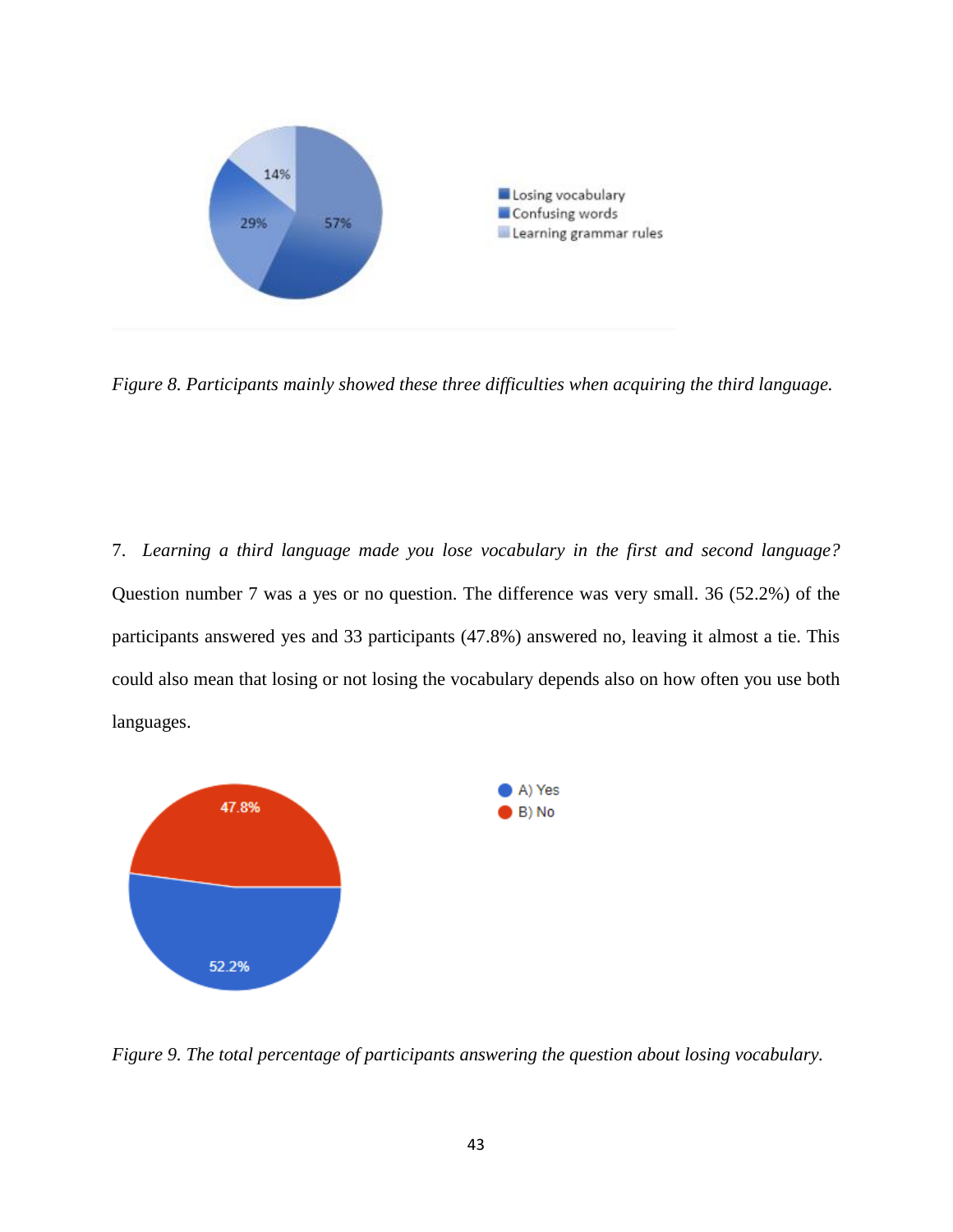*Figure 8. Participants mainly showed these three difficulties when acquiring the third language.*

7. *Learning a third language made you lose vocabulary in the first and second language?* Question number 7 was a yes or no question. The difference was very small. 36 (52.2%) of the participants answered yes and 33 participants (47.8%) answered no, leaving it almost a tie. This could also mean that losing or not losing the vocabulary depends also on how often you use both languages.

*Figure 9. The total percentage of participants answering the question about losing vocabulary.*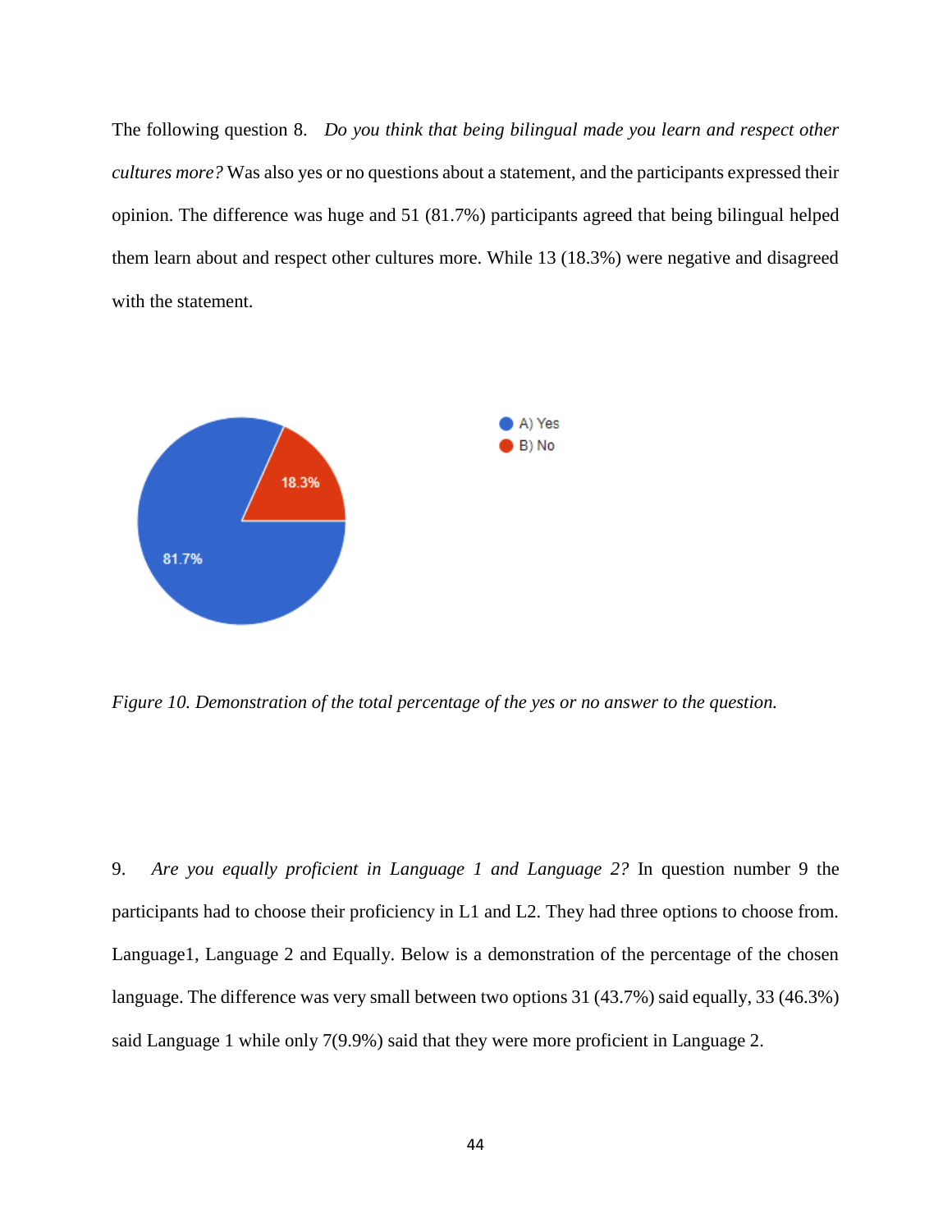The following question 8. *Do you think that being bilingual made you learn and respect other cultures more?* Was also yes or no questions about a statement, and the participants expressed their opinion. The difference was huge and 51 (81.7%) participants agreed that being bilingual helped them learn about and respect other cultures more. While 13 (18.3%) were negative and disagreed with the statement.

*Figure 10. Demonstration of the total percentage of the yes or no answer to the question.*

9. *Are you equally proficient in Language 1 and Language 2?* In question number 9 the participants had to choose their proficiency in L1 and L2. They had three options to choose from. Language1, Language 2 and Equally. Below is a demonstration of the percentage of the chosen language. The difference was very small between two options 31 (43.7%) said equally, 33 (46.3%) said Language 1 while only 7(9.9%) said that they were more proficient in Language 2.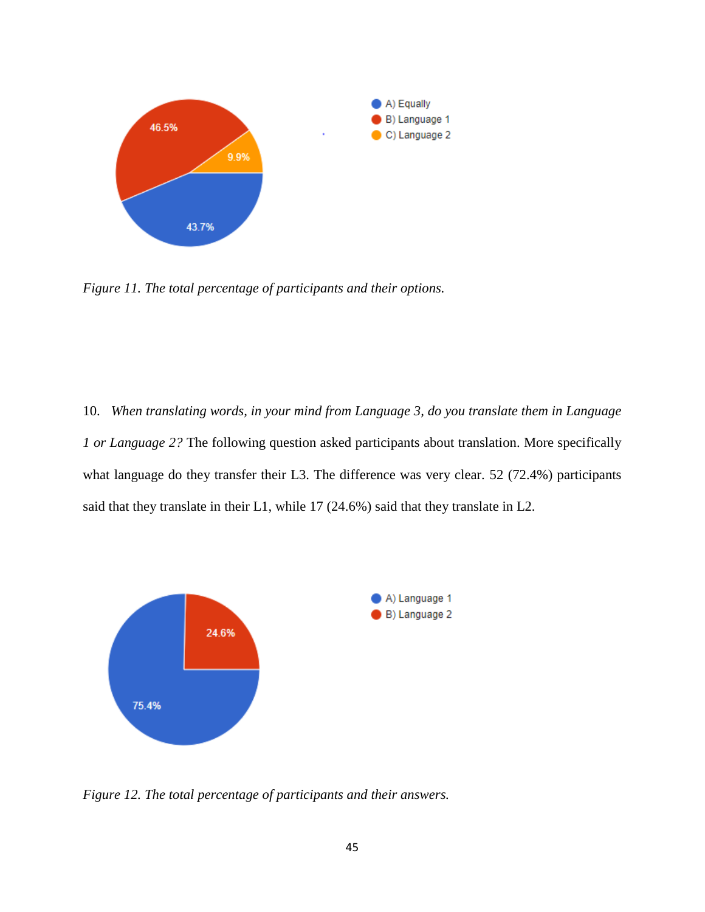*Figure 11. The total percentage of participants and their options.*

10. *When translating words, in your mind from Language 3, do you translate them in Language 1 or Language 2?* The following question asked participants about translation. More specifically what language do they transfer their L3. The difference was very clear. 52 (72.4%) participants said that they translate in their L1, while 17 (24.6%) said that they translate in L2.

*Figure 12. The total percentage of participants and their answers.*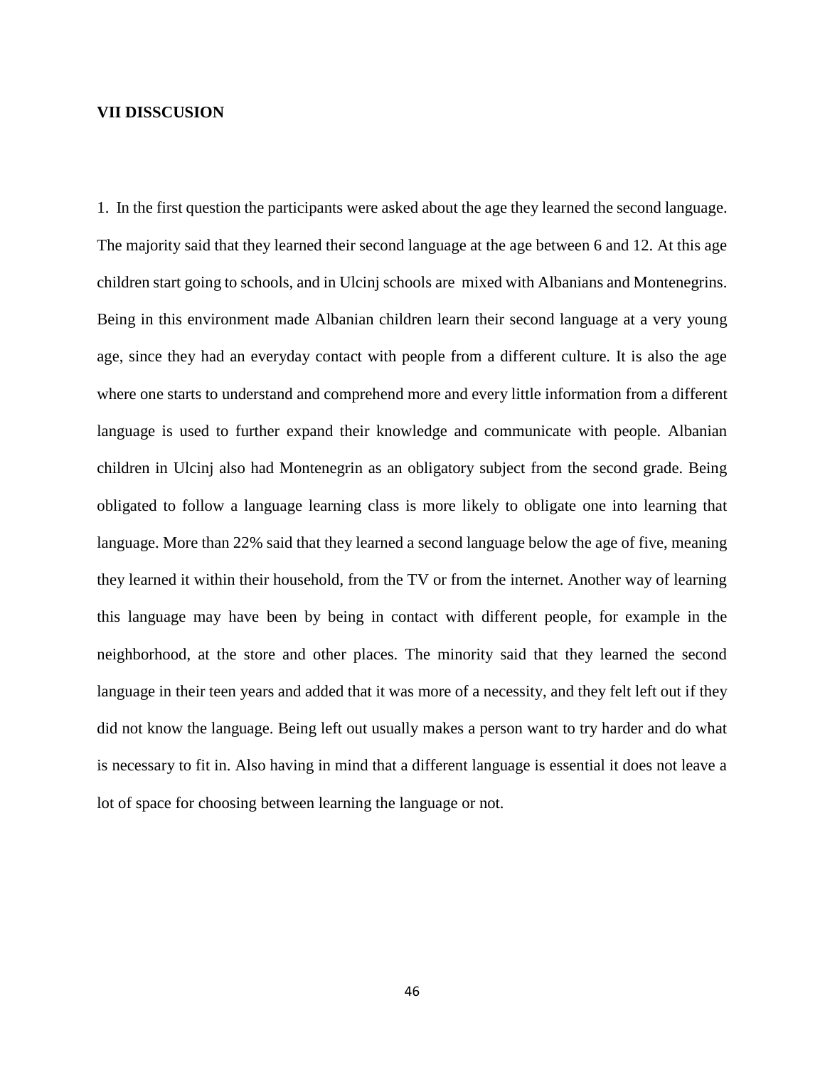## VII DISSCUSION

1. In the first question the participants were asked about the age they learned the second language. The majority said that they learned their second language at the age between 6 and 12. At this age children start going to schools, and in Ulcinj schools are mixed with Albanians and Montenegrins. Being in this environment made Albanian children learn their second language at a very young age, since they had an everyday contact with people from a different culture. It is also the age where one starts to understand and comprehend more and every little information from a different language is used to further expand their knowledge and communicate with people. Albanian children in Ulcinj also had Montenegrin as an obligatory subject from the second grade. Being obligated to follow a language learning class is more likely to obligate one into learning that language. More than 22% said that they learned a second language below the age of five, meaning they learned it within their household, from the TV or from the internet. Another way of learning this language may have been by being in contact with different people, for example in the neighborhood, at the store and other places. The minority said that they learned the second language in their teen years and added that it was more of a necessity, and they felt left out if they did not know the language. Being left out usually makes a person want to try harder and do what is necessary to fit in. Also having in mind that a different language is essential it does not leave a lot of space for choosing between learning the language or not.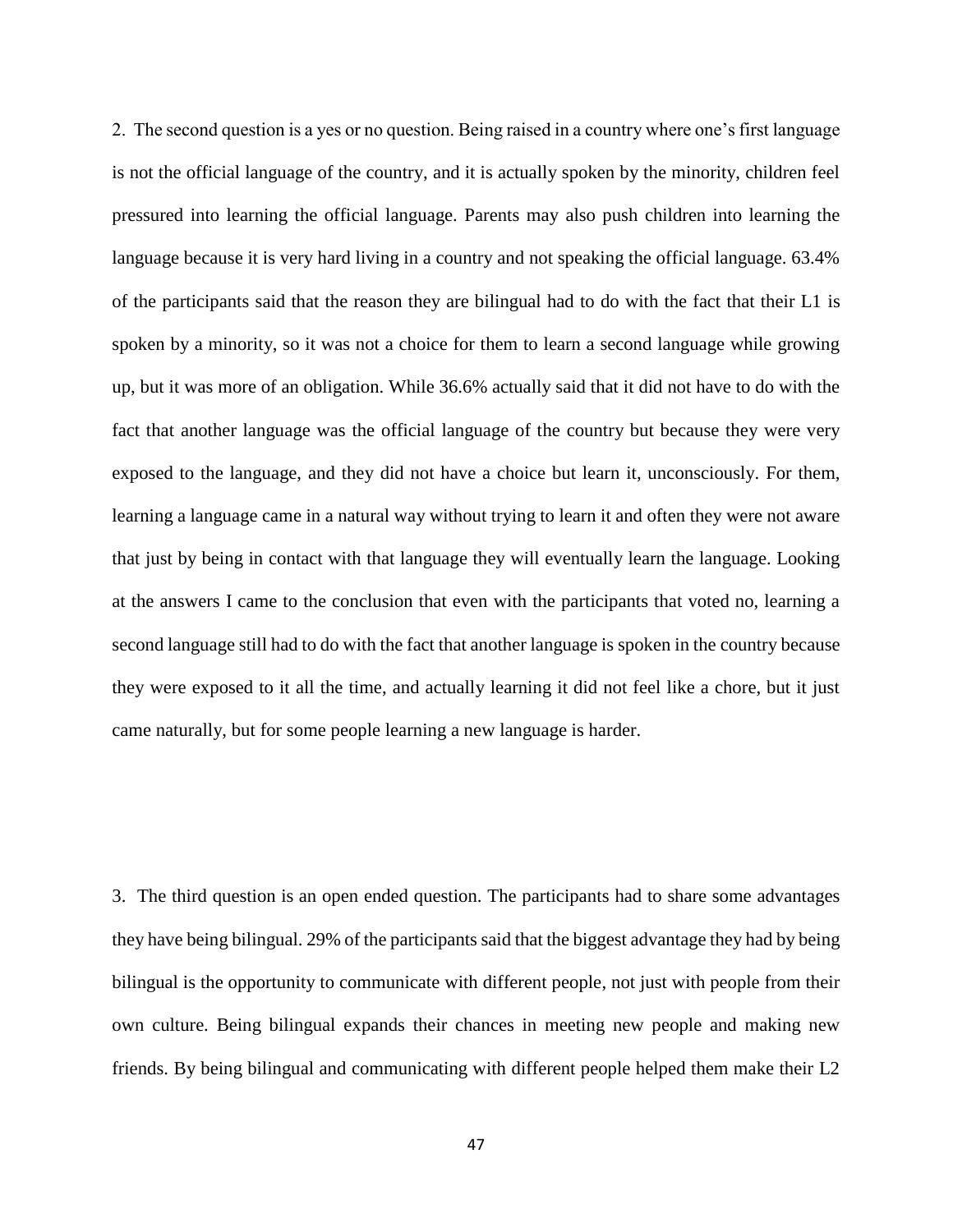2. The second question is a yes or no question. Being raised in a country where one's first language is not the official language of the country, and it is actually spoken by the minority, children feel pressured into learning the official language. Parents may also push children into learning the language because it is very hard living in a country and not speaking the official language. 63.4% of the participants said that the reason they are bilingual had to do with the fact that their L1 is spoken by a minority, so it was not a choice for them to learn a second language while growing up, but it was more of an obligation. While 36.6% actually said that it did not have to do with the fact that another language was the official language of the country but because they were very exposed to the language, and they did not have a choice but learn it, unconsciously. For them, learning a language came in a natural way without trying to learn it and often they were not aware that just by being in contact with that language they will eventually learn the language. Looking at the answers I came to the conclusion that even with the participants that voted no, learning a second language still had to do with the fact that another language is spoken in the country because they were exposed to it all the time, and actually learning it did not feel like a chore, but it just came naturally, but for some people learning a new language is harder.

3. The third question is an open ended question. The participants had to share some advantages they have being bilingual. 29% of the participants said that the biggest advantage they had by being bilingual is the opportunity to communicate with different people, not just with people from their own culture. Being bilingual expands their chances in meeting new people and making new friends. By being bilingual and communicating with different people helped them make their L2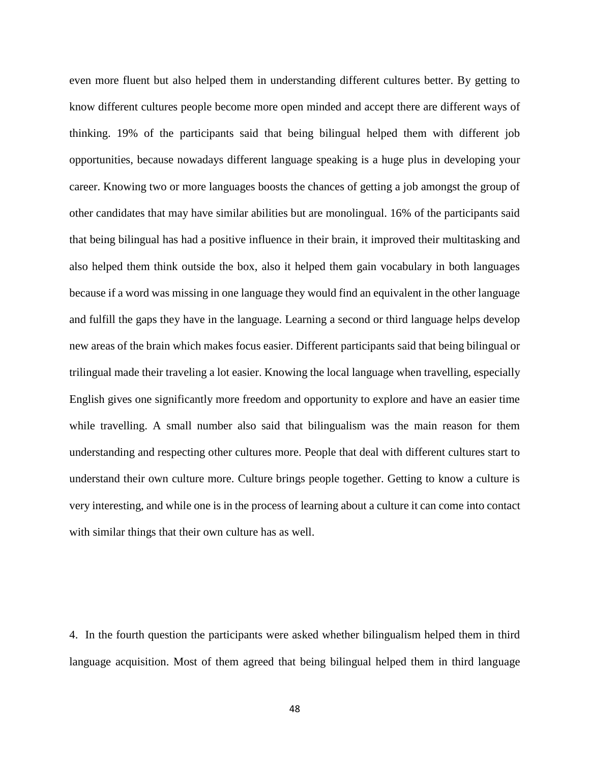even more fluent but also helped them in understanding different cultures better. By getting to know different cultures people become more open minded and accept there are different ways of thinking. 19% of the participants said that being bilingual helped them with different job opportunities, because nowadays different language speaking is a huge plus in developing your career. Knowing two or more languages boosts the chances of getting a job amongst the group of other candidates that may have similar abilities but are monolingual. 16% of the participants said that being bilingual has had a positive influence in their brain, it improved their multitasking and also helped them think outside the box, also it helped them gain vocabulary in both languages because if a word was missing in one language they would find an equivalent in the other language and fulfill the gaps they have in the language. Learning a second or third language helps develop new areas of the brain which makes focus easier. Different participants said that being bilingual or trilingual made their traveling a lot easier. Knowing the local language when travelling, especially English gives one significantly more freedom and opportunity to explore and have an easier time while travelling. A small number also said that bilingualism was the main reason for them understanding and respecting other cultures more. People that deal with different cultures start to understand their own culture more. Culture brings people together. Getting to know a culture is very interesting, and while one is in the process of learning about a culture it can come into contact with similar things that their own culture has as well.

4. In the fourth question the participants were asked whether bilingualism helped them in third language acquisition. Most of them agreed that being bilingual helped them in third language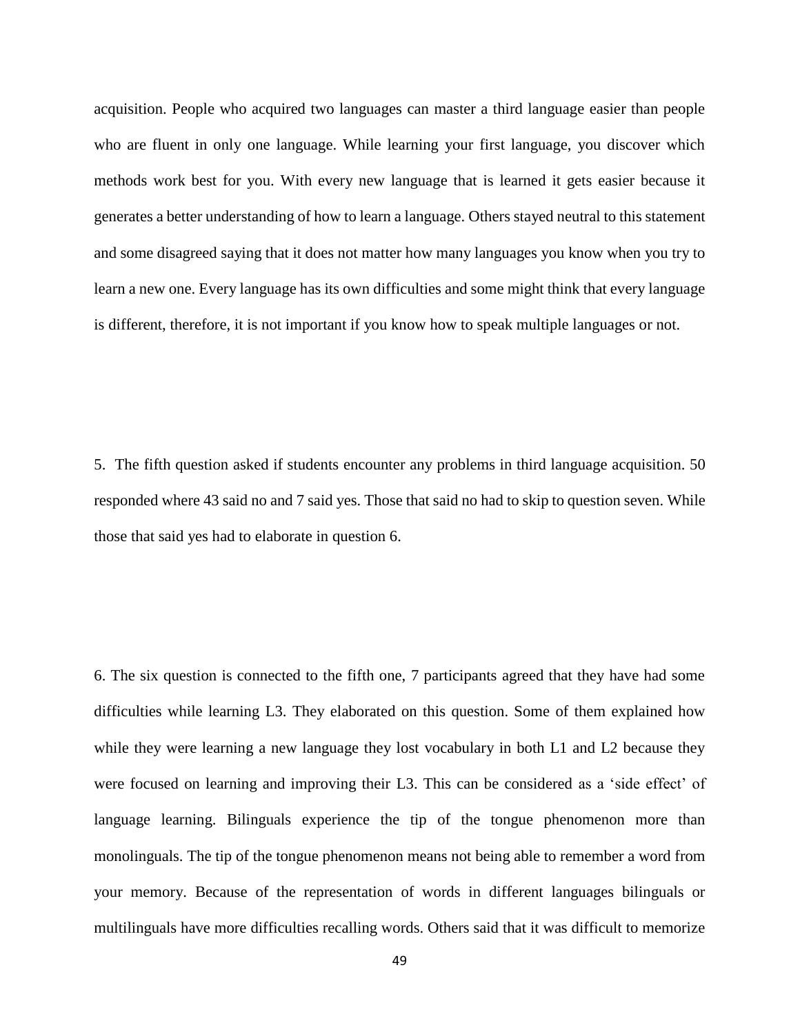acquisition. People who acquired two languages can master a third language easier than people who are fluent in only one language. While learning your first language, you discover which methods work best for you. With every new language that is learned it gets easier because it generates a better understanding of how to learn a language. Others stayed neutral to this statement and some disagreed saying that it does not matter how many languages you know when you try to learn a new one. Every language has its own difficulties and some might think that every language is different, therefore, it is not important if you know how to speak multiple languages or not.

5. The fifth question asked if students encounter any problems in third language acquisition. 50 responded where 43 said no and 7 said yes. Those that said no had to skip to question seven. While those that said yes had to elaborate in question 6.

6. The six question is connected to the fifth one, 7 participants agreed that they have had some difficulties while learning L3. They elaborated on this question. Some of them explained how while they were learning a new language they lost vocabulary in both L1 and L2 because they were focused on learning and improving their L3. This can be considered as a 'side effect' of language learning. Bilinguals experience the tip of the tongue phenomenon more than monolinguals. The tip of the tongue phenomenon means not being able to remember a word from your memory. Because of the representation of words in different languages bilinguals or multilinguals have more difficulties recalling words. Others said that it was difficult to memorize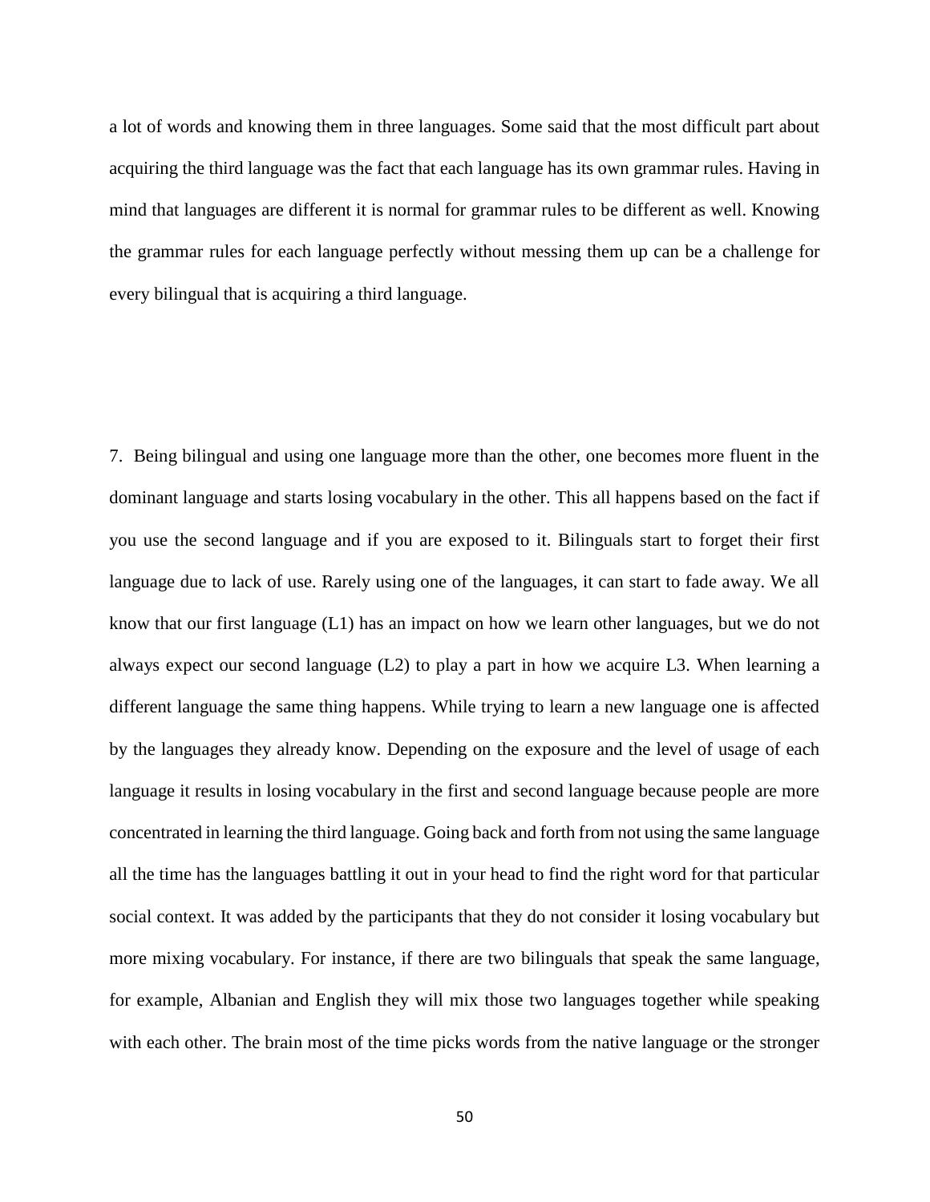a lot of words and knowing them in three languages. Some said that the most difficult part about acquiring the third language was the fact that each language has its own grammar rules. Having in mind that languages are different it is normal for grammar rules to be different as well. Knowing the grammar rules for each language perfectly without messing them up can be a challenge for every bilingual that is acquiring a third language.

7. Being bilingual and using one language more than the other, one becomes more fluent in the dominant language and starts losing vocabulary in the other. This all happens based on the fact if you use the second language and if you are exposed to it. Bilinguals start to forget their first language due to lack of use. Rarely using one of the languages, it can start to fade away. We all know that our first language (L1) has an impact on how we learn other languages, but we do not always expect our second language (L2) to play a part in how we acquire L3. When learning a different language the same thing happens. While trying to learn a new language one is affected by the languages they already know. Depending on the exposure and the level of usage of each language it results in losing vocabulary in the first and second language because people are more concentrated in learning the third language. Going back and forth from not using the same language all the time has the languages battling it out in your head to find the right word for that particular social context. It was added by the participants that they do not consider it losing vocabulary but more mixing vocabulary. For instance, if there are two bilinguals that speak the same language, for example, Albanian and English they will mix those two languages together while speaking with each other. The brain most of the time picks words from the native language or the stronger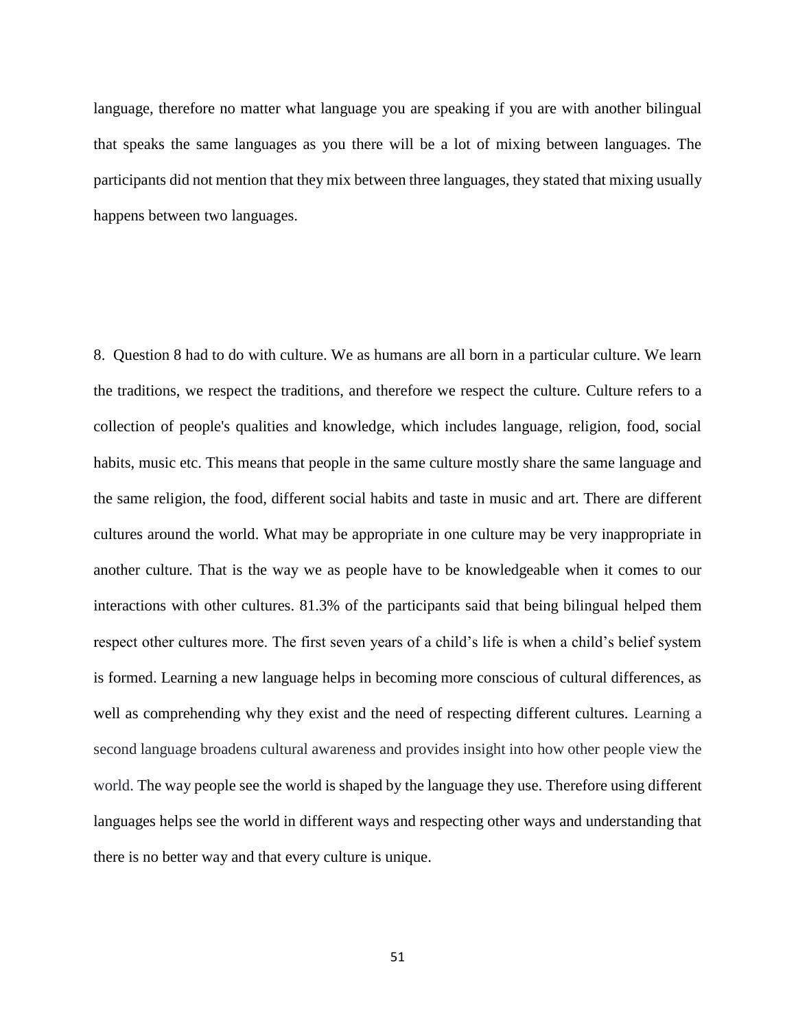language, therefore no matter what language you are speaking if you are with another bilingual that speaks the same languages as you there will be a lot of mixing between languages. The participants did not mention that they mix between three languages, they stated that mixing usually happens between two languages.

8. Question 8 had to do with culture. We as humans are all born in a particular culture. We learn the traditions, we respect the traditions, and therefore we respect the culture. Culture refers to a collection of people's qualities and knowledge, which includes language, religion, food, social habits, music etc. This means that people in the same culture mostly share the same language and the same religion, the food, different social habits and taste in music and art. There are different cultures around the world. What may be appropriate in one culture may be very inappropriate in another culture. That is the way we as people have to be knowledgeable when it comes to our interactions with other cultures. 81.3% of the participants said that being bilingual helped them respect other cultures more. The first seven years of a child's life is when a child's belief system is formed. Learning a new language helps in becoming more conscious of cultural differences, as well as comprehending why they exist and the need of respecting different cultures. Learning a second language broadens cultural awareness and provides insight into how other people view the world. The way people see the world is shaped by the language they use. Therefore using different languages helps see the world in different ways and respecting other ways and understanding that there is no better way and that every culture is unique.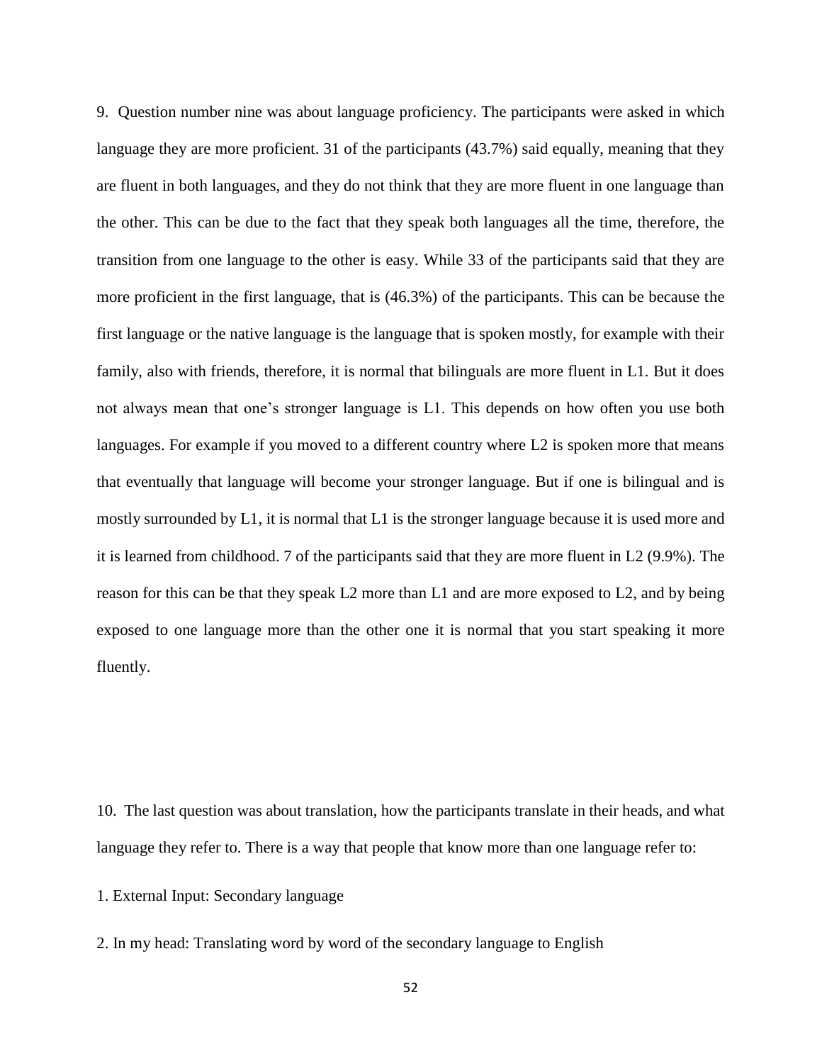9. Question number nine was about language proficiency. The participants were asked in which language they are more proficient. 31 of the participants (43.7%) said equally, meaning that they are fluent in both languages, and they do not think that they are more fluent in one language than the other. This can be due to the fact that they speak both languages all the time, therefore, the transition from one language to the other is easy. While 33 of the participants said that they are more proficient in the first language, that is (46.3%) of the participants. This can be because the first language or the native language is the language that is spoken mostly, for example with their family, also with friends, therefore, it is normal that bilinguals are more fluent in L1. But it does not always mean that one's stronger language is L1. This depends on how often you use both languages. For example if you moved to a different country where L2 is spoken more that means that eventually that language will become your stronger language. But if one is bilingual and is mostly surrounded by L1, it is normal that L1 is the stronger language because it is used more and it is learned from childhood. 7 of the participants said that they are more fluent in L2 (9.9%). The reason for this can be that they speak L2 more than L1 and are more exposed to L2, and by being exposed to one language more than the other one it is normal that you start speaking it more fluently.

10. The last question was about translation, how the participants translate in their heads, and what language they refer to. There is a way that people that know more than one language refer to:

1. External Input: Secondary language

2. In my head: Translating word by word of the secondary language to English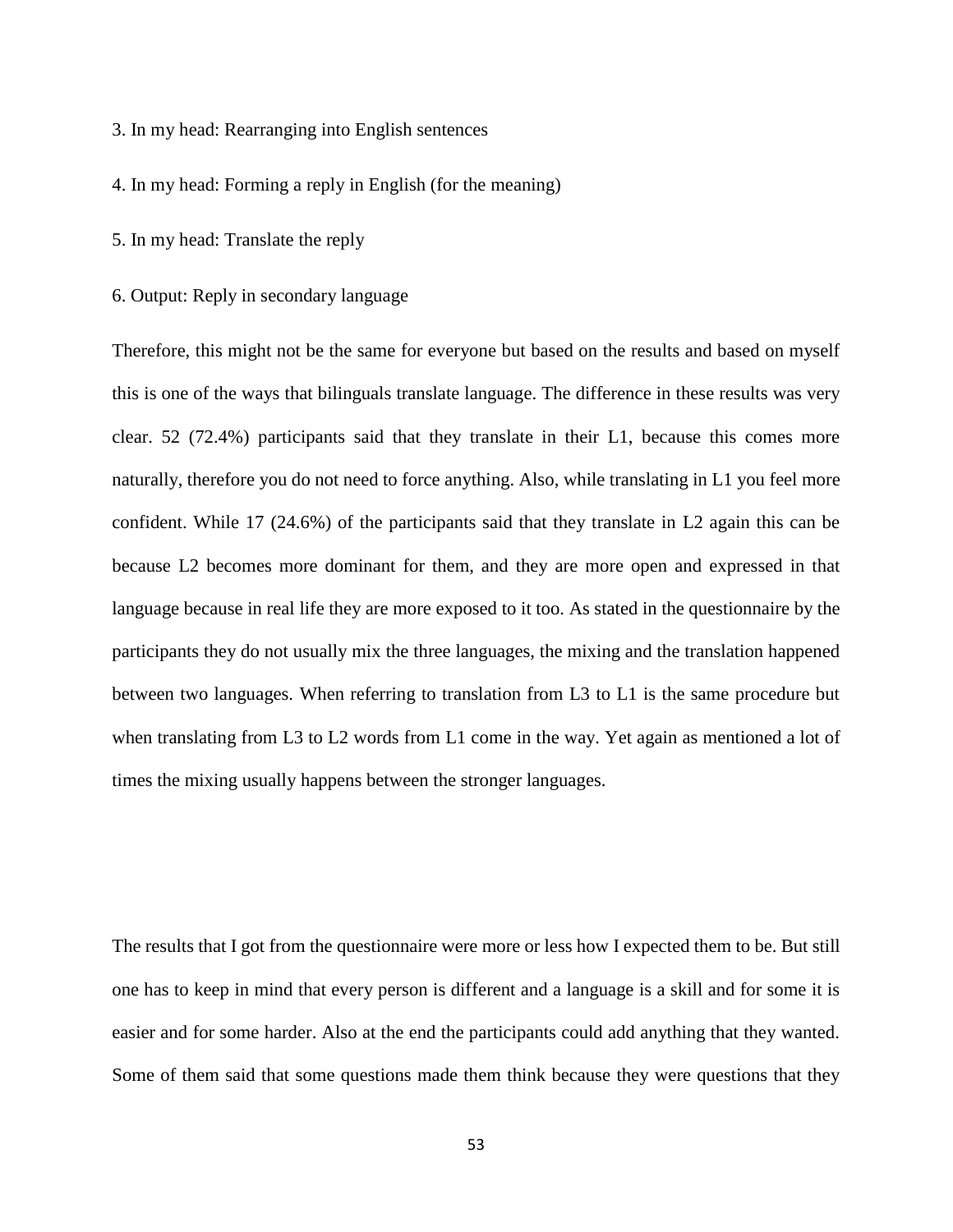3. In my head: Rearranging into English sentences

4. In my head: Forming a reply in English (for the meaning)

5. In my head: Translate the reply

6. Output: Reply in secondary language

Therefore, this might not be the same for everyone but based on the results and based on myself this is one of the ways that bilinguals translate language. The difference in these results was very clear. 52 (72.4%) participants said that they translate in their L1, because this comes more naturally, therefore you do not need to force anything. Also, while translating in L1 you feel more confident. While 17 (24.6%) of the participants said that they translate in L2 again this can be because L2 becomes more dominant for them, and they are more open and expressed in that language because in real life they are more exposed to it too. As stated in the questionnaire by the participants they do not usually mix the three languages, the mixing and the translation happened between two languages. When referring to translation from L3 to L1 is the same procedure but when translating from L3 to L2 words from L1 come in the way. Yet again as mentioned a lot of times the mixing usually happens between the stronger languages.

The results that I got from the questionnaire were more or less how I expected them to be. But still one has to keep in mind that every person is different and a language is a skill and for some it is easier and for some harder. Also at the end the participants could add anything that they wanted. Some of them said that some questions made them think because they were questions that they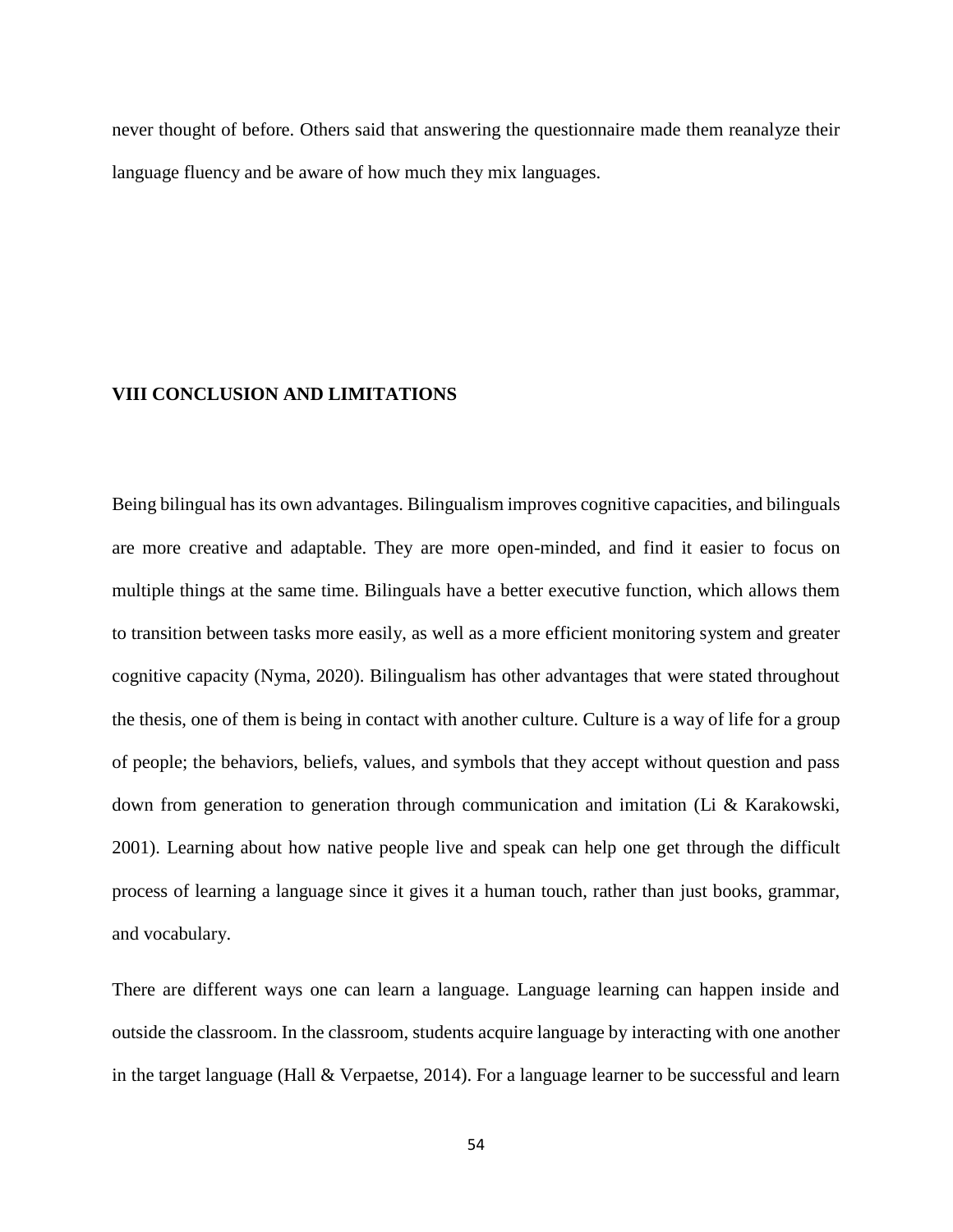never thought of before. Others said that answering the questionnaire made them reanalyze their language fluency and be aware of how much they mix languages.

## VIII CONCLUSION AND LIMITATIONS

Being bilingual has its own advantages. Bilingualism improves cognitive capacities, and bilinguals are more creative and adaptable. They are more open-minded, and find it easier to focus on multiple things at the same time. Bilinguals have a better executive function, which allows them to transition between tasks more easily, as well as a more efficient monitoring system and greater cognitive capacity (Nyma, 2020). Bilingualism has other advantages that were stated throughout the thesis, one of them is being in contact with another culture. Culture is a way of life for a group of people; the behaviors, beliefs, values, and symbols that they accept without question and pass down from generation to generation through communication and imitation (Li & Karakowski, 2001). Learning about how native people live and speak can help one get through the difficult process of learning a language since it gives it a human touch, rather than just books, grammar, and vocabulary.

There are different ways one can learn a language. Language learning can happen inside and outside the classroom. In the classroom, students acquire language by interacting with one another in the target language (Hall & Verpaetse, 2014). For a language learner to be successful and learn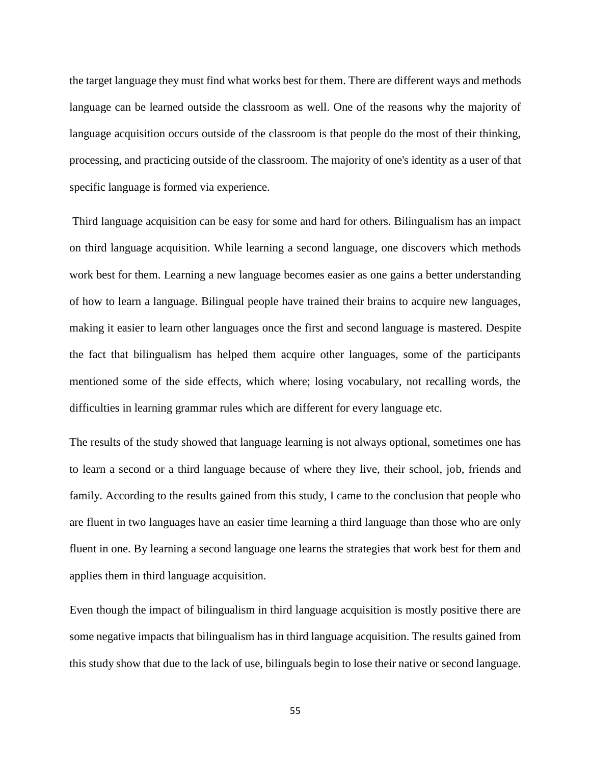the target language they must find what works best for them. There are different ways and methods language can be learned outside the classroom as well. One of the reasons why the majority of language acquisition occurs outside of the classroom is that people do the most of their thinking, processing, and practicing outside of the classroom. The majority of one's identity as a user of that specific language is formed via experience.

Third language acquisition can be easy for some and hard for others. Bilingualism has an impact on third language acquisition. While learning a second language, one discovers which methods work best for them. Learning a new language becomes easier as one gains a better understanding of how to learn a language. Bilingual people have trained their brains to acquire new languages, making it easier to learn other languages once the first and second language is mastered. Despite the fact that bilingualism has helped them acquire other languages, some of the participants mentioned some of the side effects, which where; losing vocabulary, not recalling words, the difficulties in learning grammar rules which are different for every language etc.

The results of the study showed that language learning is not always optional, sometimes one has to learn a second or a third language because of where they live, their school, job, friends and family. According to the results gained from this study, I came to the conclusion that people who are fluent in two languages have an easier time learning a third language than those who are only fluent in one. By learning a second language one learns the strategies that work best for them and applies them in third language acquisition.

Even though the impact of bilingualism in third language acquisition is mostly positive there are some negative impacts that bilingualism has in third language acquisition. The results gained from this study show that due to the lack of use, bilinguals begin to lose their native or second language.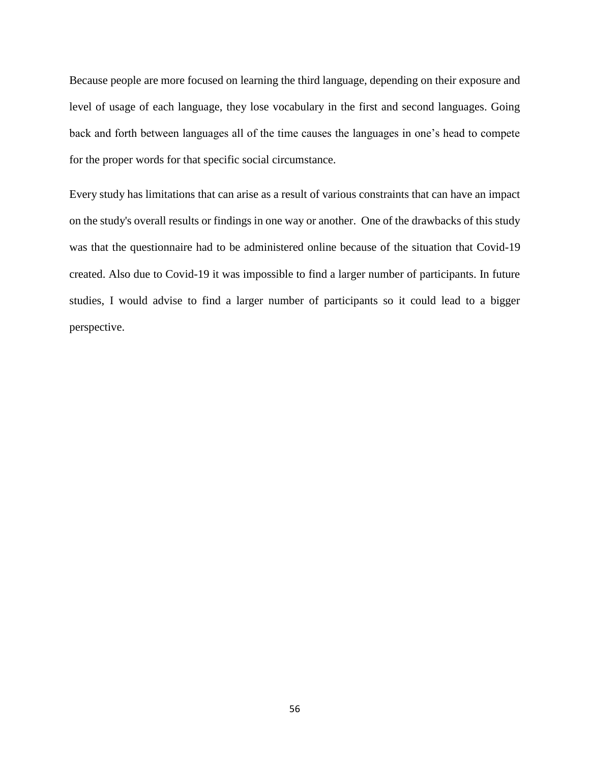Because people are more focused on learning the third language, depending on their exposure and level of usage of each language, they lose vocabulary in the first and second languages. Going back and forth between languages all of the time causes the languages in one's head to compete for the proper words for that specific social circumstance.

Every study has limitations that can arise as a result of various constraints that can have an impact on the study's overall results or findings in one way or another. One of the drawbacks of this study was that the questionnaire had to be administered online because of the situation that Covid-19 created. Also due to Covid-19 it was impossible to find a larger number of participants. In future studies, I would advise to find a larger number of participants so it could lead to a bigger perspective.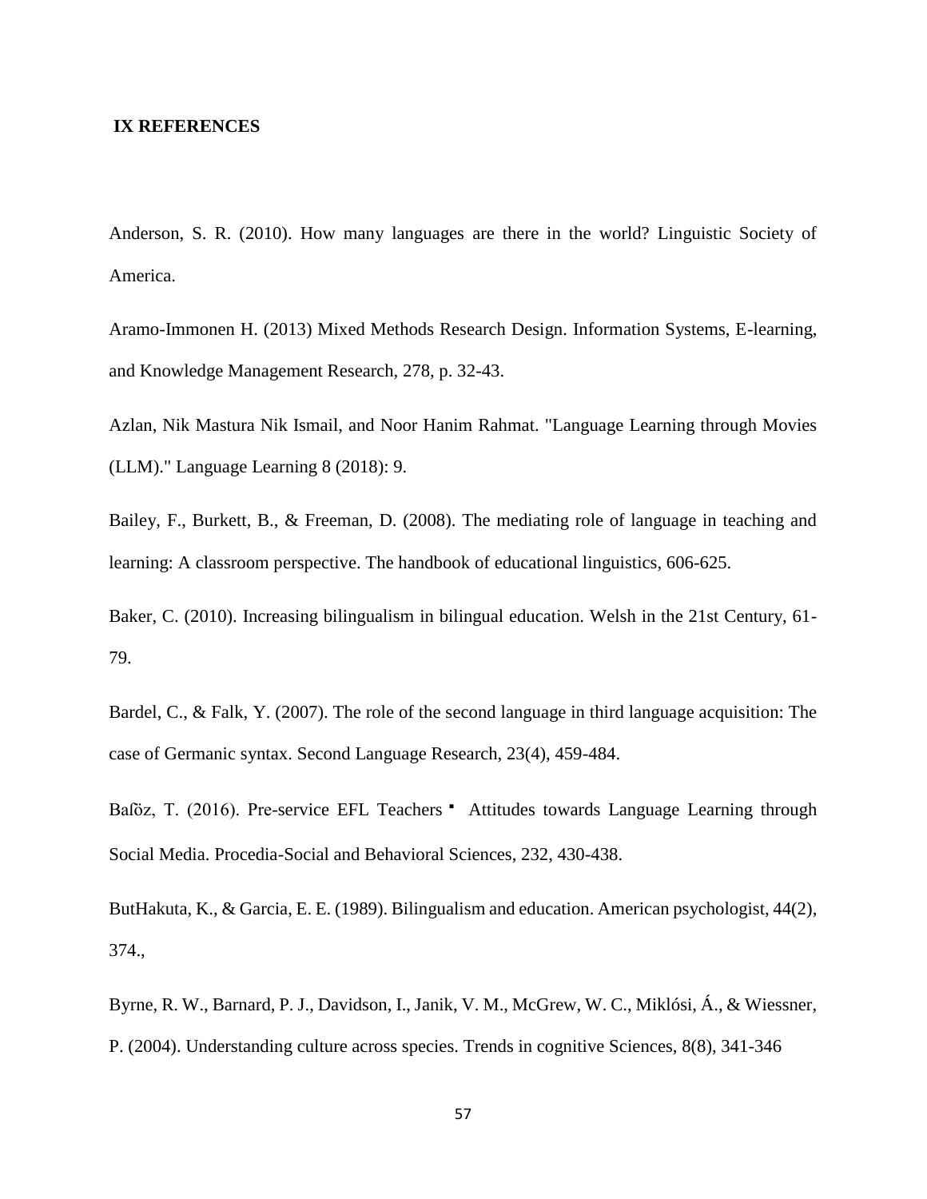## IX REFERENCES

Anderson, S. R. (2010). How many languages are there in the world? Linguistic Society of America.

Aramo-Immonen H. (2013) Mixed Methods Research Design. Information Systems, E-learning, and Knowledge Management Research, 278, p. 32-43.

Azlan, Nik Mastura Nik Ismail, and Noor Hanim Rahmat. "Language Learning through Movies (LLM)." Language Learning 8 (2018): 9.

Bailey, F., Burkett, B., & Freeman, D. (2008). The mediating role of language in teaching and learning: A classroom perspective. The handbook of educational linguistics, 606-625.

Baker, C. (2010). Increasing bilingualism in bilingual education. Welsh in the 21st Century, 61-79.

Bardel, C., & Falk, Y. (2007). The role of the second language in third language acquisition: The case of Germanic syntax. Second Language Research, 23(4), 459-484.

Baſöz, T. (2016). Pre-service EFL Teachers ▪ Attitudes towards Language Learning through Social Media. Procedia-Social and Behavioral Sciences, 232, 430-438.

ButHakuta, K., & Garcia, E. E. (1989). Bilingualism and education. American psychologist, 44(2), 374.,

Byrne, R. W., Barnard, P. J., Davidson, I., Janik, V. M., McGrew, W. C., Miklósi, Á., & Wiessner, P. (2004). Understanding culture across species. Trends in cognitive Sciences, 8(8), 341-346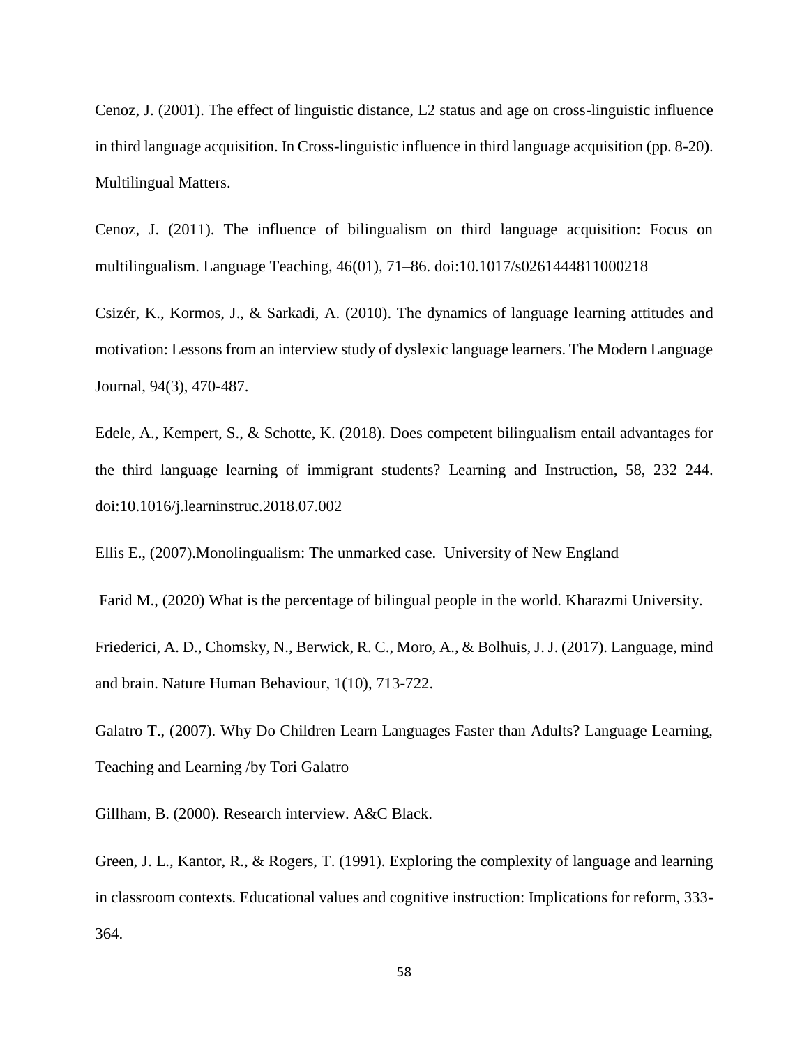Cenoz, J. (2001). The effect of linguistic distance, L2 status and age on cross-linguistic influence in third language acquisition. In Cross-linguistic influence in third language acquisition (pp. 8-20). Multilingual Matters.

Cenoz, J. (2011). The influence of bilingualism on third language acquisition: Focus on multilingualism. Language Teaching, 46(01), 71–86. doi:10.1017/s0261444811000218

Csizér, K., Kormos, J., & Sarkadi, A. (2010). The dynamics of language learning attitudes and motivation: Lessons from an interview study of dyslexic language learners. The Modern Language Journal, 94(3), 470-487.

Edele, A., Kempert, S., & Schotte, K. (2018). Does competent bilingualism entail advantages for the third language learning of immigrant students? Learning and Instruction, 58, 232–244. doi:10.1016/j.learninstruc.2018.07.002

Ellis E., (2007).Monolingualism: The unmarked case. University of New England

Farid M., (2020) What is the percentage of bilingual people in the world. Kharazmi University.

Friederici, A. D., Chomsky, N., Berwick, R. C., Moro, A., & Bolhuis, J. J. (2017). Language, mind and brain. Nature Human Behaviour, 1(10), 713-722.

Galatro T., (2007). Why Do Children Learn Languages Faster than Adults? Language Learning, Teaching and Learning /by Tori Galatro

Gillham, B. (2000). Research interview. A&C Black.

Green, J. L., Kantor, R., & Rogers, T. (1991). Exploring the complexity of language and learning in classroom contexts. Educational values and cognitive instruction: Implications for reform, 333-364.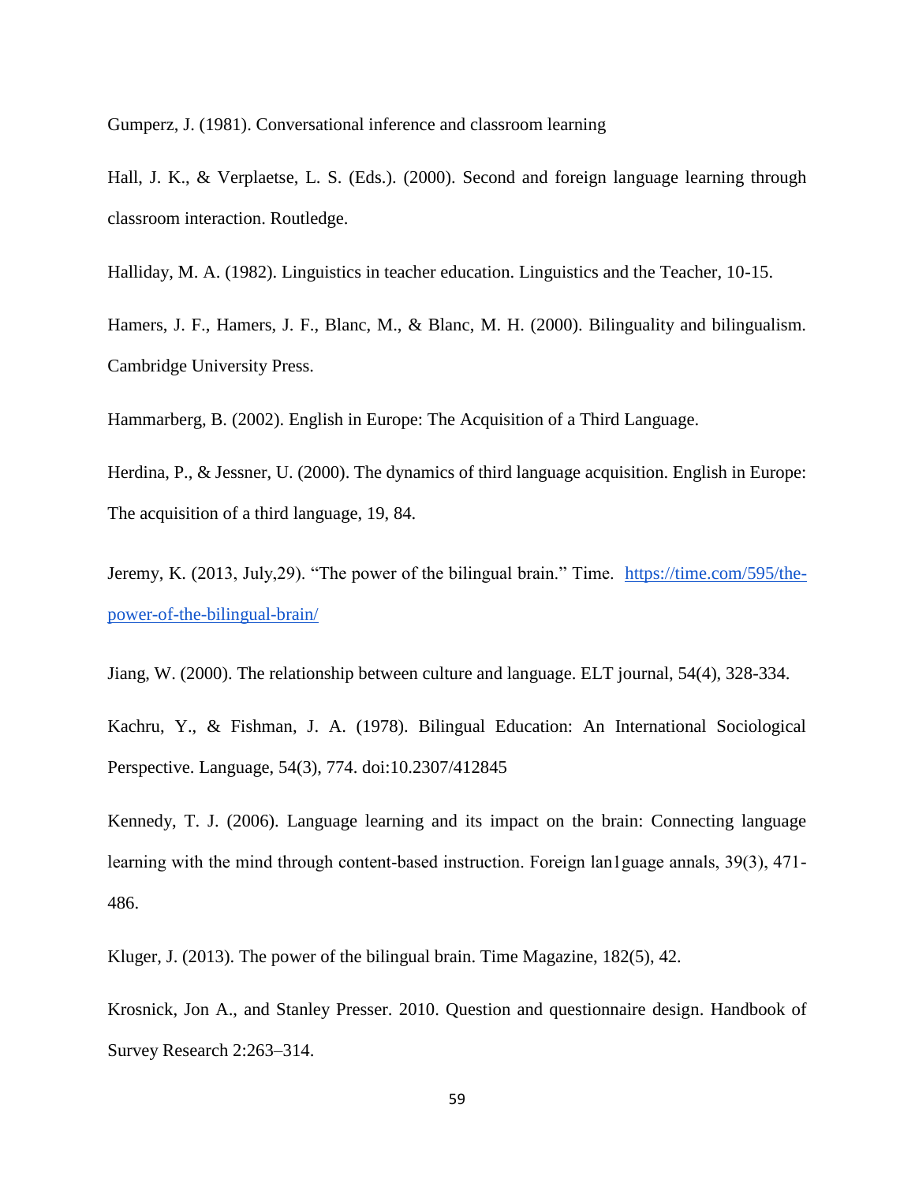Gumperz, J. (1981). Conversational inference and classroom learning

Hall, J. K., & Verplaetse, L. S. (Eds.). (2000). Second and foreign language learning through classroom interaction. Routledge.

Halliday, M. A. (1982). Linguistics in teacher education. Linguistics and the Teacher, 10-15.

Hamers, J. F., Hamers, J. F., Blanc, M., & Blanc, M. H. (2000). Bilinguality and bilingualism. Cambridge University Press.

Hammarberg, B. (2002). English in Europe: The Acquisition of a Third Language.

Herdina, P., & Jessner, U. (2000). The dynamics of third language acquisition. English in Europe: The acquisition of a third language, 19, 84.

Jeremy, K. (2013, July,29). "The power of the bilingual brain." Time. [https://time.com/595/the-power-of-the-bilingual-brain/](https://time.com/595/the-power-of-the-bilingual-brain/)

Jiang, W. (2000). The relationship between culture and language. ELT journal, 54(4), 328-334.

Kachru, Y., & Fishman, J. A. (1978). Bilingual Education: An International Sociological Perspective. Language, 54(3), 774. doi:10.2307/412845

Kennedy, T. J. (2006). Language learning and its impact on the brain: Connecting language learning with the mind through content-based instruction. Foreign lan1guage annals, 39(3), 471-486.

Kluger, J. (2013). The power of the bilingual brain. Time Magazine, 182(5), 42.

Krosnick, Jon A., and Stanley Presser. 2010. Question and questionnaire design. Handbook of Survey Research 2:263–314.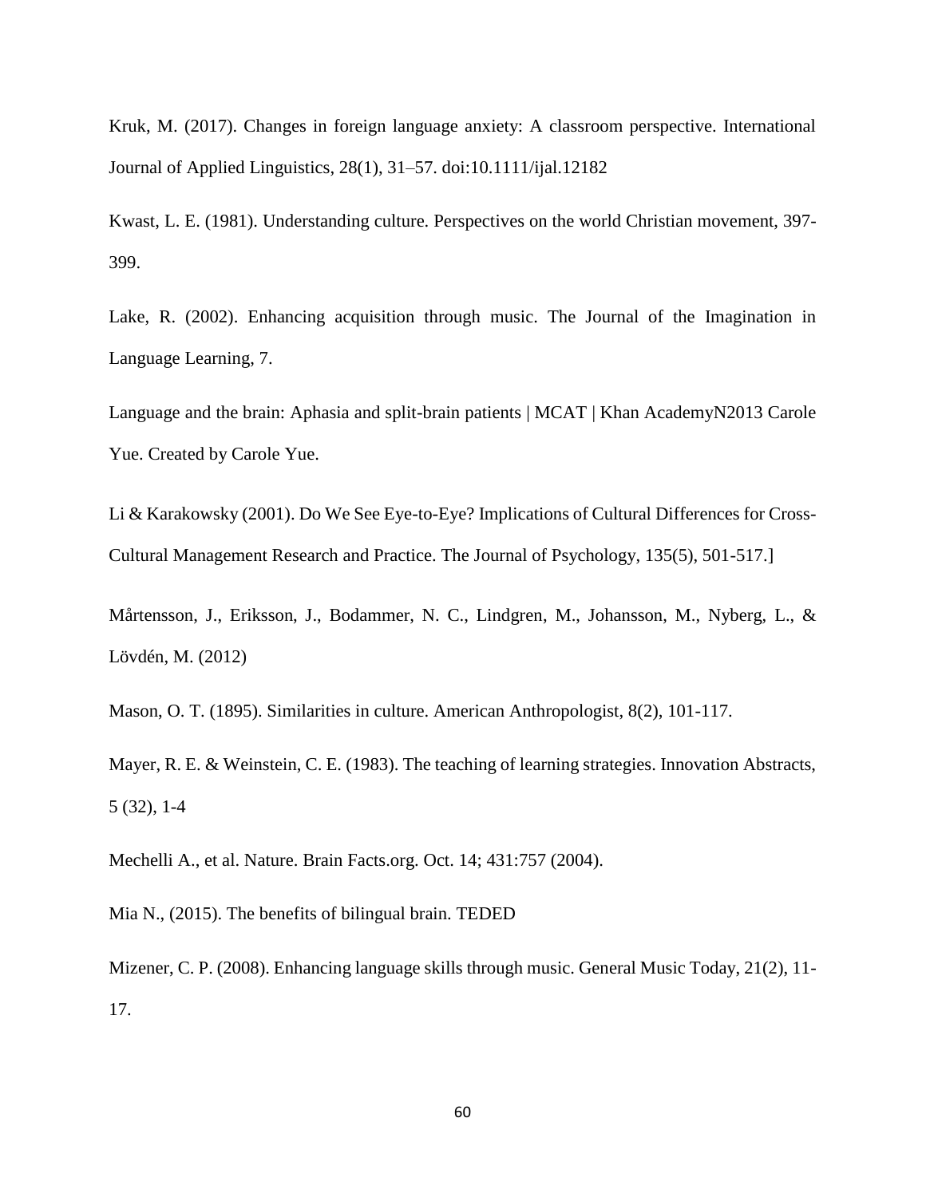Kruk, M. (2017). Changes in foreign language anxiety: A classroom perspective. International Journal of Applied Linguistics, 28(1), 31–57. doi:10.1111/ijal.12182

Kwast, L. E. (1981). Understanding culture. Perspectives on the world Christian movement, 397-399.

Lake, R. (2002). Enhancing acquisition through music. The Journal of the Imagination in Language Learning, 7.

Language and the brain: Aphasia and split-brain patients | MCAT | Khan AcademyN2013 Carole Yue. Created by Carole Yue.

Li & Karakowsky (2001). Do We See Eye-to-Eye? Implications of Cultural Differences for Cross-Cultural Management Research and Practice. The Journal of Psychology, 135(5), 501-517.]

Mårtensson, J., Eriksson, J., Bodammer, N. C., Lindgren, M., Johansson, M., Nyberg, L., & Lövdén, M. (2012)

Mason, O. T. (1895). Similarities in culture. American Anthropologist, 8(2), 101-117.

Mayer, R. E. & Weinstein, C. E. (1983). The teaching of learning strategies. Innovation Abstracts, 5 (32), 1-4

Mechelli A., et al. Nature. Brain Facts.org. Oct. 14; 431:757 (2004).

Mia N., (2015). The benefits of bilingual brain. TEDED

Mizener, C. P. (2008). Enhancing language skills through music. General Music Today, 21(2), 11-17.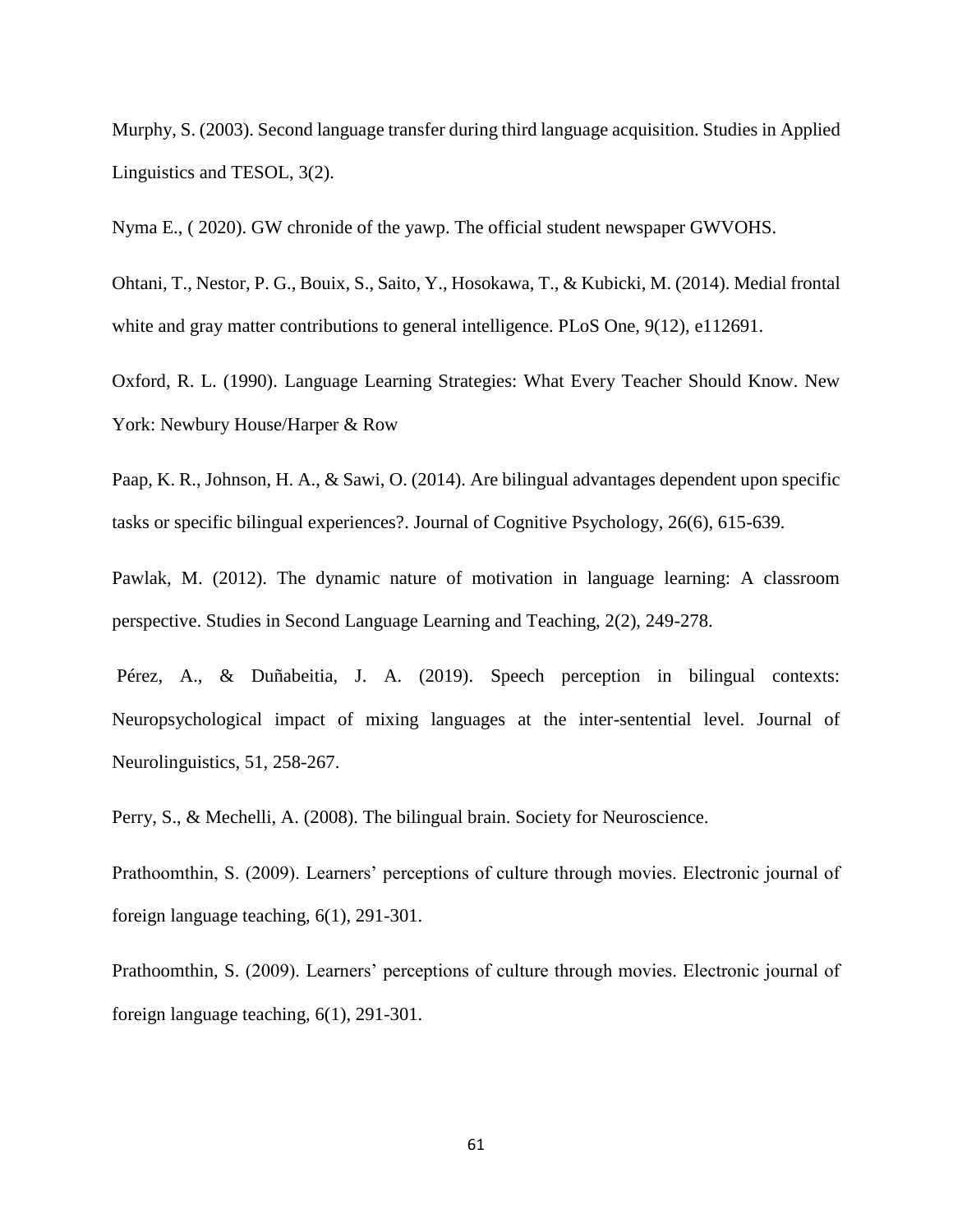Murphy, S. (2003). Second language transfer during third language acquisition. Studies in Applied Linguistics and TESOL, 3(2).

Nyma E., ( 2020). GW chronide of the yawp. The official student newspaper GWVOHS.

Ohtani, T., Nestor, P. G., Bouix, S., Saito, Y., Hosokawa, T., & Kubicki, M. (2014). Medial frontal white and gray matter contributions to general intelligence. PLoS One, 9(12), e112691.

Oxford, R. L. (1990). Language Learning Strategies: What Every Teacher Should Know. New York: Newbury House/Harper & Row

Paap, K. R., Johnson, H. A., & Sawi, O. (2014). Are bilingual advantages dependent upon specific tasks or specific bilingual experiences?. Journal of Cognitive Psychology, 26(6), 615-639.

Pawlak, M. (2012). The dynamic nature of motivation in language learning: A classroom perspective. Studies in Second Language Learning and Teaching, 2(2), 249-278.

Pérez, A., & Duñabeitia, J. A. (2019). Speech perception in bilingual contexts: Neuropsychological impact of mixing languages at the inter-sentential level. Journal of Neurolinguistics, 51, 258-267.

Perry, S., & Mechelli, A. (2008). The bilingual brain. Society for Neuroscience.

Prathoomthin, S. (2009). Learners' perceptions of culture through movies. Electronic journal of foreign language teaching, 6(1), 291-301.

Prathoomthin, S. (2009). Learners' perceptions of culture through movies. Electronic journal of foreign language teaching, 6(1), 291-301.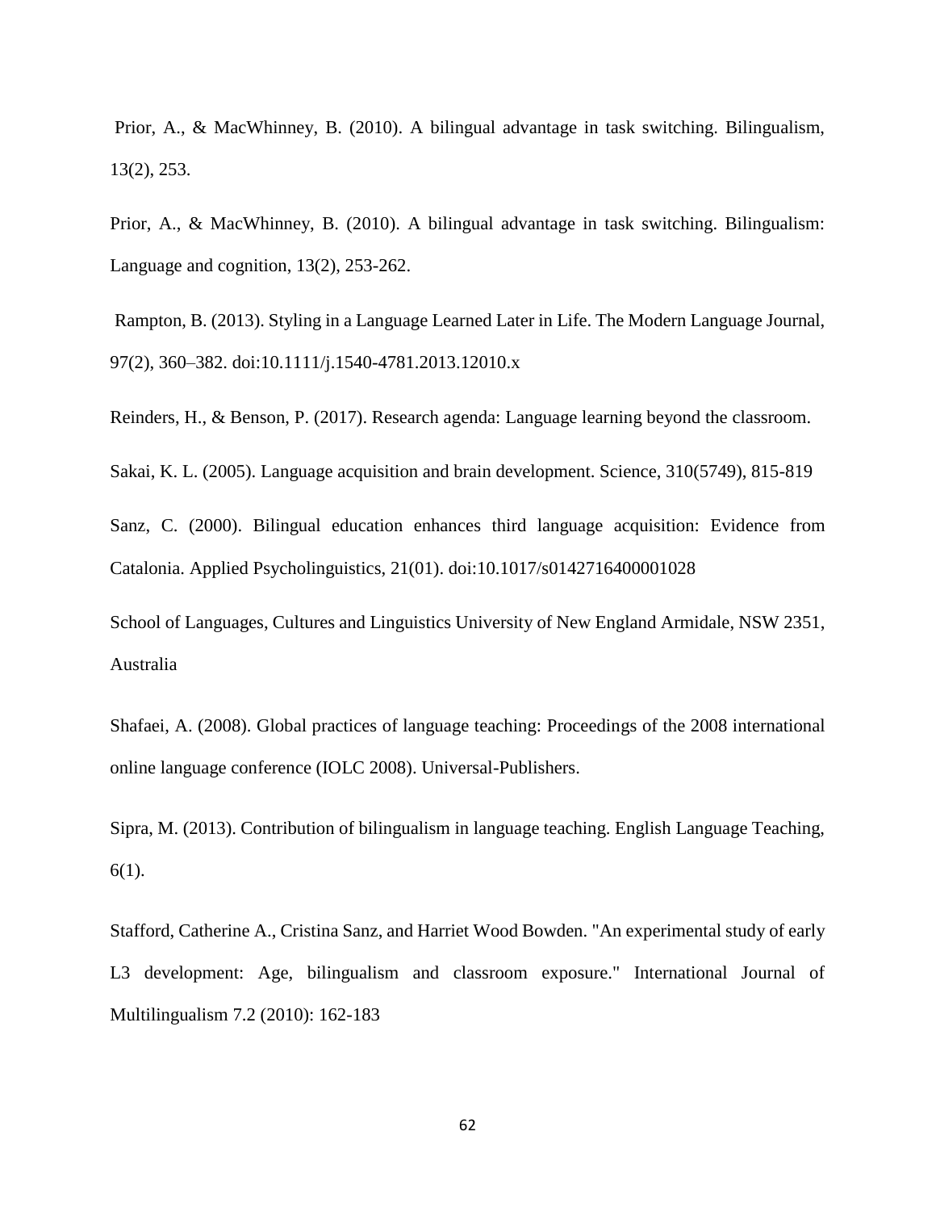Prior, A., & MacWhinney, B. (2010). A bilingual advantage in task switching. Bilingualism, 13(2), 253.

Prior, A., & MacWhinney, B. (2010). A bilingual advantage in task switching. Bilingualism: Language and cognition, 13(2), 253-262.

Rampton, B. (2013). Styling in a Language Learned Later in Life. The Modern Language Journal, 97(2), 360–382. doi:10.1111/j.1540-4781.2013.12010.x

Reinders, H., & Benson, P. (2017). Research agenda: Language learning beyond the classroom.

Sakai, K. L. (2005). Language acquisition and brain development. Science, 310(5749), 815-819

Sanz, C. (2000). Bilingual education enhances third language acquisition: Evidence from Catalonia. Applied Psycholinguistics, 21(01). doi:10.1017/s0142716400001028

School of Languages, Cultures and Linguistics University of New England Armidale, NSW 2351, Australia

Shafaei, A. (2008). Global practices of language teaching: Proceedings of the 2008 international online language conference (IOLC 2008). Universal-Publishers.

Sipra, M. (2013). Contribution of bilingualism in language teaching. English Language Teaching, 6(1).

Stafford, Catherine A., Cristina Sanz, and Harriet Wood Bowden. "An experimental study of early L3 development: Age, bilingualism and classroom exposure." International Journal of Multilingualism 7.2 (2010): 162-183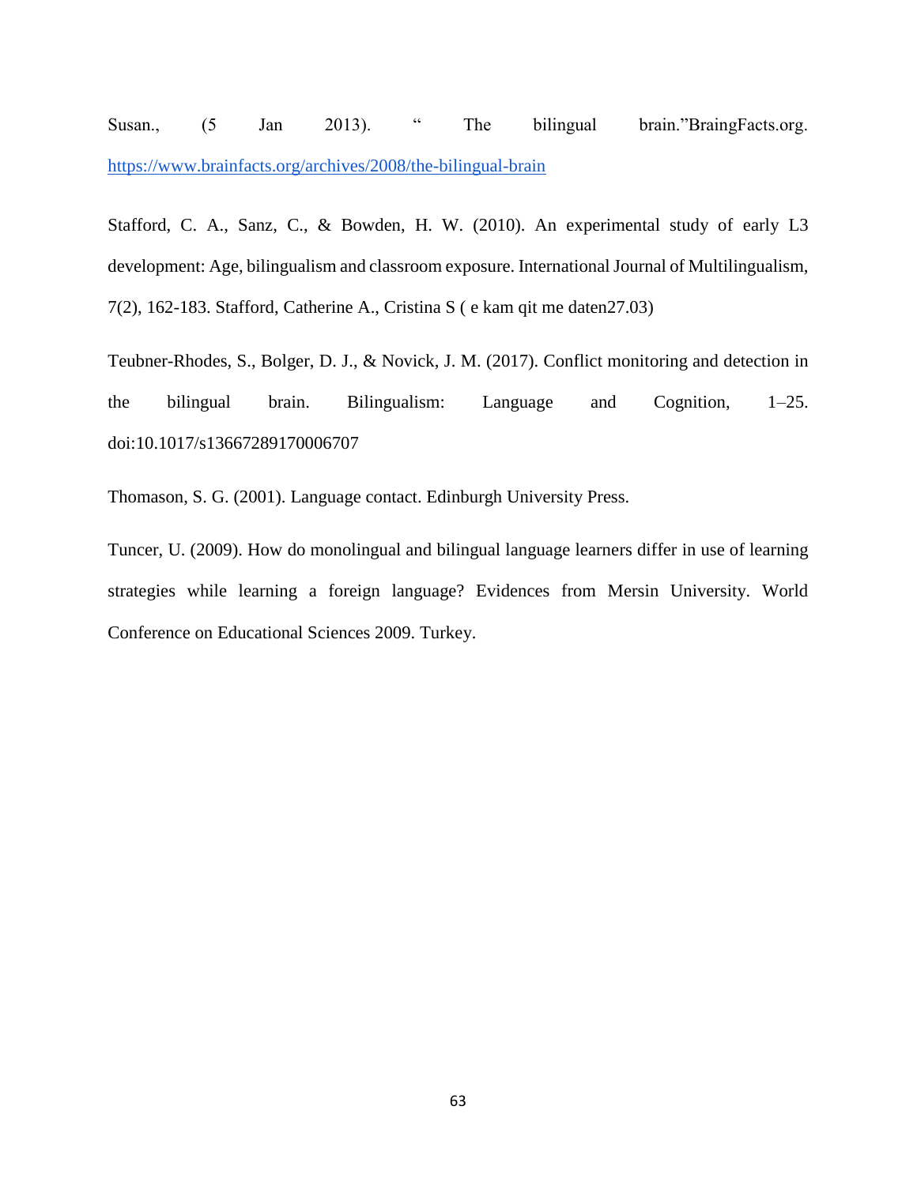Susan., (5 Jan 2013). " The bilingual brain."BraingFacts.org. https://www.brainfacts.org/archives/2008/the-bilingual-brain

Stafford, C. A., Sanz, C., & Bowden, H. W. (2010). An experimental study of early L3 development: Age, bilingualism and classroom exposure. International Journal of Multilingualism, 7(2), 162-183. Stafford, Catherine A., Cristina S ( e kam qit me daten27.03)

Teubner-Rhodes, S., Bolger, D. J., & Novick, J. M. (2017). Conflict monitoring and detection in the bilingual brain. Bilingualism: Language and Cognition, 1–25. doi:10.1017/s13667289170006707

Thomason, S. G. (2001). Language contact. Edinburgh University Press.

Tuncer, U. (2009). How do monolingual and bilingual language learners differ in use of learning strategies while learning a foreign language? Evidences from Mersin University. World Conference on Educational Sciences 2009. Turkey.